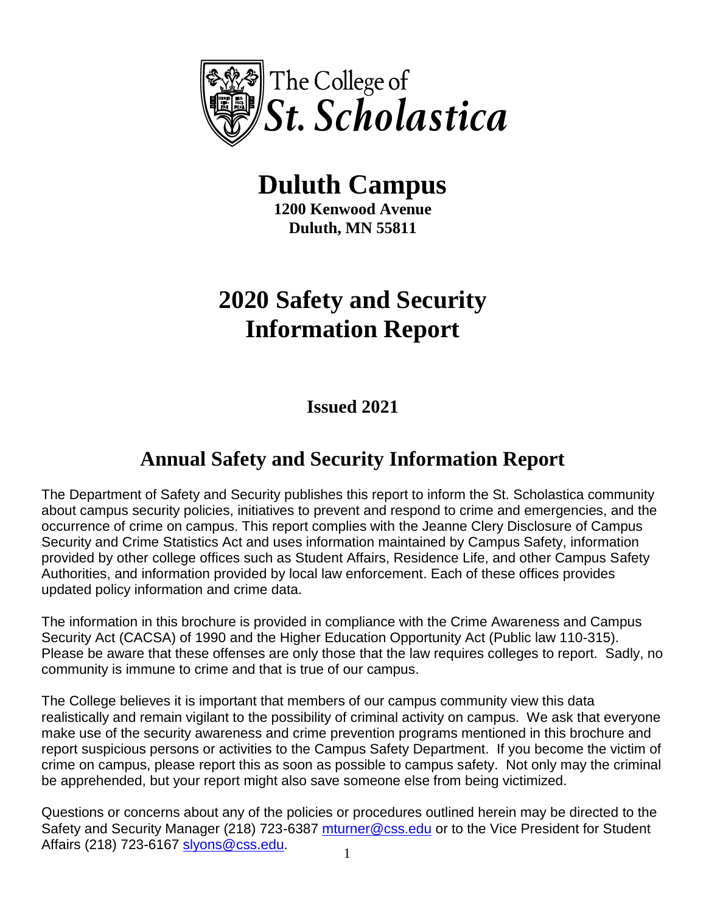The College of St. Scholastica

# Duluth Campus

**1200 Kenwood Avenue**
**Duluth, MN 55811**

# 2020 Safety and Security Information Report

**Issued 2021**

## Annual Safety and Security Information Report

The Department of Safety and Security publishes this report to inform the St. Scholastica community about campus security policies, initiatives to prevent and respond to crime and emergencies, and the occurrence of crime on campus. This report complies with the Jeanne Clery Disclosure of Campus Security and Crime Statistics Act and uses information maintained by Campus Safety, information provided by other college offices such as Student Affairs, Residence Life, and other Campus Safety Authorities, and information provided by local law enforcement. Each of these offices provides updated policy information and crime data.

The information in this brochure is provided in compliance with the Crime Awareness and Campus Security Act (CACSA) of 1990 and the Higher Education Opportunity Act (Public law 110-315). Please be aware that these offenses are only those that the law requires colleges to report. Sadly, no community is immune to crime and that is true of our campus.

The College believes it is important that members of our campus community view this data realistically and remain vigilant to the possibility of criminal activity on campus. We ask that everyone make use of the security awareness and crime prevention programs mentioned in this brochure and report suspicious persons or activities to the Campus Safety Department. If you become the victim of crime on campus, please report this as soon as possible to campus safety. Not only may the criminal be apprehended, but your report might also save someone else from being victimized.

Questions or concerns about any of the policies or procedures outlined herein may be directed to the Safety and Security Manager (218) 723-6387 mturner@css.edu or to the Vice President for Student Affairs (218) 723-6167 slyons@css.edu.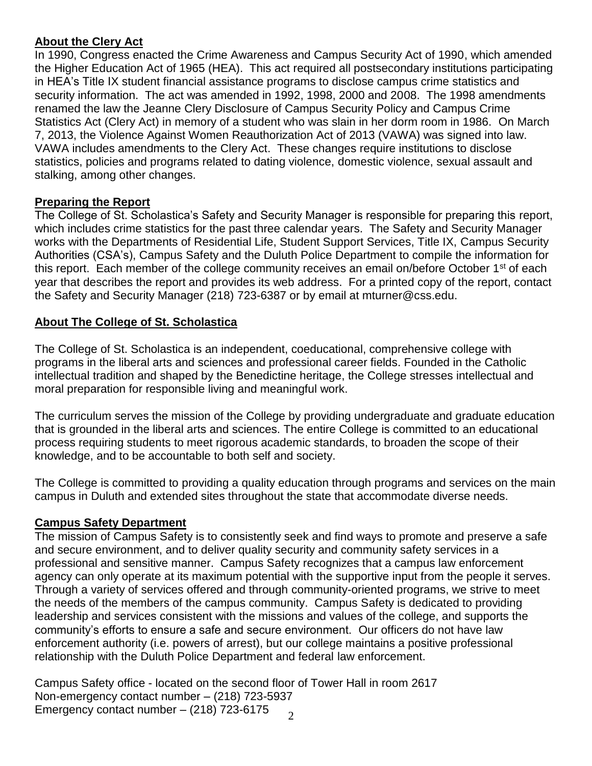## About the Clery Act

In 1990, Congress enacted the Crime Awareness and Campus Security Act of 1990, which amended the Higher Education Act of 1965 (HEA). This act required all postsecondary institutions participating in HEA's Title IX student financial assistance programs to disclose campus crime statistics and security information. The act was amended in 1992, 1998, 2000 and 2008. The 1998 amendments renamed the law the Jeanne Clery Disclosure of Campus Security Policy and Campus Crime Statistics Act (Clery Act) in memory of a student who was slain in her dorm room in 1986. On March 7, 2013, the Violence Against Women Reauthorization Act of 2013 (VAWA) was signed into law. VAWA includes amendments to the Clery Act. These changes require institutions to disclose statistics, policies and programs related to dating violence, domestic violence, sexual assault and stalking, among other changes.

## Preparing the Report

The College of St. Scholastica's Safety and Security Manager is responsible for preparing this report, which includes crime statistics for the past three calendar years. The Safety and Security Manager works with the Departments of Residential Life, Student Support Services, Title IX, Campus Security Authorities (CSA's), Campus Safety and the Duluth Police Department to compile the information for this report. Each member of the college community receives an email on/before October 1st of each year that describes the report and provides its web address. For a printed copy of the report, contact the Safety and Security Manager (218) 723-6387 or by email at mturner@css.edu.

## About The College of St. Scholastica

The College of St. Scholastica is an independent, coeducational, comprehensive college with programs in the liberal arts and sciences and professional career fields. Founded in the Catholic intellectual tradition and shaped by the Benedictine heritage, the College stresses intellectual and moral preparation for responsible living and meaningful work.

The curriculum serves the mission of the College by providing undergraduate and graduate education that is grounded in the liberal arts and sciences. The entire College is committed to an educational process requiring students to meet rigorous academic standards, to broaden the scope of their knowledge, and to be accountable to both self and society.

The College is committed to providing a quality education through programs and services on the main campus in Duluth and extended sites throughout the state that accommodate diverse needs.

## Campus Safety Department

The mission of Campus Safety is to consistently seek and find ways to promote and preserve a safe and secure environment, and to deliver quality security and community safety services in a professional and sensitive manner. Campus Safety recognizes that a campus law enforcement agency can only operate at its maximum potential with the supportive input from the people it serves. Through a variety of services offered and through community-oriented programs, we strive to meet the needs of the members of the campus community. Campus Safety is dedicated to providing leadership and services consistent with the missions and values of the college, and supports the community's efforts to ensure a safe and secure environment. Our officers do not have law enforcement authority (i.e. powers of arrest), but our college maintains a positive professional relationship with the Duluth Police Department and federal law enforcement.

Campus Safety office - located on the second floor of Tower Hall in room 2617
Non-emergency contact number – (218) 723-5937
Emergency contact number – (218) 723-6175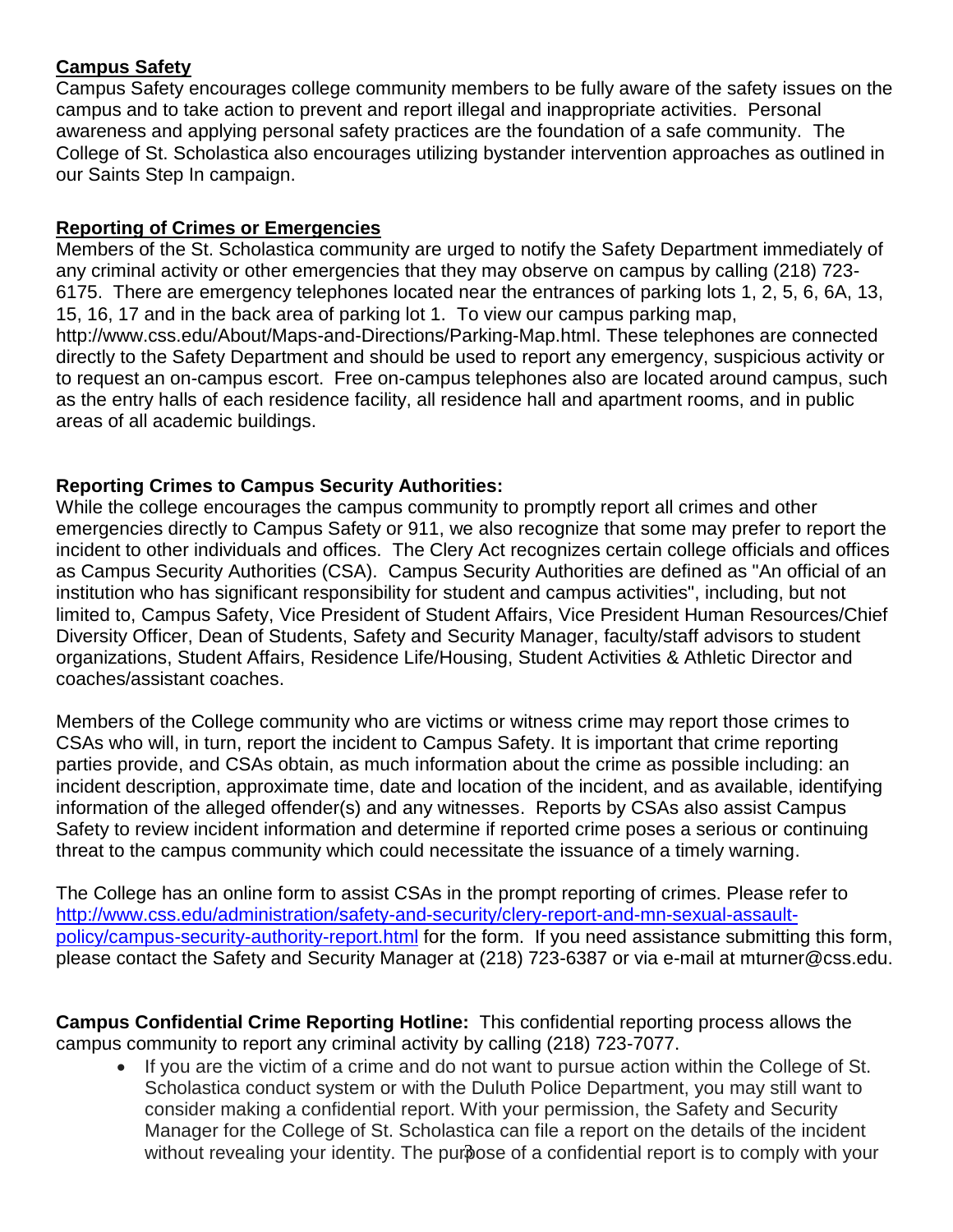## Campus Safety

Campus Safety encourages college community members to be fully aware of the safety issues on the campus and to take action to prevent and report illegal and inappropriate activities. Personal awareness and applying personal safety practices are the foundation of a safe community. The College of St. Scholastica also encourages utilizing bystander intervention approaches as outlined in our Saints Step In campaign.

## Reporting of Crimes or Emergencies

Members of the St. Scholastica community are urged to notify the Safety Department immediately of any criminal activity or other emergencies that they may observe on campus by calling (218) 723-6175. There are emergency telephones located near the entrances of parking lots 1, 2, 5, 6, 6A, 13, 15, 16, 17 and in the back area of parking lot 1. To view our campus parking map, http://www.css.edu/About/Maps-and-Directions/Parking-Map.html. These telephones are connected directly to the Safety Department and should be used to report any emergency, suspicious activity or to request an on-campus escort. Free on-campus telephones also are located around campus, such as the entry halls of each residence facility, all residence hall and apartment rooms, and in public areas of all academic buildings.

### Reporting Crimes to Campus Security Authorities:

While the college encourages the campus community to promptly report all crimes and other emergencies directly to Campus Safety or 911, we also recognize that some may prefer to report the incident to other individuals and offices. The Clery Act recognizes certain college officials and offices as Campus Security Authorities (CSA). Campus Security Authorities are defined as "An official of an institution who has significant responsibility for student and campus activities", including, but not limited to, Campus Safety, Vice President of Student Affairs, Vice President Human Resources/Chief Diversity Officer, Dean of Students, Safety and Security Manager, faculty/staff advisors to student organizations, Student Affairs, Residence Life/Housing, Student Activities & Athletic Director and coaches/assistant coaches.

Members of the College community who are victims or witness crime may report those crimes to CSAs who will, in turn, report the incident to Campus Safety. It is important that crime reporting parties provide, and CSAs obtain, as much information about the crime as possible including: an incident description, approximate time, date and location of the incident, and as available, identifying information of the alleged offender(s) and any witnesses. Reports by CSAs also assist Campus Safety to review incident information and determine if reported crime poses a serious or continuing threat to the campus community which could necessitate the issuance of a timely warning.

The College has an online form to assist CSAs in the prompt reporting of crimes. Please refer to http://www.css.edu/administration/safety-and-security/clery-report-and-mn-sexual-assault-policy/campus-security-authority-report.html for the form. If you need assistance submitting this form, please contact the Safety and Security Manager at (218) 723-6387 or via e-mail at mturner@css.edu.

**Campus Confidential Crime Reporting Hotline:** This confidential reporting process allows the campus community to report any criminal activity by calling (218) 723-7077.

- If you are the victim of a crime and do not want to pursue action within the College of St. Scholastica conduct system or with the Duluth Police Department, you may still want to consider making a confidential report. With your permission, the Safety and Security Manager for the College of St. Scholastica can file a report on the details of the incident without revealing your identity. The purpose of a confidential report is to comply with your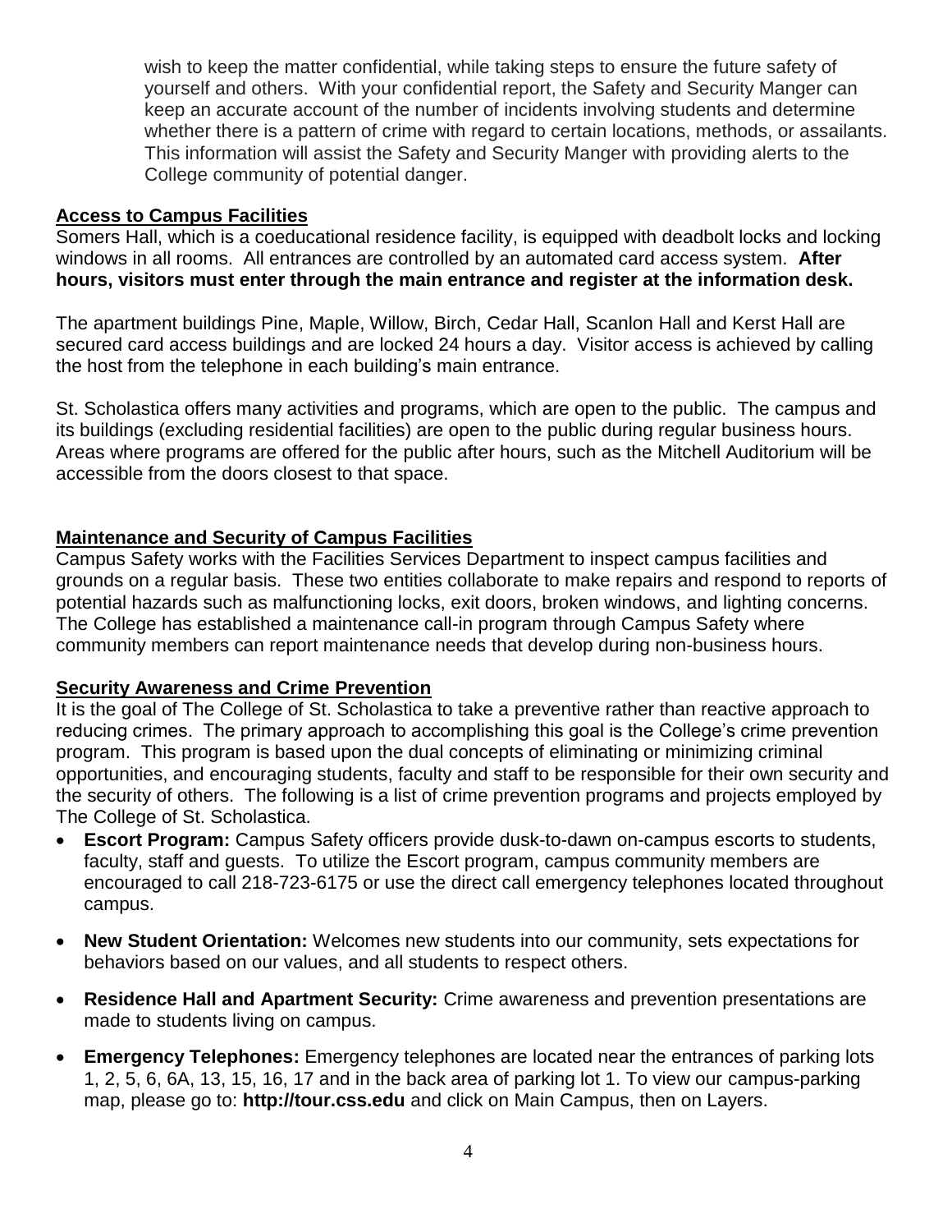wish to keep the matter confidential, while taking steps to ensure the future safety of yourself and others. With your confidential report, the Safety and Security Manger can keep an accurate account of the number of incidents involving students and determine whether there is a pattern of crime with regard to certain locations, methods, or assailants. This information will assist the Safety and Security Manger with providing alerts to the College community of potential danger.

## Access to Campus Facilities

Somers Hall, which is a coeducational residence facility, is equipped with deadbolt locks and locking windows in all rooms. All entrances are controlled by an automated card access system. **After hours, visitors must enter through the main entrance and register at the information desk.**

The apartment buildings Pine, Maple, Willow, Birch, Cedar Hall, Scanlon Hall and Kerst Hall are secured card access buildings and are locked 24 hours a day. Visitor access is achieved by calling the host from the telephone in each building's main entrance.

St. Scholastica offers many activities and programs, which are open to the public. The campus and its buildings (excluding residential facilities) are open to the public during regular business hours. Areas where programs are offered for the public after hours, such as the Mitchell Auditorium will be accessible from the doors closest to that space.

## Maintenance and Security of Campus Facilities

Campus Safety works with the Facilities Services Department to inspect campus facilities and grounds on a regular basis. These two entities collaborate to make repairs and respond to reports of potential hazards such as malfunctioning locks, exit doors, broken windows, and lighting concerns. The College has established a maintenance call-in program through Campus Safety where community members can report maintenance needs that develop during non-business hours.

## Security Awareness and Crime Prevention

It is the goal of The College of St. Scholastica to take a preventive rather than reactive approach to reducing crimes. The primary approach to accomplishing this goal is the College's crime prevention program. This program is based upon the dual concepts of eliminating or minimizing criminal opportunities, and encouraging students, faculty and staff to be responsible for their own security and the security of others. The following is a list of crime prevention programs and projects employed by The College of St. Scholastica.

- **Escort Program:** Campus Safety officers provide dusk-to-dawn on-campus escorts to students, faculty, staff and guests. To utilize the Escort program, campus community members are encouraged to call 218-723-6175 or use the direct call emergency telephones located throughout campus.
- **New Student Orientation:** Welcomes new students into our community, sets expectations for behaviors based on our values, and all students to respect others.
- **Residence Hall and Apartment Security:** Crime awareness and prevention presentations are made to students living on campus.
- **Emergency Telephones:** Emergency telephones are located near the entrances of parking lots 1, 2, 5, 6, 6A, 13, 15, 16, 17 and in the back area of parking lot 1. To view our campus-parking map, please go to: **http://tour.css.edu** and click on Main Campus, then on Layers.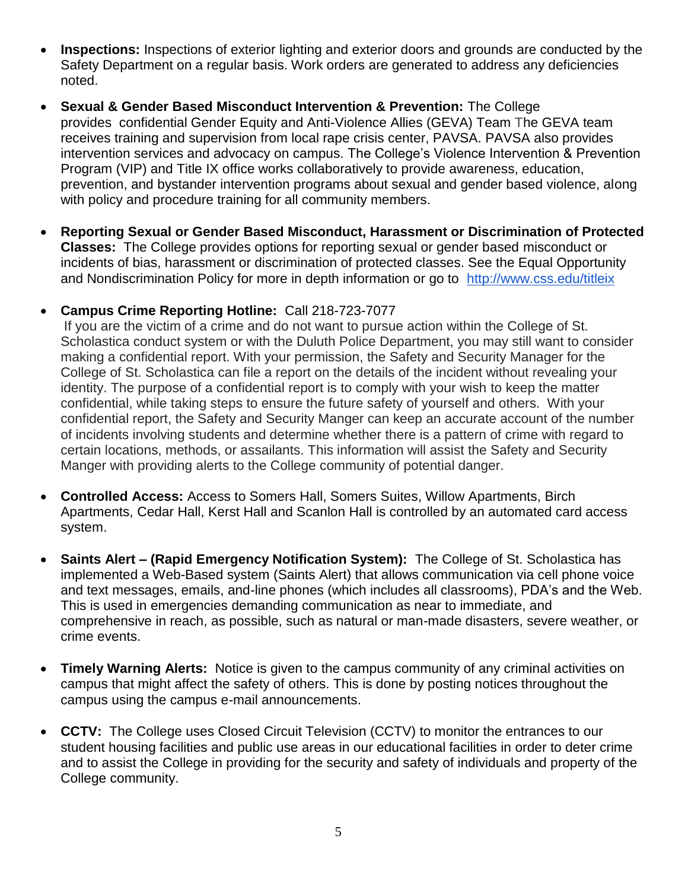- **Inspections:** Inspections of exterior lighting and exterior doors and grounds are conducted by the Safety Department on a regular basis. Work orders are generated to address any deficiencies noted.

- **Sexual & Gender Based Misconduct Intervention & Prevention:** The College provides confidential Gender Equity and Anti-Violence Allies (GEVA) Team The GEVA team receives training and supervision from local rape crisis center, PAVSA. PAVSA also provides intervention services and advocacy on campus. The College's Violence Intervention & Prevention Program (VIP) and Title IX office works collaboratively to provide awareness, education, prevention, and bystander intervention programs about sexual and gender based violence, along with policy and procedure training for all community members.

- **Reporting Sexual or Gender Based Misconduct, Harassment or Discrimination of Protected Classes:** The College provides options for reporting sexual or gender based misconduct or incidents of bias, harassment or discrimination of protected classes. See the Equal Opportunity and Nondiscrimination Policy for more in depth information or go to http://www.css.edu/titleix

- **Campus Crime Reporting Hotline:** Call 218-723-7077
  If you are the victim of a crime and do not want to pursue action within the College of St. Scholastica conduct system or with the Duluth Police Department, you may still want to consider making a confidential report. With your permission, the Safety and Security Manager for the College of St. Scholastica can file a report on the details of the incident without revealing your identity. The purpose of a confidential report is to comply with your wish to keep the matter confidential, while taking steps to ensure the future safety of yourself and others. With your confidential report, the Safety and Security Manger can keep an accurate account of the number of incidents involving students and determine whether there is a pattern of crime with regard to certain locations, methods, or assailants. This information will assist the Safety and Security Manger with providing alerts to the College community of potential danger.

- **Controlled Access:** Access to Somers Hall, Somers Suites, Willow Apartments, Birch Apartments, Cedar Hall, Kerst Hall and Scanlon Hall is controlled by an automated card access system.

- **Saints Alert – (Rapid Emergency Notification System):** The College of St. Scholastica has implemented a Web-Based system (Saints Alert) that allows communication via cell phone voice and text messages, emails, and-line phones (which includes all classrooms), PDA's and the Web. This is used in emergencies demanding communication as near to immediate, and comprehensive in reach, as possible, such as natural or man-made disasters, severe weather, or crime events.

- **Timely Warning Alerts:** Notice is given to the campus community of any criminal activities on campus that might affect the safety of others. This is done by posting notices throughout the campus using the campus e-mail announcements.

- **CCTV:** The College uses Closed Circuit Television (CCTV) to monitor the entrances to our student housing facilities and public use areas in our educational facilities in order to deter crime and to assist the College in providing for the security and safety of individuals and property of the College community.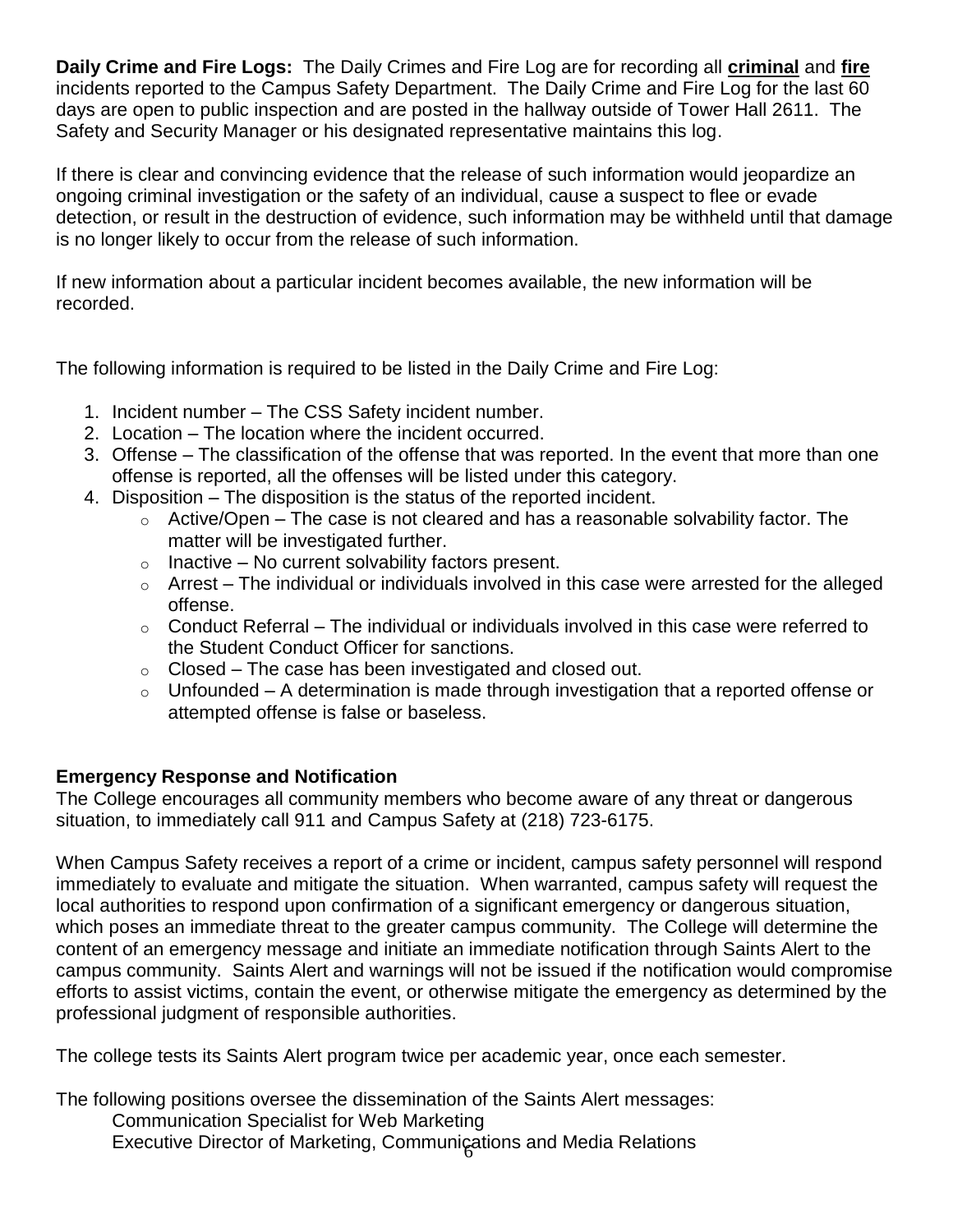**Daily Crime and Fire Logs:** The Daily Crimes and Fire Log are for recording all **criminal** and **fire** incidents reported to the Campus Safety Department. The Daily Crime and Fire Log for the last 60 days are open to public inspection and are posted in the hallway outside of Tower Hall 2611. The Safety and Security Manager or his designated representative maintains this log.

If there is clear and convincing evidence that the release of such information would jeopardize an ongoing criminal investigation or the safety of an individual, cause a suspect to flee or evade detection, or result in the destruction of evidence, such information may be withheld until that damage is no longer likely to occur from the release of such information.

If new information about a particular incident becomes available, the new information will be recorded.

The following information is required to be listed in the Daily Crime and Fire Log:

1. Incident number – The CSS Safety incident number.
2. Location – The location where the incident occurred.
3. Offense – The classification of the offense that was reported. In the event that more than one offense is reported, all the offenses will be listed under this category.
4. Disposition – The disposition is the status of the reported incident.
   - Active/Open – The case is not cleared and has a reasonable solvability factor. The matter will be investigated further.
   - Inactive – No current solvability factors present.
   - Arrest – The individual or individuals involved in this case were arrested for the alleged offense.
   - Conduct Referral – The individual or individuals involved in this case were referred to the Student Conduct Officer for sanctions.
   - Closed – The case has been investigated and closed out.
   - Unfounded – A determination is made through investigation that a reported offense or attempted offense is false or baseless.

**Emergency Response and Notification**

The College encourages all community members who become aware of any threat or dangerous situation, to immediately call 911 and Campus Safety at (218) 723-6175.

When Campus Safety receives a report of a crime or incident, campus safety personnel will respond immediately to evaluate and mitigate the situation. When warranted, campus safety will request the local authorities to respond upon confirmation of a significant emergency or dangerous situation, which poses an immediate threat to the greater campus community. The College will determine the content of an emergency message and initiate an immediate notification through Saints Alert to the campus community. Saints Alert and warnings will not be issued if the notification would compromise efforts to assist victims, contain the event, or otherwise mitigate the emergency as determined by the professional judgment of responsible authorities.

The college tests its Saints Alert program twice per academic year, once each semester.

The following positions oversee the dissemination of the Saints Alert messages:

Communication Specialist for Web Marketing

Executive Director of Marketing, Communications and Media Relations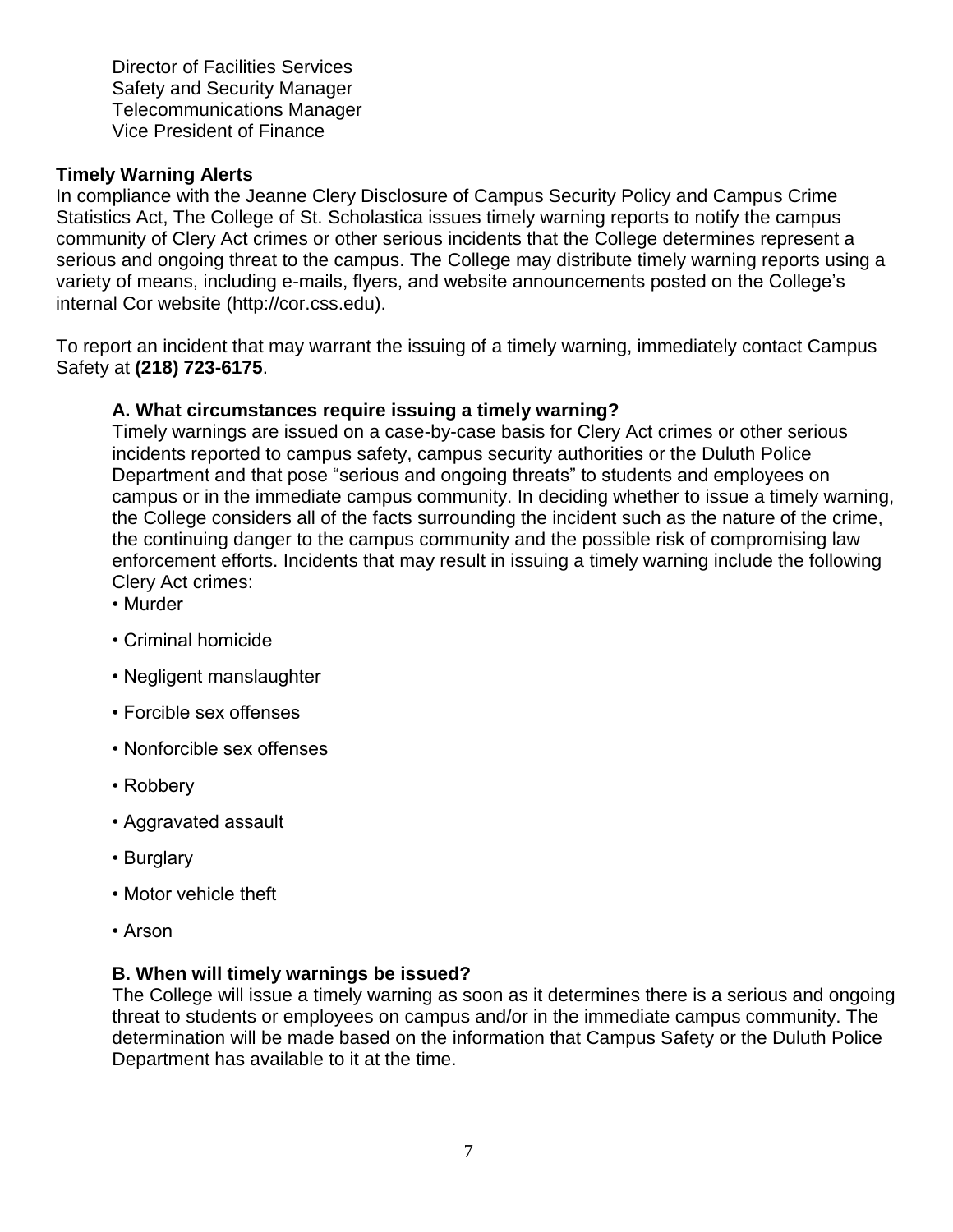Director of Facilities Services
Safety and Security Manager
Telecommunications Manager
Vice President of Finance

**Timely Warning Alerts**

In compliance with the Jeanne Clery Disclosure of Campus Security Policy and Campus Crime Statistics Act, The College of St. Scholastica issues timely warning reports to notify the campus community of Clery Act crimes or other serious incidents that the College determines represent a serious and ongoing threat to the campus. The College may distribute timely warning reports using a variety of means, including e-mails, flyers, and website announcements posted on the College's internal Cor website (http://cor.css.edu).

To report an incident that may warrant the issuing of a timely warning, immediately contact Campus Safety at **(218) 723-6175**.

**A. What circumstances require issuing a timely warning?**

Timely warnings are issued on a case-by-case basis for Clery Act crimes or other serious incidents reported to campus safety, campus security authorities or the Duluth Police Department and that pose "serious and ongoing threats" to students and employees on campus or in the immediate campus community. In deciding whether to issue a timely warning, the College considers all of the facts surrounding the incident such as the nature of the crime, the continuing danger to the campus community and the possible risk of compromising law enforcement efforts. Incidents that may result in issuing a timely warning include the following Clery Act crimes:

- Murder
- Criminal homicide
- Negligent manslaughter
- Forcible sex offenses
- Nonforcible sex offenses
- Robbery
- Aggravated assault
- Burglary
- Motor vehicle theft
- Arson

**B. When will timely warnings be issued?**

The College will issue a timely warning as soon as it determines there is a serious and ongoing threat to students or employees on campus and/or in the immediate campus community. The determination will be made based on the information that Campus Safety or the Duluth Police Department has available to it at the time.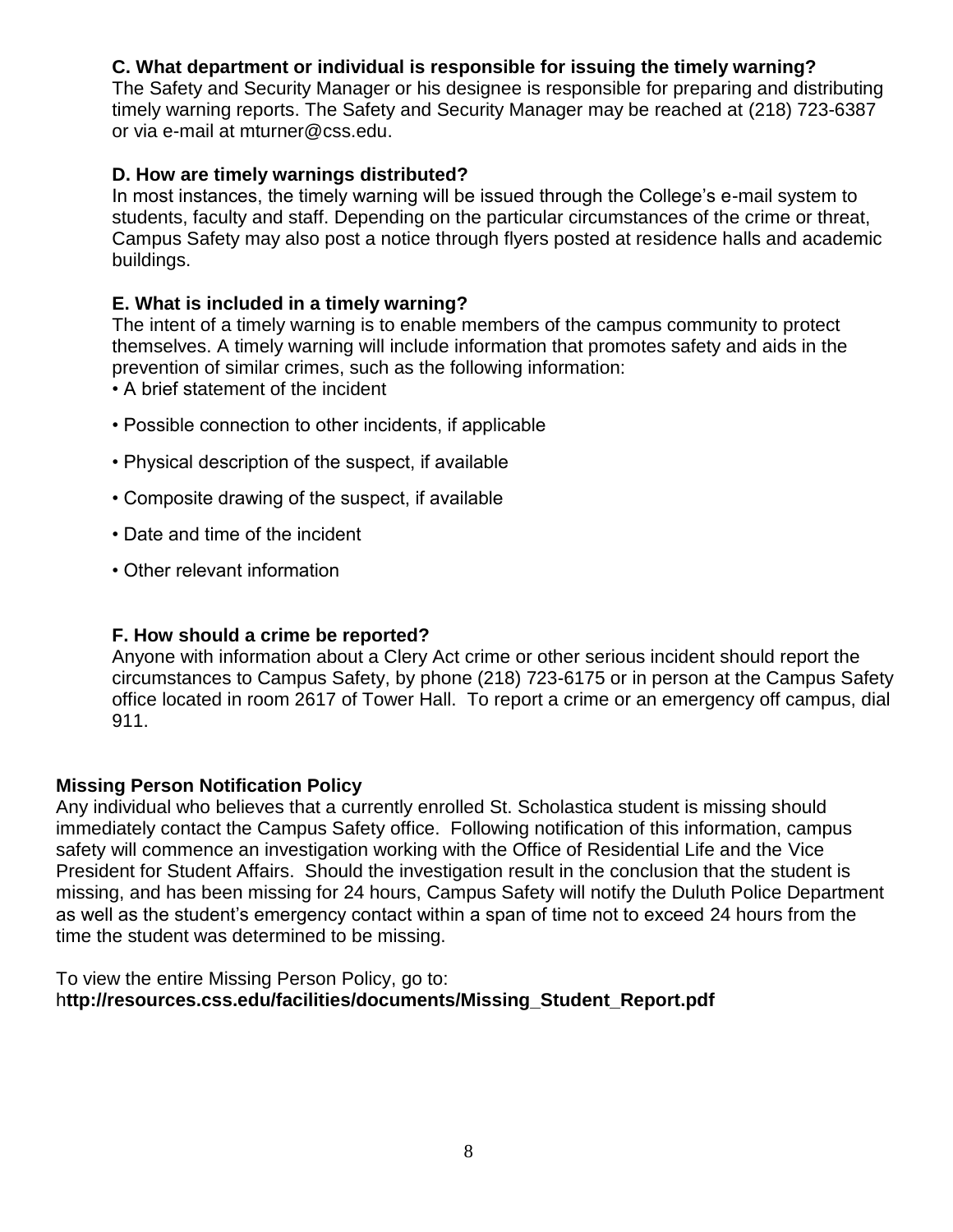### C. What department or individual is responsible for issuing the timely warning?

The Safety and Security Manager or his designee is responsible for preparing and distributing timely warning reports. The Safety and Security Manager may be reached at (218) 723-6387 or via e-mail at mturner@css.edu.

### D. How are timely warnings distributed?

In most instances, the timely warning will be issued through the College's e-mail system to students, faculty and staff. Depending on the particular circumstances of the crime or threat, Campus Safety may also post a notice through flyers posted at residence halls and academic buildings.

### E. What is included in a timely warning?

The intent of a timely warning is to enable members of the campus community to protect themselves. A timely warning will include information that promotes safety and aids in the prevention of similar crimes, such as the following information:

- A brief statement of the incident
- Possible connection to other incidents, if applicable
- Physical description of the suspect, if available
- Composite drawing of the suspect, if available
- Date and time of the incident
- Other relevant information

### F. How should a crime be reported?

Anyone with information about a Clery Act crime or other serious incident should report the circumstances to Campus Safety, by phone (218) 723-6175 or in person at the Campus Safety office located in room 2617 of Tower Hall. To report a crime or an emergency off campus, dial 911.

## Missing Person Notification Policy

Any individual who believes that a currently enrolled St. Scholastica student is missing should immediately contact the Campus Safety office. Following notification of this information, campus safety will commence an investigation working with the Office of Residential Life and the Vice President for Student Affairs. Should the investigation result in the conclusion that the student is missing, and has been missing for 24 hours, Campus Safety will notify the Duluth Police Department as well as the student's emergency contact within a span of time not to exceed 24 hours from the time the student was determined to be missing.

To view the entire Missing Person Policy, go to:
h**ttp://resources.css.edu/facilities/documents/Missing_Student_Report.pdf**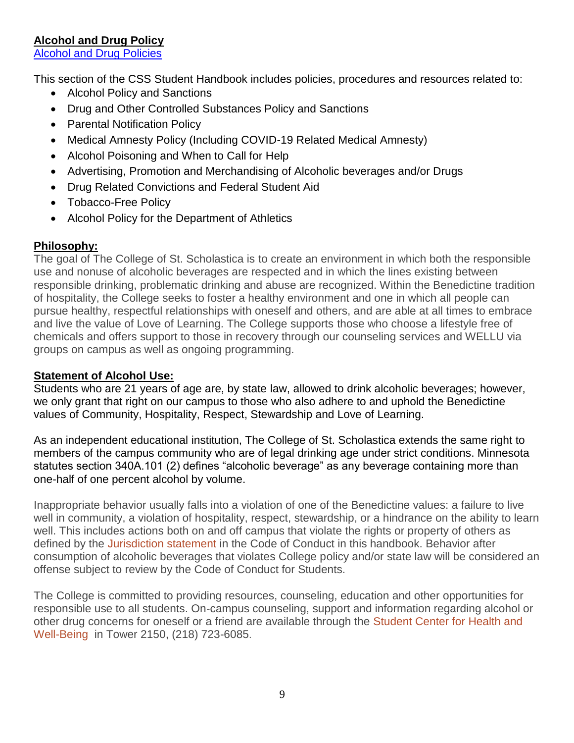## Alcohol and Drug Policy

[Alcohol and Drug Policies]

This section of the CSS Student Handbook includes policies, procedures and resources related to:

- Alcohol Policy and Sanctions
- Drug and Other Controlled Substances Policy and Sanctions
- Parental Notification Policy
- Medical Amnesty Policy (Including COVID-19 Related Medical Amnesty)
- Alcohol Poisoning and When to Call for Help
- Advertising, Promotion and Merchandising of Alcoholic beverages and/or Drugs
- Drug Related Convictions and Federal Student Aid
- Tobacco-Free Policy
- Alcohol Policy for the Department of Athletics

### Philosophy:

The goal of The College of St. Scholastica is to create an environment in which both the responsible use and nonuse of alcoholic beverages are respected and in which the lines existing between responsible drinking, problematic drinking and abuse are recognized. Within the Benedictine tradition of hospitality, the College seeks to foster a healthy environment and one in which all people can pursue healthy, respectful relationships with oneself and others, and are able at all times to embrace and live the value of Love of Learning. The College supports those who choose a lifestyle free of chemicals and offers support to those in recovery through our counseling services and WELLU via groups on campus as well as ongoing programming.

### Statement of Alcohol Use:

Students who are 21 years of age are, by state law, allowed to drink alcoholic beverages; however, we only grant that right on our campus to those who also adhere to and uphold the Benedictine values of Community, Hospitality, Respect, Stewardship and Love of Learning.

As an independent educational institution, The College of St. Scholastica extends the same right to members of the campus community who are of legal drinking age under strict conditions. Minnesota statutes section 340A.101 (2) defines "alcoholic beverage" as any beverage containing more than one-half of one percent alcohol by volume.

Inappropriate behavior usually falls into a violation of one of the Benedictine values: a failure to live well in community, a violation of hospitality, respect, stewardship, or a hindrance on the ability to learn well. This includes actions both on and off campus that violate the rights or property of others as defined by the Jurisdiction statement in the Code of Conduct in this handbook. Behavior after consumption of alcoholic beverages that violates College policy and/or state law will be considered an offense subject to review by the Code of Conduct for Students.

The College is committed to providing resources, counseling, education and other opportunities for responsible use to all students. On-campus counseling, support and information regarding alcohol or other drug concerns for oneself or a friend are available through the Student Center for Health and Well-Being in Tower 2150, (218) 723-6085.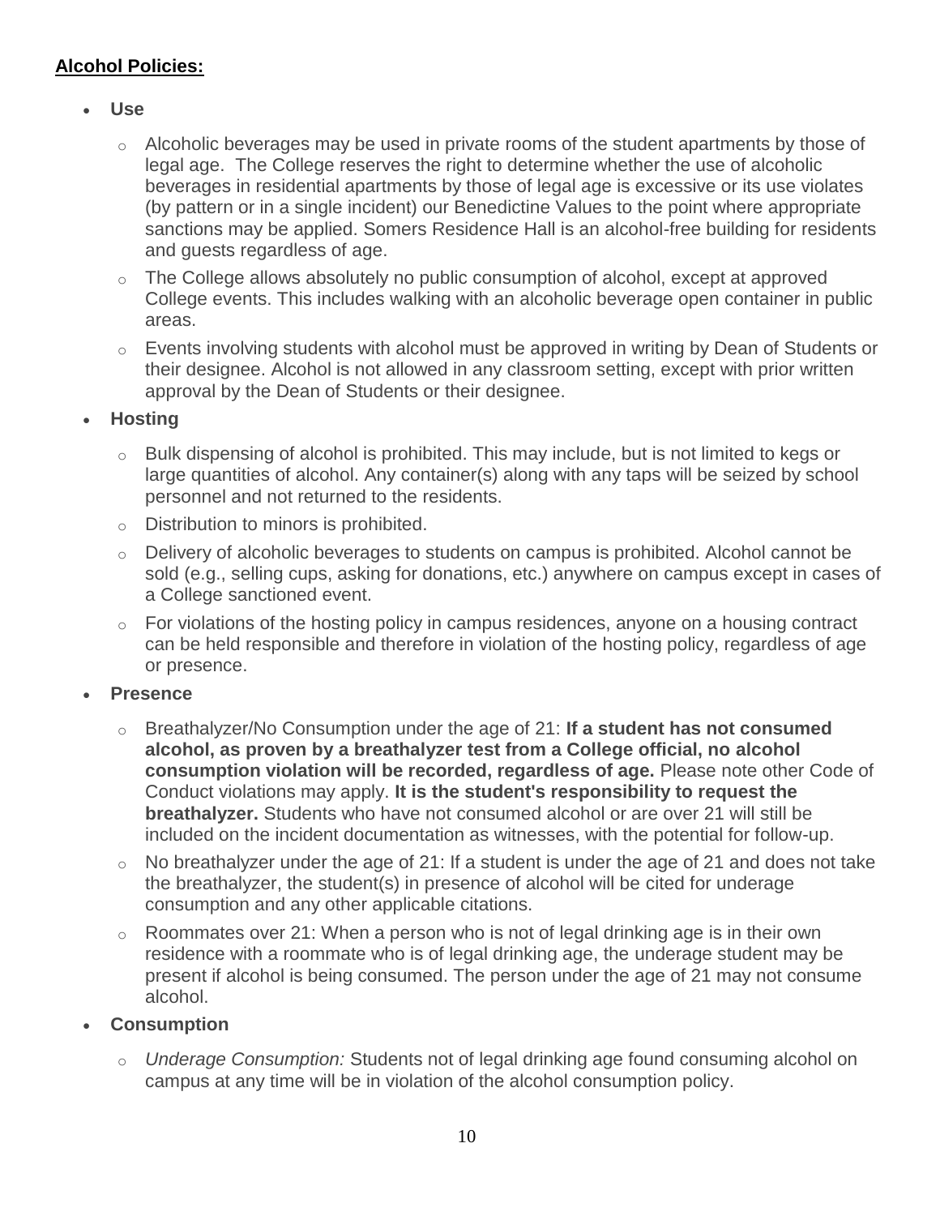**<u>Alcohol Policies:</u>**

- **Use**
  - Alcoholic beverages may be used in private rooms of the student apartments by those of legal age. The College reserves the right to determine whether the use of alcoholic beverages in residential apartments by those of legal age is excessive or its use violates (by pattern or in a single incident) our Benedictine Values to the point where appropriate sanctions may be applied. Somers Residence Hall is an alcohol-free building for residents and guests regardless of age.
  - The College allows absolutely no public consumption of alcohol, except at approved College events. This includes walking with an alcoholic beverage open container in public areas.
  - Events involving students with alcohol must be approved in writing by Dean of Students or their designee. Alcohol is not allowed in any classroom setting, except with prior written approval by the Dean of Students or their designee.
- **Hosting**
  - Bulk dispensing of alcohol is prohibited. This may include, but is not limited to kegs or large quantities of alcohol. Any container(s) along with any taps will be seized by school personnel and not returned to the residents.
  - Distribution to minors is prohibited.
  - Delivery of alcoholic beverages to students on campus is prohibited. Alcohol cannot be sold (e.g., selling cups, asking for donations, etc.) anywhere on campus except in cases of a College sanctioned event.
  - For violations of the hosting policy in campus residences, anyone on a housing contract can be held responsible and therefore in violation of the hosting policy, regardless of age or presence.
- **Presence**
  - Breathalyzer/No Consumption under the age of 21: **If a student has not consumed alcohol, as proven by a breathalyzer test from a College official, no alcohol consumption violation will be recorded, regardless of age.** Please note other Code of Conduct violations may apply. **It is the student's responsibility to request the breathalyzer.** Students who have not consumed alcohol or are over 21 will still be included on the incident documentation as witnesses, with the potential for follow-up.
  - No breathalyzer under the age of 21: If a student is under the age of 21 and does not take the breathalyzer, the student(s) in presence of alcohol will be cited for underage consumption and any other applicable citations.
  - Roommates over 21: When a person who is not of legal drinking age is in their own residence with a roommate who is of legal drinking age, the underage student may be present if alcohol is being consumed. The person under the age of 21 may not consume alcohol.
- **Consumption**
  - *Underage Consumption:* Students not of legal drinking age found consuming alcohol on campus at any time will be in violation of the alcohol consumption policy.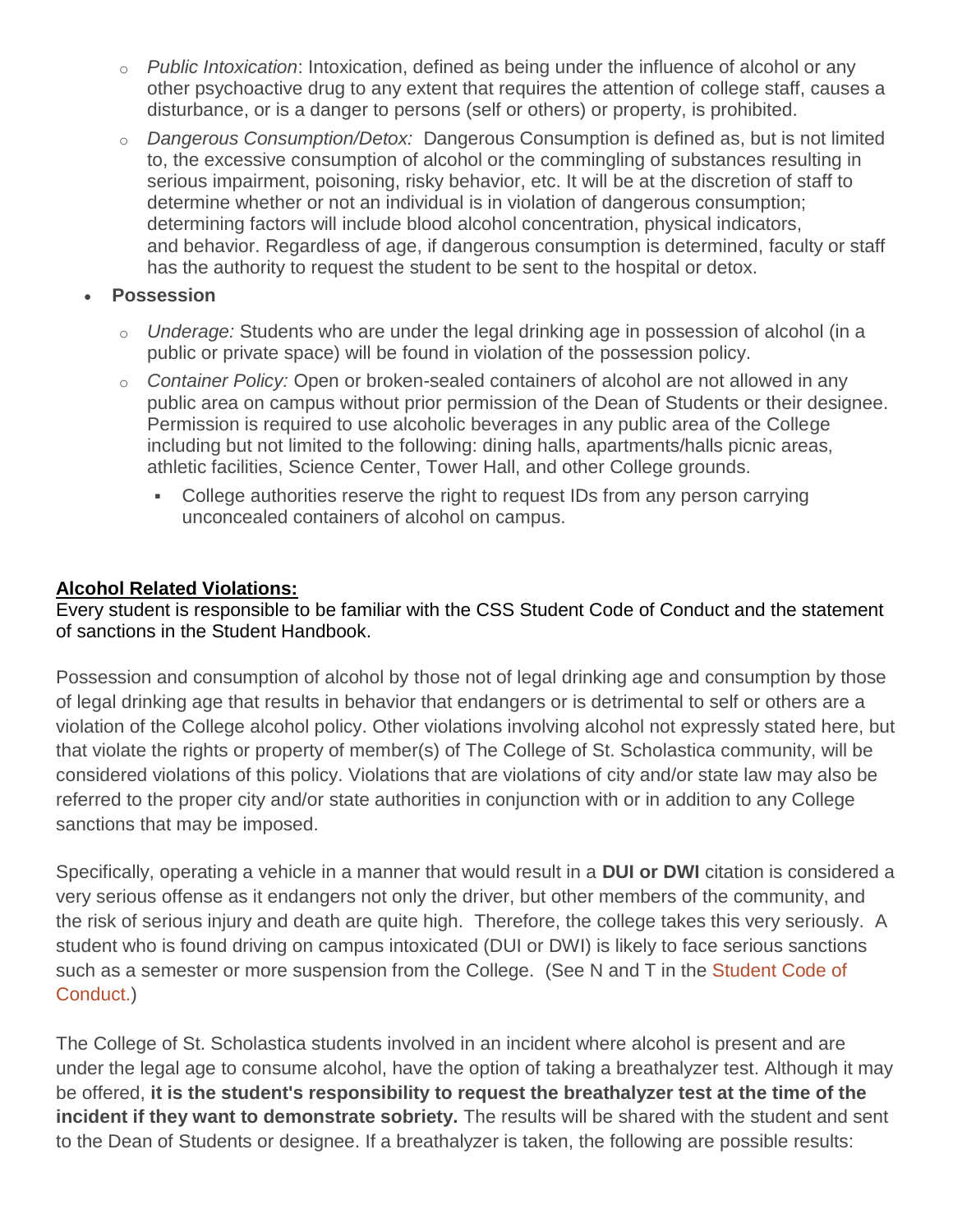- *Public Intoxication*: Intoxication, defined as being under the influence of alcohol or any other psychoactive drug to any extent that requires the attention of college staff, causes a disturbance, or is a danger to persons (self or others) or property, is prohibited.
  - *Dangerous Consumption/Detox:* Dangerous Consumption is defined as, but is not limited to, the excessive consumption of alcohol or the commingling of substances resulting in serious impairment, poisoning, risky behavior, etc. It will be at the discretion of staff to determine whether or not an individual is in violation of dangerous consumption; determining factors will include blood alcohol concentration, physical indicators, and behavior. Regardless of age, if dangerous consumption is determined, faculty or staff has the authority to request the student to be sent to the hospital or detox.
- **Possession**
  - *Underage:* Students who are under the legal drinking age in possession of alcohol (in a public or private space) will be found in violation of the possession policy.
  - *Container Policy:* Open or broken-sealed containers of alcohol are not allowed in any public area on campus without prior permission of the Dean of Students or their designee. Permission is required to use alcoholic beverages in any public area of the College including but not limited to the following: dining halls, apartments/halls picnic areas, athletic facilities, Science Center, Tower Hall, and other College grounds.
    - College authorities reserve the right to request IDs from any person carrying unconcealed containers of alcohol on campus.

**Alcohol Related Violations:**

Every student is responsible to be familiar with the CSS Student Code of Conduct and the statement of sanctions in the Student Handbook.

Possession and consumption of alcohol by those not of legal drinking age and consumption by those of legal drinking age that results in behavior that endangers or is detrimental to self or others are a violation of the College alcohol policy. Other violations involving alcohol not expressly stated here, but that violate the rights or property of member(s) of The College of St. Scholastica community, will be considered violations of this policy. Violations that are violations of city and/or state law may also be referred to the proper city and/or state authorities in conjunction with or in addition to any College sanctions that may be imposed.

Specifically, operating a vehicle in a manner that would result in a **DUI or DWI** citation is considered a very serious offense as it endangers not only the driver, but other members of the community, and the risk of serious injury and death are quite high. Therefore, the college takes this very seriously. A student who is found driving on campus intoxicated (DUI or DWI) is likely to face serious sanctions such as a semester or more suspension from the College. (See N and T in the Student Code of Conduct.)

The College of St. Scholastica students involved in an incident where alcohol is present and are under the legal age to consume alcohol, have the option of taking a breathalyzer test. Although it may be offered, **it is the student's responsibility to request the breathalyzer test at the time of the incident if they want to demonstrate sobriety.** The results will be shared with the student and sent to the Dean of Students or designee. If a breathalyzer is taken, the following are possible results: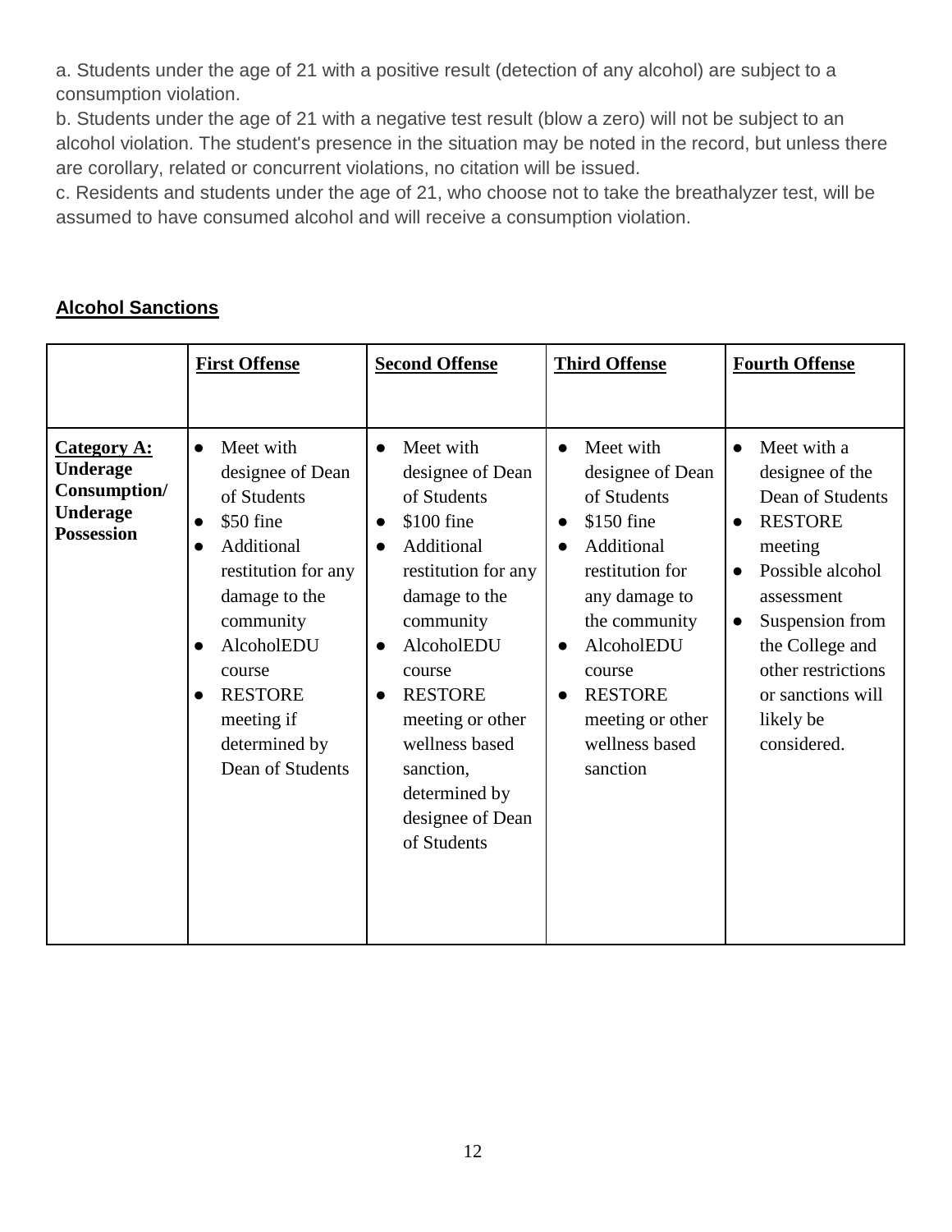a. Students under the age of 21 with a positive result (detection of any alcohol) are subject to a consumption violation.
b. Students under the age of 21 with a negative test result (blow a zero) will not be subject to an alcohol violation. The student's presence in the situation may be noted in the record, but unless there are corollary, related or concurrent violations, no citation will be issued.
c. Residents and students under the age of 21, who choose not to take the breathalyzer test, will be assumed to have consumed alcohol and will receive a consumption violation.

## Alcohol Sanctions

| | **First Offense** | **Second Offense** | **Third Offense** | **Fourth Offense** |
|---|---|---|---|---|
| **Category A: Underage Consumption/ Underage Possession** | • Meet with designee of Dean of Students<br>• $50 fine<br>• Additional restitution for any damage to the community<br>• AlcoholEDU course<br>• RESTORE meeting if determined by Dean of Students | • Meet with designee of Dean of Students<br>• $100 fine<br>• Additional restitution for any damage to the community<br>• AlcoholEDU course<br>• RESTORE meeting or other wellness based sanction, determined by designee of Dean of Students | • Meet with designee of Dean of Students<br>• $150 fine<br>• Additional restitution for any damage to the community<br>• AlcoholEDU course<br>• RESTORE meeting or other wellness based sanction | • Meet with a designee of the Dean of Students<br>• RESTORE meeting<br>• Possible alcohol assessment<br>• Suspension from the College and other restrictions or sanctions will likely be considered. |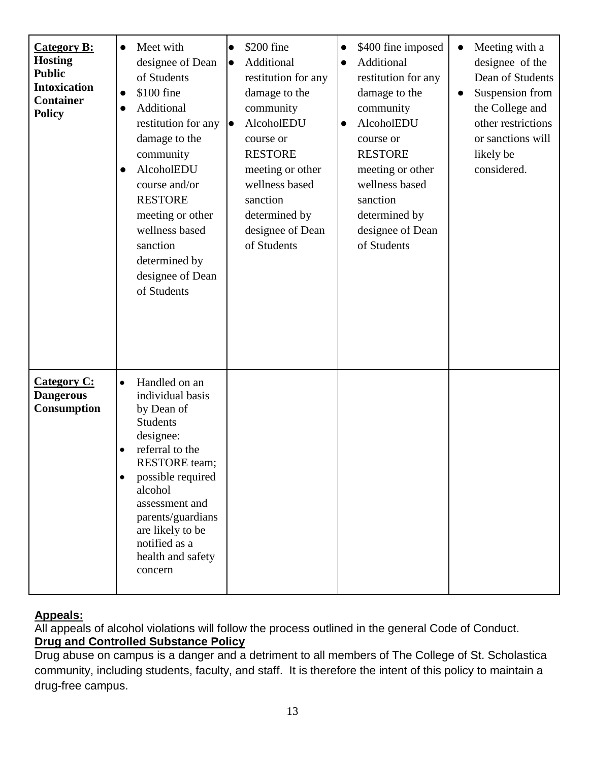| | | | | |
|---|---|---|---|---|
| **Category B: Hosting Public Intoxication Container Policy** | • Meet with designee of Dean of Students<br>• $100 fine<br>• Additional restitution for any damage to the community<br>• AlcoholEDU course and/or RESTORE meeting or other wellness based sanction determined by designee of Dean of Students | • $200 fine<br>• Additional restitution for any damage to the community<br>• AlcoholEDU course or RESTORE meeting or other wellness based sanction determined by designee of Dean of Students | • $400 fine imposed<br>• Additional restitution for any damage to the community<br>• AlcoholEDU course or RESTORE meeting or other wellness based sanction determined by designee of Dean of Students | • Meeting with a designee of the Dean of Students<br>• Suspension from the College and other restrictions or sanctions will likely be considered. |
| **Category C: Dangerous Consumption** | • Handled on an individual basis by Dean of Students designee:<br>• referral to the RESTORE team;<br>• possible required alcohol assessment and parents/guardians are likely to be notified as a health and safety concern | | | |

**Appeals:**

All appeals of alcohol violations will follow the process outlined in the general Code of Conduct.

**Drug and Controlled Substance Policy**

Drug abuse on campus is a danger and a detriment to all members of The College of St. Scholastica community, including students, faculty, and staff. It is therefore the intent of this policy to maintain a drug-free campus.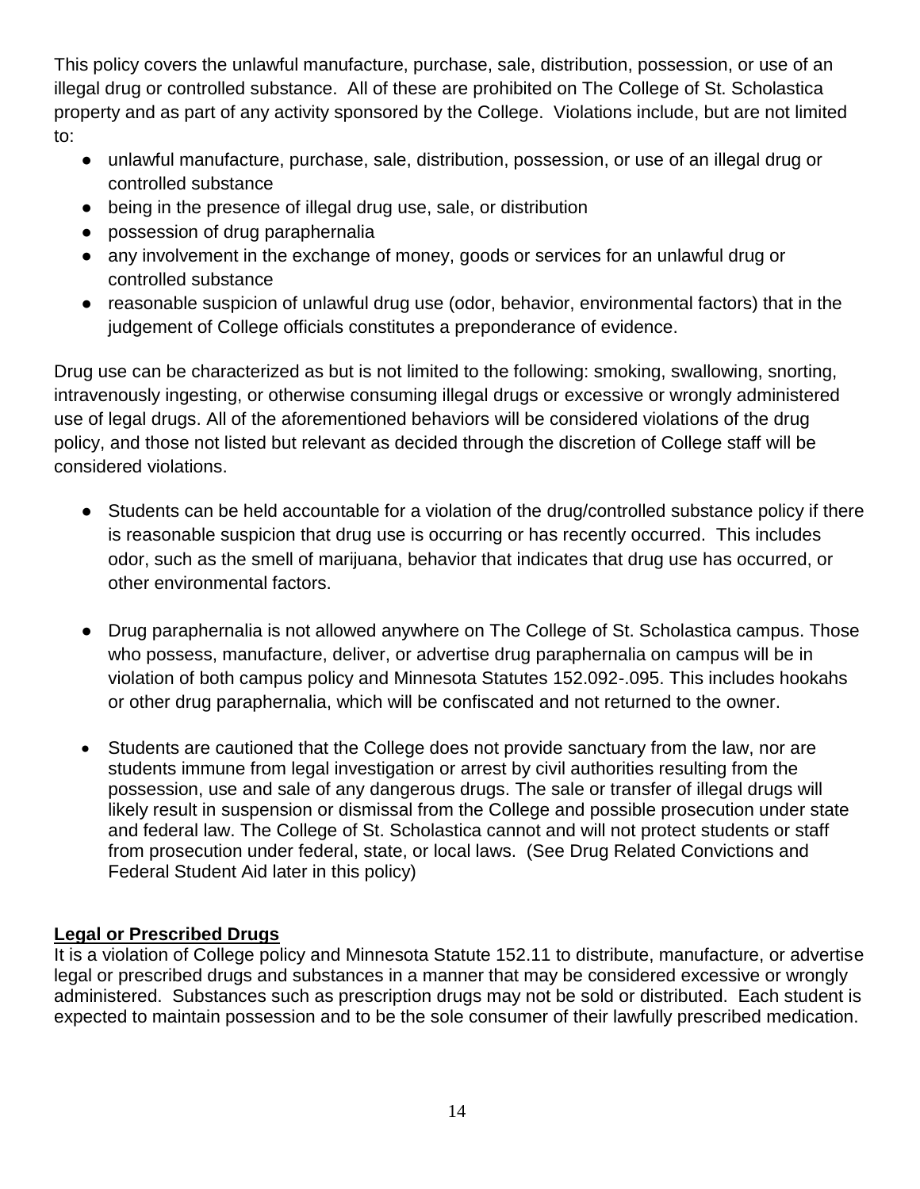This policy covers the unlawful manufacture, purchase, sale, distribution, possession, or use of an illegal drug or controlled substance. All of these are prohibited on The College of St. Scholastica property and as part of any activity sponsored by the College. Violations include, but are not limited to:

- unlawful manufacture, purchase, sale, distribution, possession, or use of an illegal drug or controlled substance
- being in the presence of illegal drug use, sale, or distribution
- possession of drug paraphernalia
- any involvement in the exchange of money, goods or services for an unlawful drug or controlled substance
- reasonable suspicion of unlawful drug use (odor, behavior, environmental factors) that in the judgement of College officials constitutes a preponderance of evidence.

Drug use can be characterized as but is not limited to the following: smoking, swallowing, snorting, intravenously ingesting, or otherwise consuming illegal drugs or excessive or wrongly administered use of legal drugs. All of the aforementioned behaviors will be considered violations of the drug policy, and those not listed but relevant as decided through the discretion of College staff will be considered violations.

- Students can be held accountable for a violation of the drug/controlled substance policy if there is reasonable suspicion that drug use is occurring or has recently occurred. This includes odor, such as the smell of marijuana, behavior that indicates that drug use has occurred, or other environmental factors.

- Drug paraphernalia is not allowed anywhere on The College of St. Scholastica campus. Those who possess, manufacture, deliver, or advertise drug paraphernalia on campus will be in violation of both campus policy and Minnesota Statutes 152.092-.095. This includes hookahs or other drug paraphernalia, which will be confiscated and not returned to the owner.

- Students are cautioned that the College does not provide sanctuary from the law, nor are students immune from legal investigation or arrest by civil authorities resulting from the possession, use and sale of any dangerous drugs. The sale or transfer of illegal drugs will likely result in suspension or dismissal from the College and possible prosecution under state and federal law. The College of St. Scholastica cannot and will not protect students or staff from prosecution under federal, state, or local laws. (See Drug Related Convictions and Federal Student Aid later in this policy)

**Legal or Prescribed Drugs**

It is a violation of College policy and Minnesota Statute 152.11 to distribute, manufacture, or advertise legal or prescribed drugs and substances in a manner that may be considered excessive or wrongly administered. Substances such as prescription drugs may not be sold or distributed. Each student is expected to maintain possession and to be the sole consumer of their lawfully prescribed medication.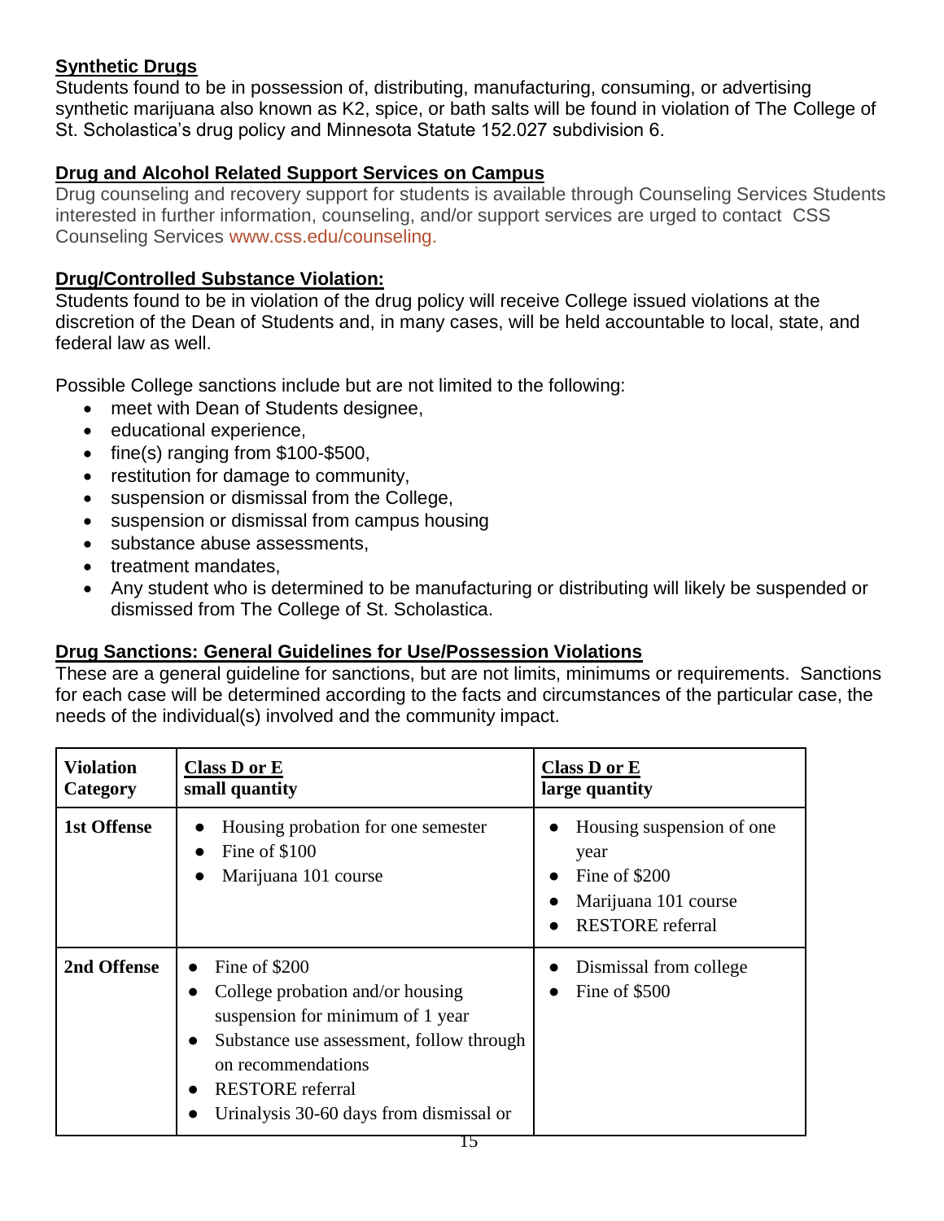## Synthetic Drugs

Students found to be in possession of, distributing, manufacturing, consuming, or advertising synthetic marijuana also known as K2, spice, or bath salts will be found in violation of The College of St. Scholastica's drug policy and Minnesota Statute 152.027 subdivision 6.

## Drug and Alcohol Related Support Services on Campus

Drug counseling and recovery support for students is available through Counseling Services Students interested in further information, counseling, and/or support services are urged to contact CSS Counseling Services www.css.edu/counseling.

## Drug/Controlled Substance Violation:

Students found to be in violation of the drug policy will receive College issued violations at the discretion of the Dean of Students and, in many cases, will be held accountable to local, state, and federal law as well.

Possible College sanctions include but are not limited to the following:

- meet with Dean of Students designee,
- educational experience,
- fine(s) ranging from $100-$500,
- restitution for damage to community,
- suspension or dismissal from the College,
- suspension or dismissal from campus housing
- substance abuse assessments,
- treatment mandates,
- Any student who is determined to be manufacturing or distributing will likely be suspended or dismissed from The College of St. Scholastica.

## Drug Sanctions: General Guidelines for Use/Possession Violations

These are a general guideline for sanctions, but are not limits, minimums or requirements. Sanctions for each case will be determined according to the facts and circumstances of the particular case, the needs of the individual(s) involved and the community impact.

| Violation Category | Class D or E small quantity | Class D or E large quantity |
|---|---|---|
| 1st Offense | • Housing probation for one semester<br>• Fine of $100<br>• Marijuana 101 course | • Housing suspension of one year<br>• Fine of $200<br>• Marijuana 101 course<br>• RESTORE referral |
| 2nd Offense | • Fine of $200<br>• College probation and/or housing suspension for minimum of 1 year<br>• Substance use assessment, follow through on recommendations<br>• RESTORE referral<br>• Urinalysis 30-60 days from dismissal or | • Dismissal from college<br>• Fine of $500 |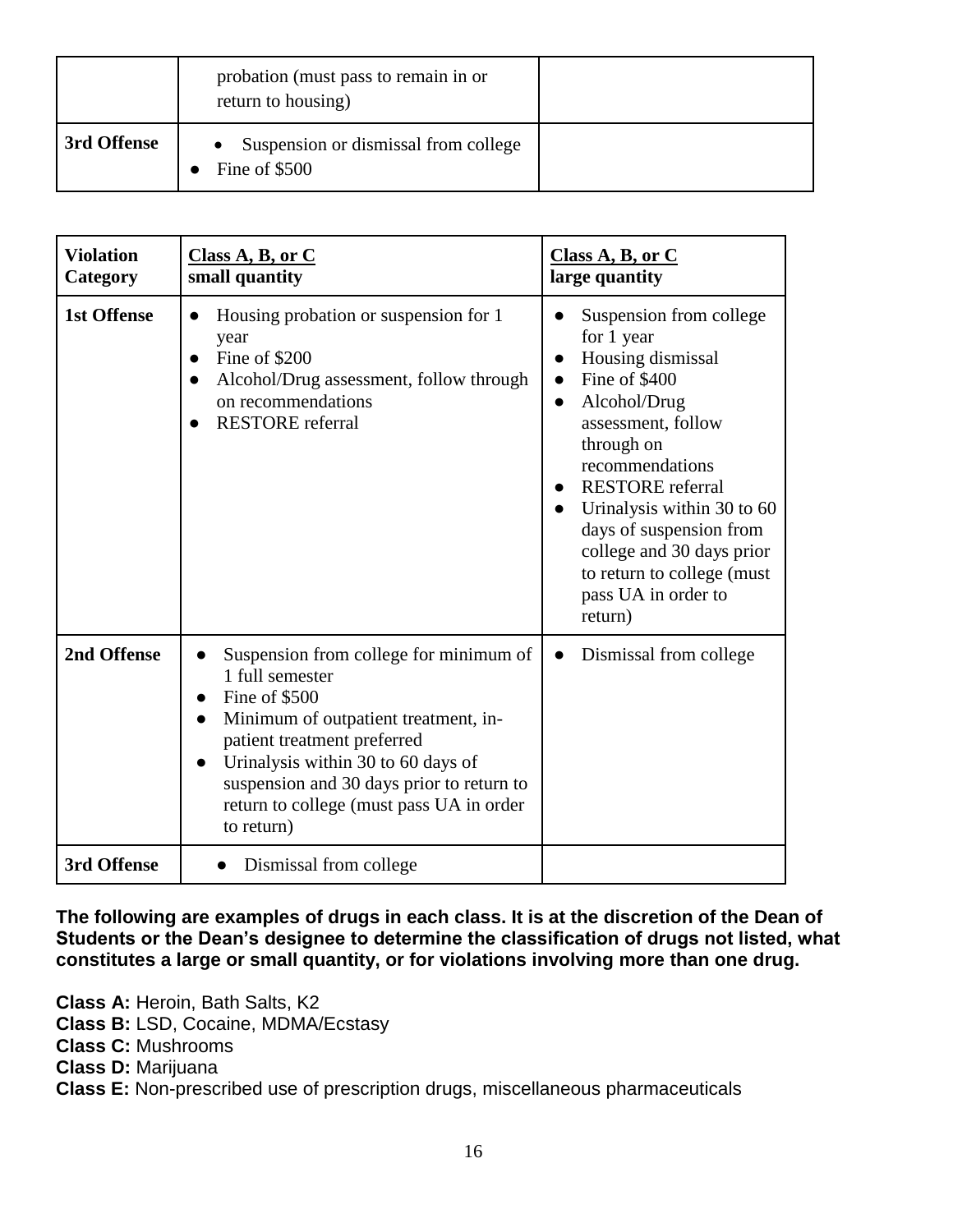| | | |
|---|---|---|
| | probation (must pass to remain in or return to housing) | |
| **3rd Offense** | • Suspension or dismissal from college<br>• Fine of $500 | |

| **Violation Category** | **Class A, B, or C small quantity** | **Class A, B, or C large quantity** |
|---|---|---|
| **1st Offense** | • Housing probation or suspension for 1 year<br>• Fine of $200<br>• Alcohol/Drug assessment, follow through on recommendations<br>• RESTORE referral | • Suspension from college for 1 year<br>• Housing dismissal<br>• Fine of $400<br>• Alcohol/Drug assessment, follow through on recommendations<br>• RESTORE referral<br>• Urinalysis within 30 to 60 days of suspension from college and 30 days prior to return to college (must pass UA in order to return) |
| **2nd Offense** | • Suspension from college for minimum of 1 full semester<br>• Fine of $500<br>• Minimum of outpatient treatment, in-patient treatment preferred<br>• Urinalysis within 30 to 60 days of suspension and 30 days prior to return to return to college (must pass UA in order to return) | • Dismissal from college |
| **3rd Offense** | • Dismissal from college | |

**The following are examples of drugs in each class. It is at the discretion of the Dean of Students or the Dean's designee to determine the classification of drugs not listed, what constitutes a large or small quantity, or for violations involving more than one drug.**

**Class A:** Heroin, Bath Salts, K2
**Class B:** LSD, Cocaine, MDMA/Ecstasy
**Class C:** Mushrooms
**Class D:** Marijuana
**Class E:** Non-prescribed use of prescription drugs, miscellaneous pharmaceuticals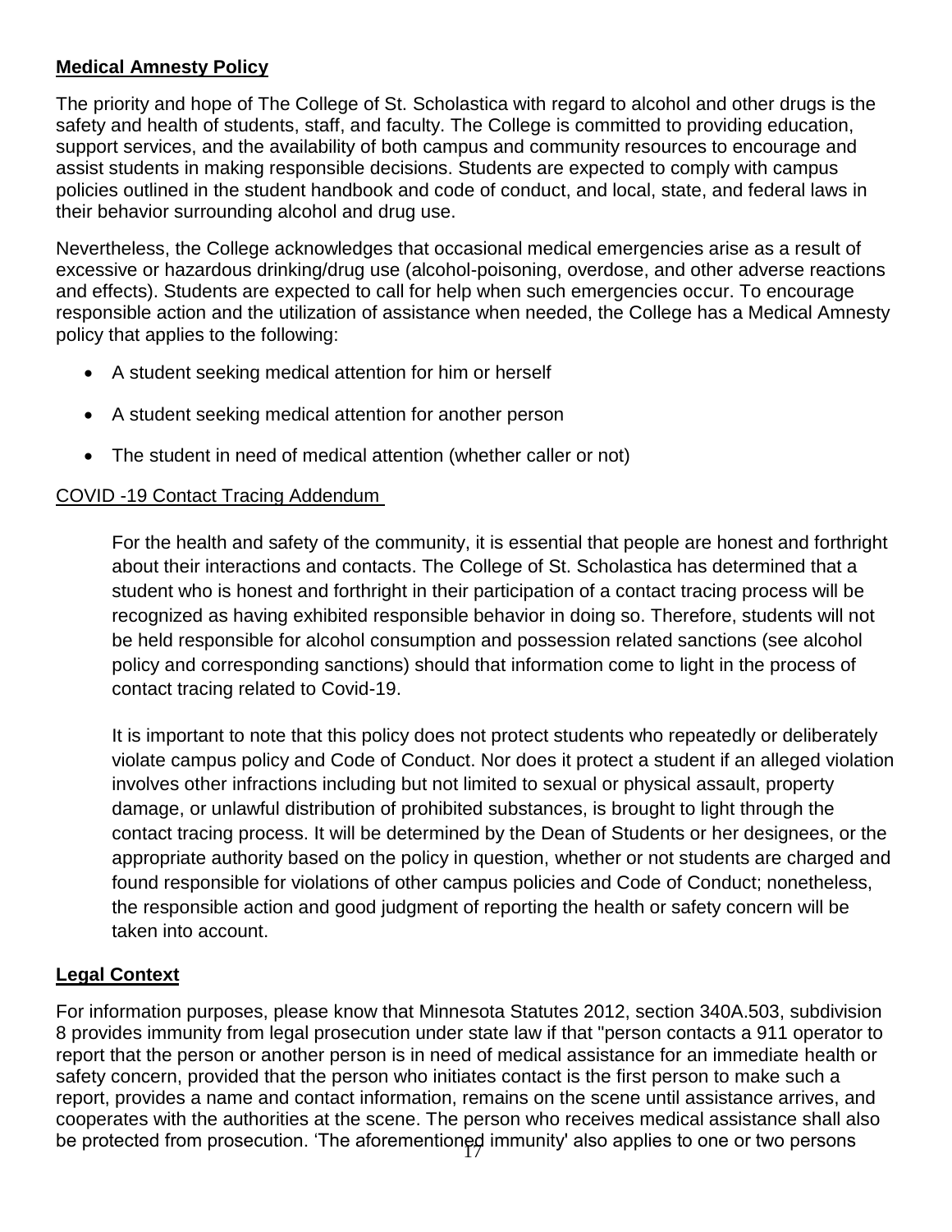## **Medical Amnesty Policy**

The priority and hope of The College of St. Scholastica with regard to alcohol and other drugs is the safety and health of students, staff, and faculty. The College is committed to providing education, support services, and the availability of both campus and community resources to encourage and assist students in making responsible decisions. Students are expected to comply with campus policies outlined in the student handbook and code of conduct, and local, state, and federal laws in their behavior surrounding alcohol and drug use.

Nevertheless, the College acknowledges that occasional medical emergencies arise as a result of excessive or hazardous drinking/drug use (alcohol-poisoning, overdose, and other adverse reactions and effects). Students are expected to call for help when such emergencies occur. To encourage responsible action and the utilization of assistance when needed, the College has a Medical Amnesty policy that applies to the following:

- A student seeking medical attention for him or herself
- A student seeking medical attention for another person
- The student in need of medical attention (whether caller or not)

### COVID -19 Contact Tracing Addendum

For the health and safety of the community, it is essential that people are honest and forthright about their interactions and contacts. The College of St. Scholastica has determined that a student who is honest and forthright in their participation of a contact tracing process will be recognized as having exhibited responsible behavior in doing so. Therefore, students will not be held responsible for alcohol consumption and possession related sanctions (see alcohol policy and corresponding sanctions) should that information come to light in the process of contact tracing related to Covid-19.

It is important to note that this policy does not protect students who repeatedly or deliberately violate campus policy and Code of Conduct. Nor does it protect a student if an alleged violation involves other infractions including but not limited to sexual or physical assault, property damage, or unlawful distribution of prohibited substances, is brought to light through the contact tracing process. It will be determined by the Dean of Students or her designees, or the appropriate authority based on the policy in question, whether or not students are charged and found responsible for violations of other campus policies and Code of Conduct; nonetheless, the responsible action and good judgment of reporting the health or safety concern will be taken into account.

## **Legal Context**

For information purposes, please know that Minnesota Statutes 2012, section 340A.503, subdivision 8 provides immunity from legal prosecution under state law if that "person contacts a 911 operator to report that the person or another person is in need of medical assistance for an immediate health or safety concern, provided that the person who initiates contact is the first person to make such a report, provides a name and contact information, remains on the scene until assistance arrives, and cooperates with the authorities at the scene. The person who receives medical assistance shall also be protected from prosecution. 'The aforementioned immunity' also applies to one or two persons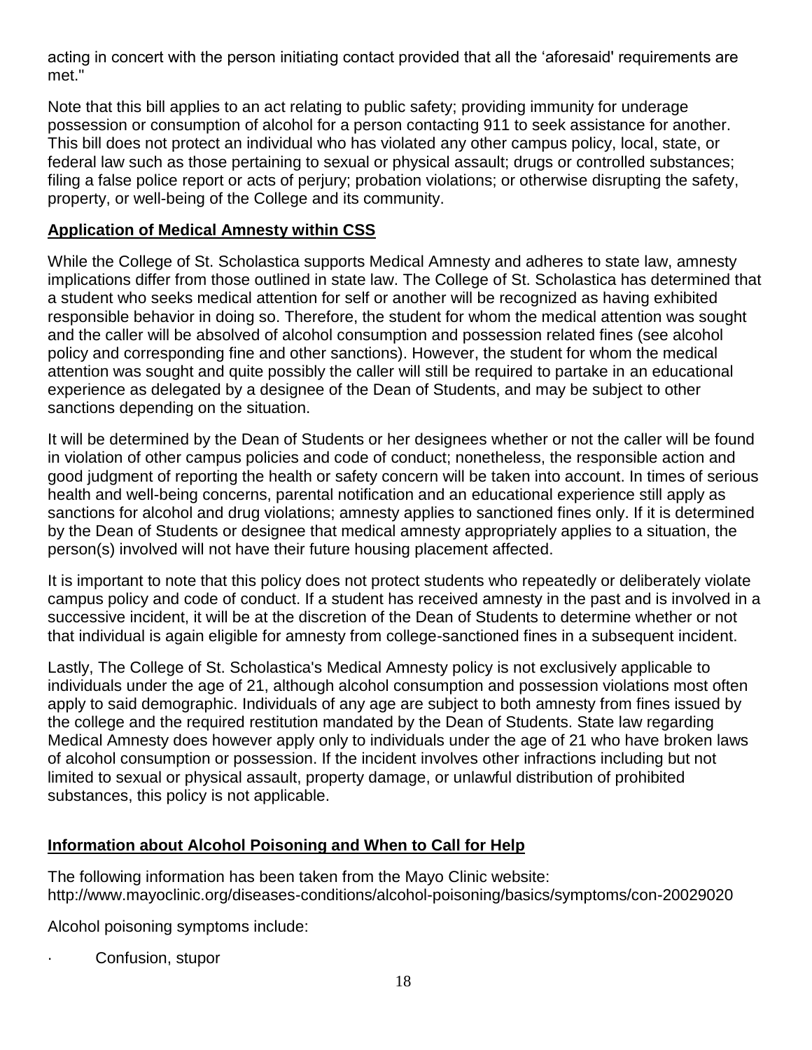acting in concert with the person initiating contact provided that all the 'aforesaid' requirements are met."

Note that this bill applies to an act relating to public safety; providing immunity for underage possession or consumption of alcohol for a person contacting 911 to seek assistance for another. This bill does not protect an individual who has violated any other campus policy, local, state, or federal law such as those pertaining to sexual or physical assault; drugs or controlled substances; filing a false police report or acts of perjury; probation violations; or otherwise disrupting the safety, property, or well-being of the College and its community.

**Application of Medical Amnesty within CSS**

While the College of St. Scholastica supports Medical Amnesty and adheres to state law, amnesty implications differ from those outlined in state law. The College of St. Scholastica has determined that a student who seeks medical attention for self or another will be recognized as having exhibited responsible behavior in doing so. Therefore, the student for whom the medical attention was sought and the caller will be absolved of alcohol consumption and possession related fines (see alcohol policy and corresponding fine and other sanctions). However, the student for whom the medical attention was sought and quite possibly the caller will still be required to partake in an educational experience as delegated by a designee of the Dean of Students, and may be subject to other sanctions depending on the situation.

It will be determined by the Dean of Students or her designees whether or not the caller will be found in violation of other campus policies and code of conduct; nonetheless, the responsible action and good judgment of reporting the health or safety concern will be taken into account. In times of serious health and well-being concerns, parental notification and an educational experience still apply as sanctions for alcohol and drug violations; amnesty applies to sanctioned fines only. If it is determined by the Dean of Students or designee that medical amnesty appropriately applies to a situation, the person(s) involved will not have their future housing placement affected.

It is important to note that this policy does not protect students who repeatedly or deliberately violate campus policy and code of conduct. If a student has received amnesty in the past and is involved in a successive incident, it will be at the discretion of the Dean of Students to determine whether or not that individual is again eligible for amnesty from college-sanctioned fines in a subsequent incident.

Lastly, The College of St. Scholastica's Medical Amnesty policy is not exclusively applicable to individuals under the age of 21, although alcohol consumption and possession violations most often apply to said demographic. Individuals of any age are subject to both amnesty from fines issued by the college and the required restitution mandated by the Dean of Students. State law regarding Medical Amnesty does however apply only to individuals under the age of 21 who have broken laws of alcohol consumption or possession. If the incident involves other infractions including but not limited to sexual or physical assault, property damage, or unlawful distribution of prohibited substances, this policy is not applicable.

**Information about Alcohol Poisoning and When to Call for Help**

The following information has been taken from the Mayo Clinic website: http://www.mayoclinic.org/diseases-conditions/alcohol-poisoning/basics/symptoms/con-20029020

Alcohol poisoning symptoms include:

- Confusion, stupor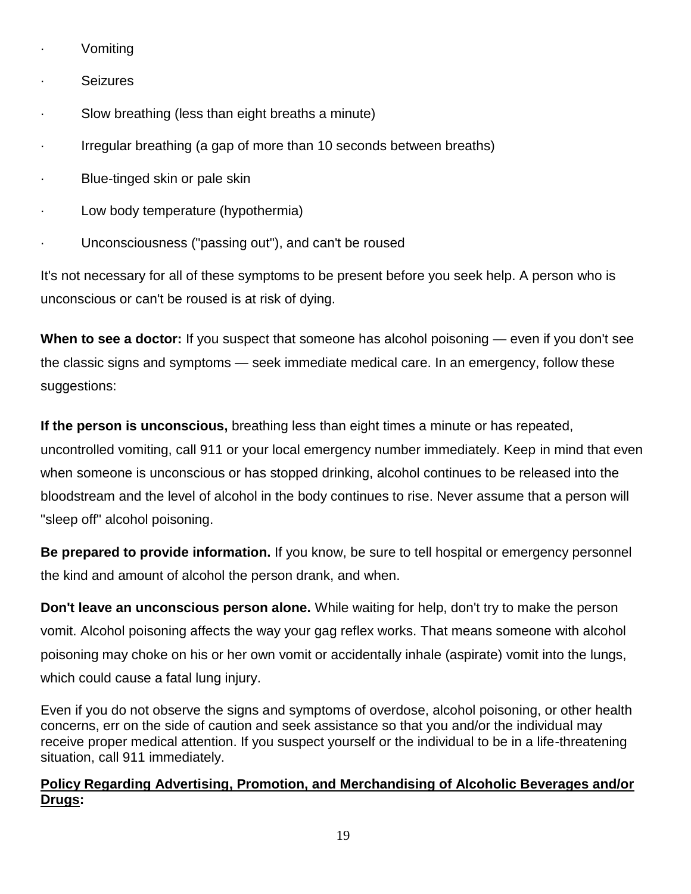- Vomiting
- Seizures
- Slow breathing (less than eight breaths a minute)
- Irregular breathing (a gap of more than 10 seconds between breaths)
- Blue-tinged skin or pale skin
- Low body temperature (hypothermia)
- Unconsciousness ("passing out"), and can't be roused

It's not necessary for all of these symptoms to be present before you seek help. A person who is unconscious or can't be roused is at risk of dying.

**When to see a doctor:** If you suspect that someone has alcohol poisoning — even if you don't see the classic signs and symptoms — seek immediate medical care. In an emergency, follow these suggestions:

**If the person is unconscious,** breathing less than eight times a minute or has repeated, uncontrolled vomiting, call 911 or your local emergency number immediately. Keep in mind that even when someone is unconscious or has stopped drinking, alcohol continues to be released into the bloodstream and the level of alcohol in the body continues to rise. Never assume that a person will "sleep off" alcohol poisoning.

**Be prepared to provide information.** If you know, be sure to tell hospital or emergency personnel the kind and amount of alcohol the person drank, and when.

**Don't leave an unconscious person alone.** While waiting for help, don't try to make the person vomit. Alcohol poisoning affects the way your gag reflex works. That means someone with alcohol poisoning may choke on his or her own vomit or accidentally inhale (aspirate) vomit into the lungs, which could cause a fatal lung injury.

Even if you do not observe the signs and symptoms of overdose, alcohol poisoning, or other health concerns, err on the side of caution and seek assistance so that you and/or the individual may receive proper medical attention. If you suspect yourself or the individual to be in a life-threatening situation, call 911 immediately.

**Policy Regarding Advertising, Promotion, and Merchandising of Alcoholic Beverages and/or Drugs:**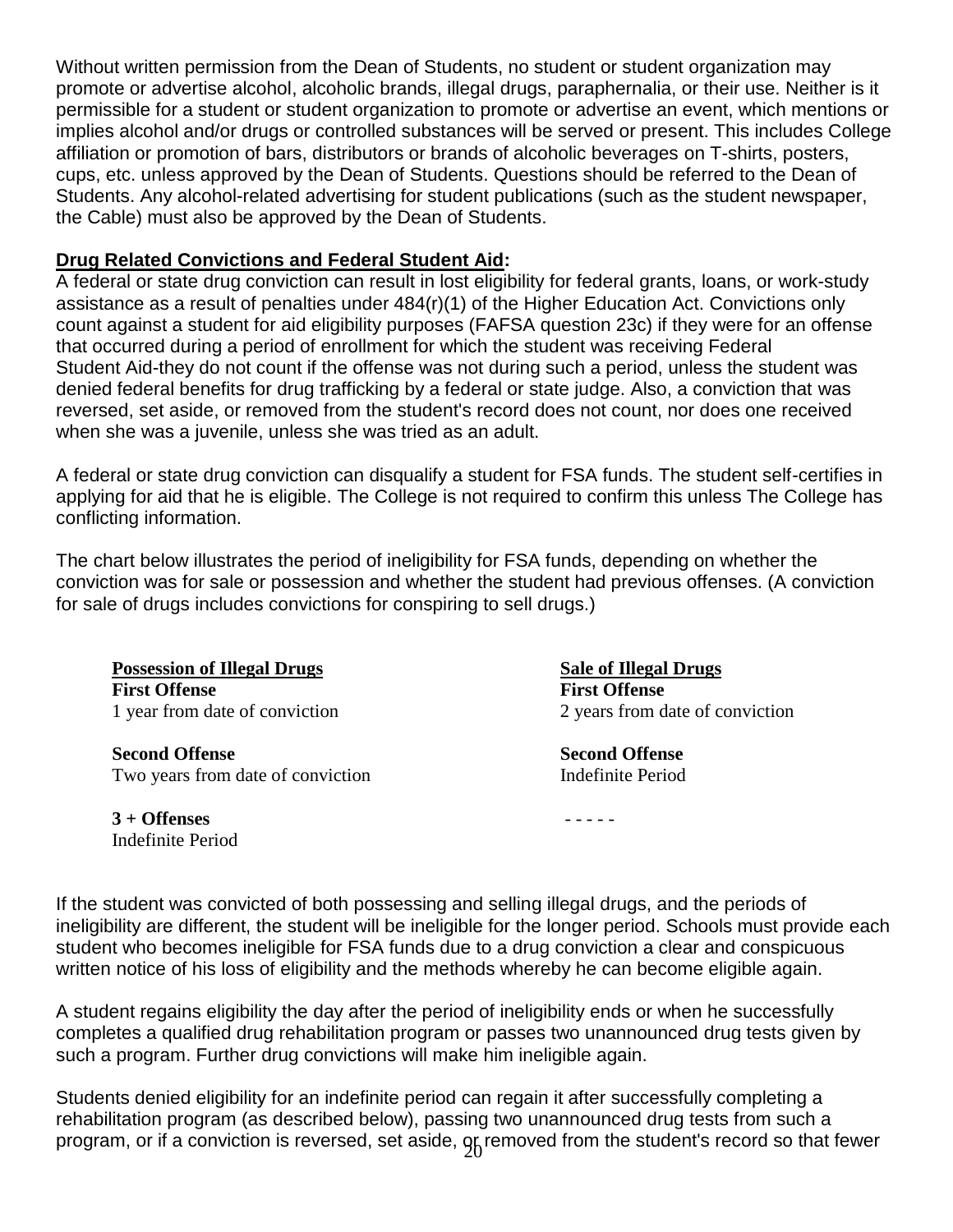Without written permission from the Dean of Students, no student or student organization may promote or advertise alcohol, alcoholic brands, illegal drugs, paraphernalia, or their use. Neither is it permissible for a student or student organization to promote or advertise an event, which mentions or implies alcohol and/or drugs or controlled substances will be served or present. This includes College affiliation or promotion of bars, distributors or brands of alcoholic beverages on T-shirts, posters, cups, etc. unless approved by the Dean of Students. Questions should be referred to the Dean of Students. Any alcohol-related advertising for student publications (such as the student newspaper, the Cable) must also be approved by the Dean of Students.

**Drug Related Convictions and Federal Student Aid:**

A federal or state drug conviction can result in lost eligibility for federal grants, loans, or work-study assistance as a result of penalties under 484(r)(1) of the Higher Education Act. Convictions only count against a student for aid eligibility purposes (FAFSA question 23c) if they were for an offense that occurred during a period of enrollment for which the student was receiving Federal Student Aid-they do not count if the offense was not during such a period, unless the student was denied federal benefits for drug trafficking by a federal or state judge. Also, a conviction that was reversed, set aside, or removed from the student's record does not count, nor does one received when she was a juvenile, unless she was tried as an adult.

A federal or state drug conviction can disqualify a student for FSA funds. The student self-certifies in applying for aid that he is eligible. The College is not required to confirm this unless The College has conflicting information.

The chart below illustrates the period of ineligibility for FSA funds, depending on whether the conviction was for sale or possession and whether the student had previous offenses. (A conviction for sale of drugs includes convictions for conspiring to sell drugs.)

| Possession of Illegal Drugs | Sale of Illegal Drugs |
|---|---|
| **First Offense**<br>1 year from date of conviction | **First Offense**<br>2 years from date of conviction |
| **Second Offense**<br>Two years from date of conviction | **Second Offense**<br>Indefinite Period |
| **3 + Offenses**<br>Indefinite Period | - - - - - |

If the student was convicted of both possessing and selling illegal drugs, and the periods of ineligibility are different, the student will be ineligible for the longer period. Schools must provide each student who becomes ineligible for FSA funds due to a drug conviction a clear and conspicuous written notice of his loss of eligibility and the methods whereby he can become eligible again.

A student regains eligibility the day after the period of ineligibility ends or when he successfully completes a qualified drug rehabilitation program or passes two unannounced drug tests given by such a program. Further drug convictions will make him ineligible again.

Students denied eligibility for an indefinite period can regain it after successfully completing a rehabilitation program (as described below), passing two unannounced drug tests from such a program, or if a conviction is reversed, set aside, or removed from the student's record so that fewer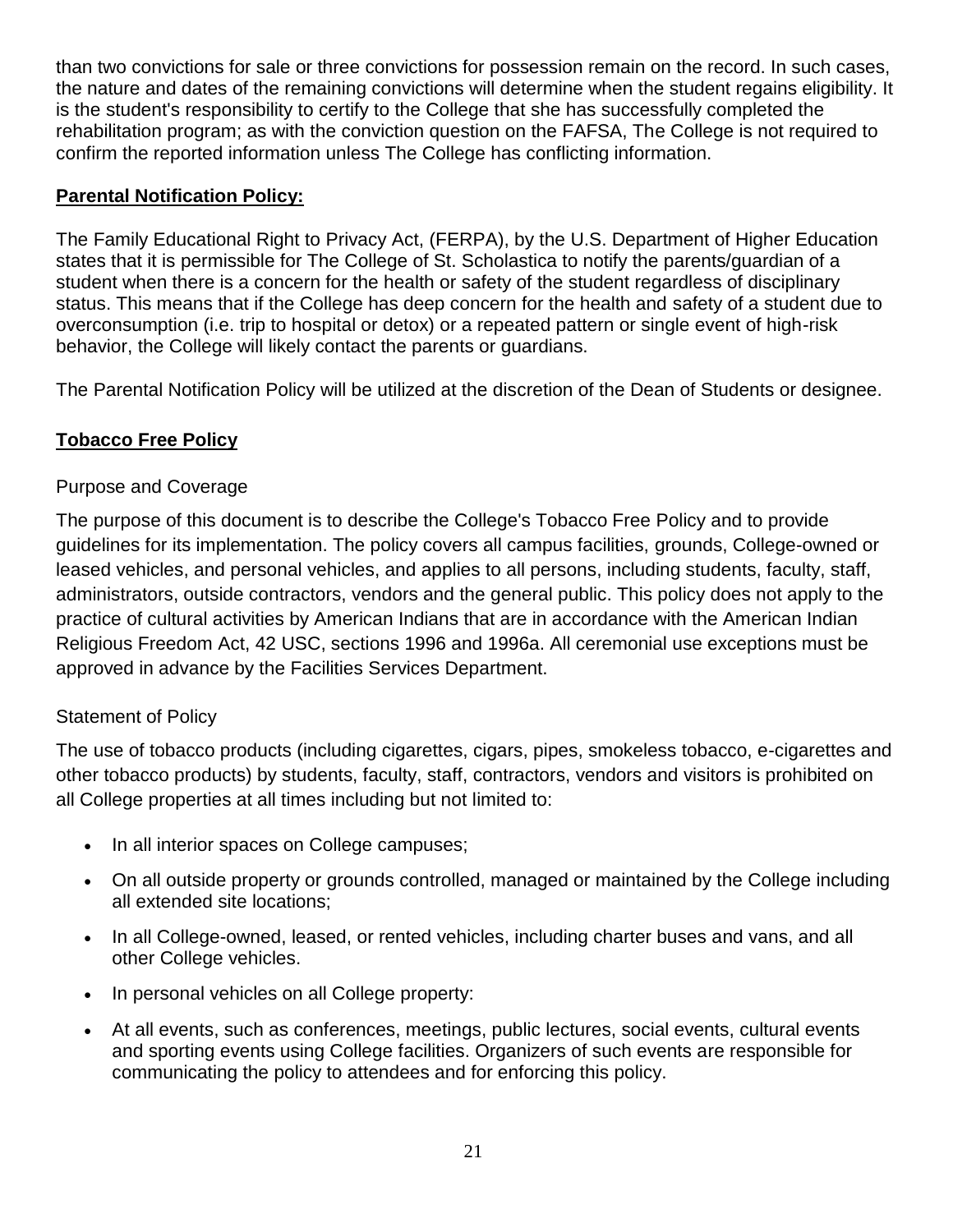than two convictions for sale or three convictions for possession remain on the record. In such cases, the nature and dates of the remaining convictions will determine when the student regains eligibility. It is the student's responsibility to certify to the College that she has successfully completed the rehabilitation program; as with the conviction question on the FAFSA, The College is not required to confirm the reported information unless The College has conflicting information.

**Parental Notification Policy:**

The Family Educational Right to Privacy Act, (FERPA), by the U.S. Department of Higher Education states that it is permissible for The College of St. Scholastica to notify the parents/guardian of a student when there is a concern for the health or safety of the student regardless of disciplinary status. This means that if the College has deep concern for the health and safety of a student due to overconsumption (i.e. trip to hospital or detox) or a repeated pattern or single event of high-risk behavior, the College will likely contact the parents or guardians.

The Parental Notification Policy will be utilized at the discretion of the Dean of Students or designee.

**Tobacco Free Policy**

Purpose and Coverage

The purpose of this document is to describe the College's Tobacco Free Policy and to provide guidelines for its implementation. The policy covers all campus facilities, grounds, College-owned or leased vehicles, and personal vehicles, and applies to all persons, including students, faculty, staff, administrators, outside contractors, vendors and the general public. This policy does not apply to the practice of cultural activities by American Indians that are in accordance with the American Indian Religious Freedom Act, 42 USC, sections 1996 and 1996a. All ceremonial use exceptions must be approved in advance by the Facilities Services Department.

Statement of Policy

The use of tobacco products (including cigarettes, cigars, pipes, smokeless tobacco, e-cigarettes and other tobacco products) by students, faculty, staff, contractors, vendors and visitors is prohibited on all College properties at all times including but not limited to:

- In all interior spaces on College campuses;
- On all outside property or grounds controlled, managed or maintained by the College including all extended site locations;
- In all College-owned, leased, or rented vehicles, including charter buses and vans, and all other College vehicles.
- In personal vehicles on all College property:
- At all events, such as conferences, meetings, public lectures, social events, cultural events and sporting events using College facilities. Organizers of such events are responsible for communicating the policy to attendees and for enforcing this policy.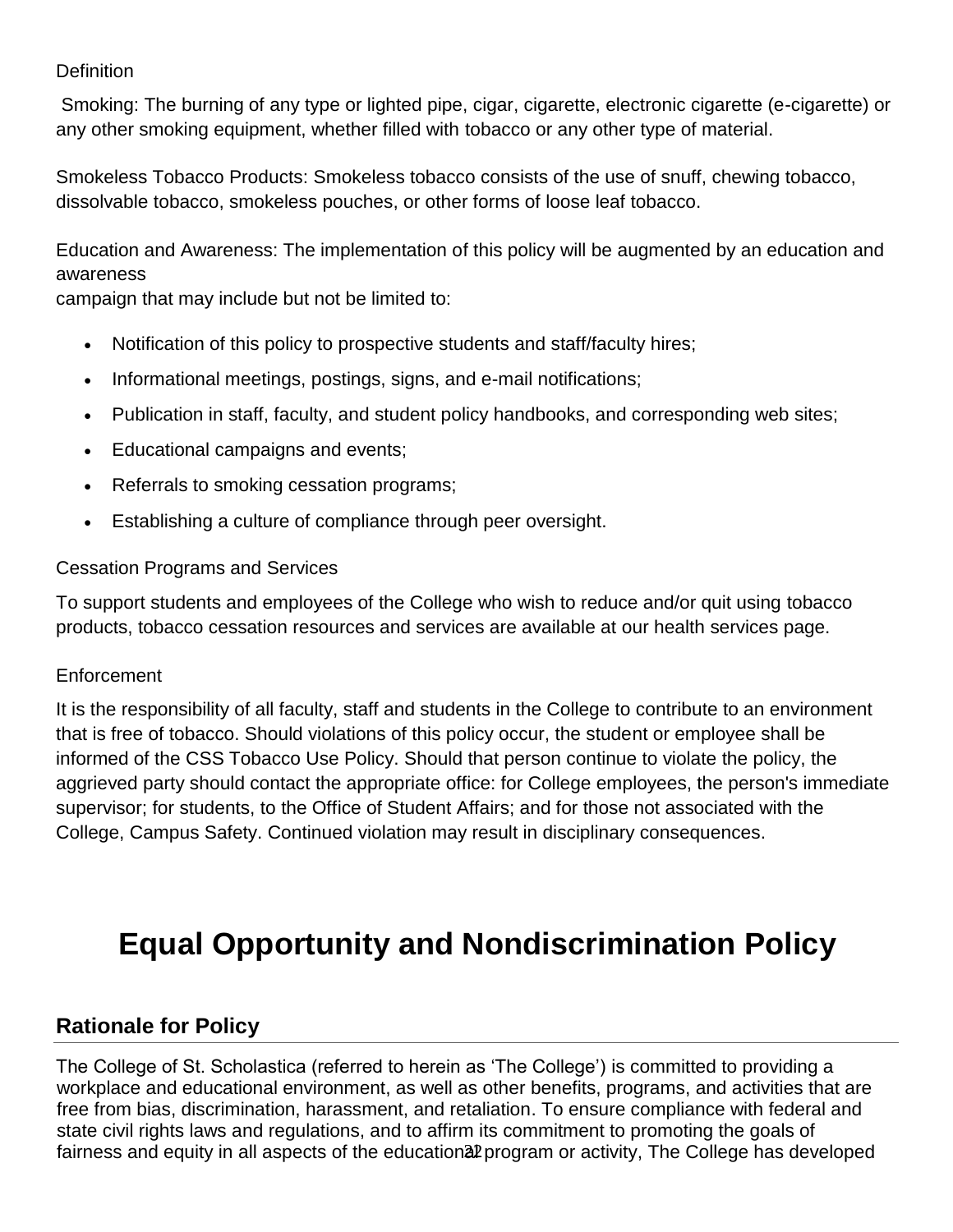Definition

Smoking: The burning of any type or lighted pipe, cigar, cigarette, electronic cigarette (e-cigarette) or any other smoking equipment, whether filled with tobacco or any other type of material.

Smokeless Tobacco Products: Smokeless tobacco consists of the use of snuff, chewing tobacco, dissolvable tobacco, smokeless pouches, or other forms of loose leaf tobacco.

Education and Awareness: The implementation of this policy will be augmented by an education and awareness
campaign that may include but not be limited to:

- Notification of this policy to prospective students and staff/faculty hires;
- Informational meetings, postings, signs, and e-mail notifications;
- Publication in staff, faculty, and student policy handbooks, and corresponding web sites;
- Educational campaigns and events;
- Referrals to smoking cessation programs;
- Establishing a culture of compliance through peer oversight.

Cessation Programs and Services

To support students and employees of the College who wish to reduce and/or quit using tobacco products, tobacco cessation resources and services are available at our health services page.

Enforcement

It is the responsibility of all faculty, staff and students in the College to contribute to an environment that is free of tobacco. Should violations of this policy occur, the student or employee shall be informed of the CSS Tobacco Use Policy. Should that person continue to violate the policy, the aggrieved party should contact the appropriate office: for College employees, the person's immediate supervisor; for students, to the Office of Student Affairs; and for those not associated with the College, Campus Safety. Continued violation may result in disciplinary consequences.

# Equal Opportunity and Nondiscrimination Policy

## Rationale for Policy

The College of St. Scholastica (referred to herein as 'The College') is committed to providing a workplace and educational environment, as well as other benefits, programs, and activities that are free from bias, discrimination, harassment, and retaliation. To ensure compliance with federal and state civil rights laws and regulations, and to affirm its commitment to promoting the goals of fairness and equity in all aspects of the educational program or activity, The College has developed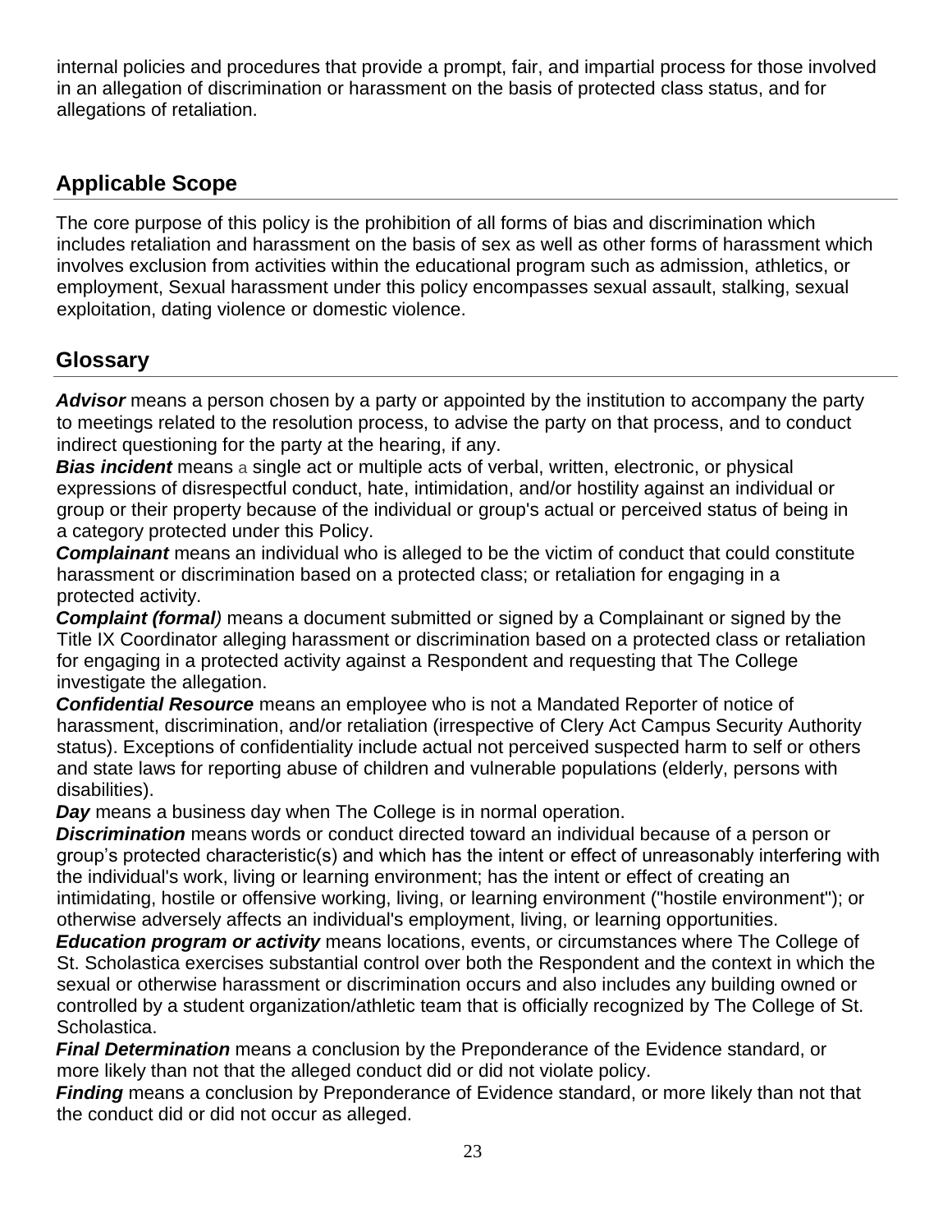internal policies and procedures that provide a prompt, fair, and impartial process for those involved in an allegation of discrimination or harassment on the basis of protected class status, and for allegations of retaliation.

## Applicable Scope

The core purpose of this policy is the prohibition of all forms of bias and discrimination which includes retaliation and harassment on the basis of sex as well as other forms of harassment which involves exclusion from activities within the educational program such as admission, athletics, or employment, Sexual harassment under this policy encompasses sexual assault, stalking, sexual exploitation, dating violence or domestic violence.

## Glossary

***Advisor*** means a person chosen by a party or appointed by the institution to accompany the party to meetings related to the resolution process, to advise the party on that process, and to conduct indirect questioning for the party at the hearing, if any.

***Bias incident*** means a single act or multiple acts of verbal, written, electronic, or physical expressions of disrespectful conduct, hate, intimidation, and/or hostility against an individual or group or their property because of the individual or group's actual or perceived status of being in a category protected under this Policy.

***Complainant*** means an individual who is alleged to be the victim of conduct that could constitute harassment or discrimination based on a protected class; or retaliation for engaging in a protected activity.

***Complaint (formal)*** means a document submitted or signed by a Complainant or signed by the Title IX Coordinator alleging harassment or discrimination based on a protected class or retaliation for engaging in a protected activity against a Respondent and requesting that The College investigate the allegation.

***Confidential Resource*** means an employee who is not a Mandated Reporter of notice of harassment, discrimination, and/or retaliation (irrespective of Clery Act Campus Security Authority status). Exceptions of confidentiality include actual not perceived suspected harm to self or others and state laws for reporting abuse of children and vulnerable populations (elderly, persons with disabilities).

***Day*** means a business day when The College is in normal operation.

***Discrimination*** means words or conduct directed toward an individual because of a person or group's protected characteristic(s) and which has the intent or effect of unreasonably interfering with the individual's work, living or learning environment; has the intent or effect of creating an intimidating, hostile or offensive working, living, or learning environment ("hostile environment"); or otherwise adversely affects an individual's employment, living, or learning opportunities.

***Education program or activity*** means locations, events, or circumstances where The College of St. Scholastica exercises substantial control over both the Respondent and the context in which the sexual or otherwise harassment or discrimination occurs and also includes any building owned or controlled by a student organization/athletic team that is officially recognized by The College of St. Scholastica.

***Final Determination*** means a conclusion by the Preponderance of the Evidence standard, or more likely than not that the alleged conduct did or did not violate policy.

***Finding*** means a conclusion by Preponderance of Evidence standard, or more likely than not that the conduct did or did not occur as alleged.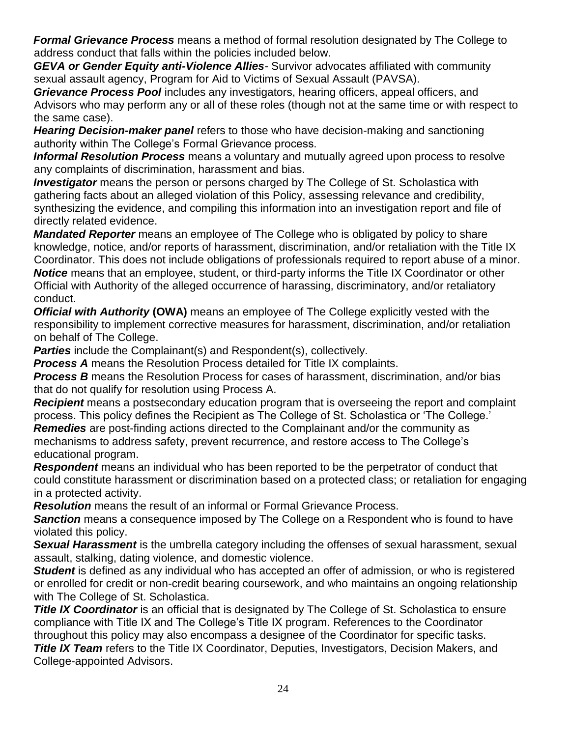***Formal Grievance Process*** means a method of formal resolution designated by The College to address conduct that falls within the policies included below.

***GEVA or Gender Equity anti-Violence Allies***- Survivor advocates affiliated with community sexual assault agency, Program for Aid to Victims of Sexual Assault (PAVSA).

***Grievance Process Pool*** includes any investigators, hearing officers, appeal officers, and Advisors who may perform any or all of these roles (though not at the same time or with respect to the same case).

***Hearing Decision-maker panel*** refers to those who have decision-making and sanctioning authority within The College's Formal Grievance process.

***Informal Resolution Process*** means a voluntary and mutually agreed upon process to resolve any complaints of discrimination, harassment and bias.

***Investigator*** means the person or persons charged by The College of St. Scholastica with gathering facts about an alleged violation of this Policy, assessing relevance and credibility, synthesizing the evidence, and compiling this information into an investigation report and file of directly related evidence.

***Mandated Reporter*** means an employee of The College who is obligated by policy to share knowledge, notice, and/or reports of harassment, discrimination, and/or retaliation with the Title IX Coordinator. This does not include obligations of professionals required to report abuse of a minor.

***Notice*** means that an employee, student, or third-party informs the Title IX Coordinator or other Official with Authority of the alleged occurrence of harassing, discriminatory, and/or retaliatory conduct.

***Official with Authority* (OWA)** means an employee of The College explicitly vested with the responsibility to implement corrective measures for harassment, discrimination, and/or retaliation on behalf of The College.

***Parties*** include the Complainant(s) and Respondent(s), collectively.

***Process A*** means the Resolution Process detailed for Title IX complaints.

***Process B*** means the Resolution Process for cases of harassment, discrimination, and/or bias that do not qualify for resolution using Process A.

***Recipient*** means a postsecondary education program that is overseeing the report and complaint process. This policy defines the Recipient as The College of St. Scholastica or 'The College.'

***Remedies*** are post-finding actions directed to the Complainant and/or the community as mechanisms to address safety, prevent recurrence, and restore access to The College's educational program.

***Respondent*** means an individual who has been reported to be the perpetrator of conduct that could constitute harassment or discrimination based on a protected class; or retaliation for engaging in a protected activity.

***Resolution*** means the result of an informal or Formal Grievance Process.

***Sanction*** means a consequence imposed by The College on a Respondent who is found to have violated this policy.

***Sexual Harassment*** is the umbrella category including the offenses of sexual harassment, sexual assault, stalking, dating violence, and domestic violence.

***Student*** is defined as any individual who has accepted an offer of admission, or who is registered or enrolled for credit or non-credit bearing coursework, and who maintains an ongoing relationship with The College of St. Scholastica.

***Title IX Coordinator*** is an official that is designated by The College of St. Scholastica to ensure compliance with Title IX and The College's Title IX program. References to the Coordinator throughout this policy may also encompass a designee of the Coordinator for specific tasks.

***Title IX Team*** refers to the Title IX Coordinator, Deputies, Investigators, Decision Makers, and College-appointed Advisors.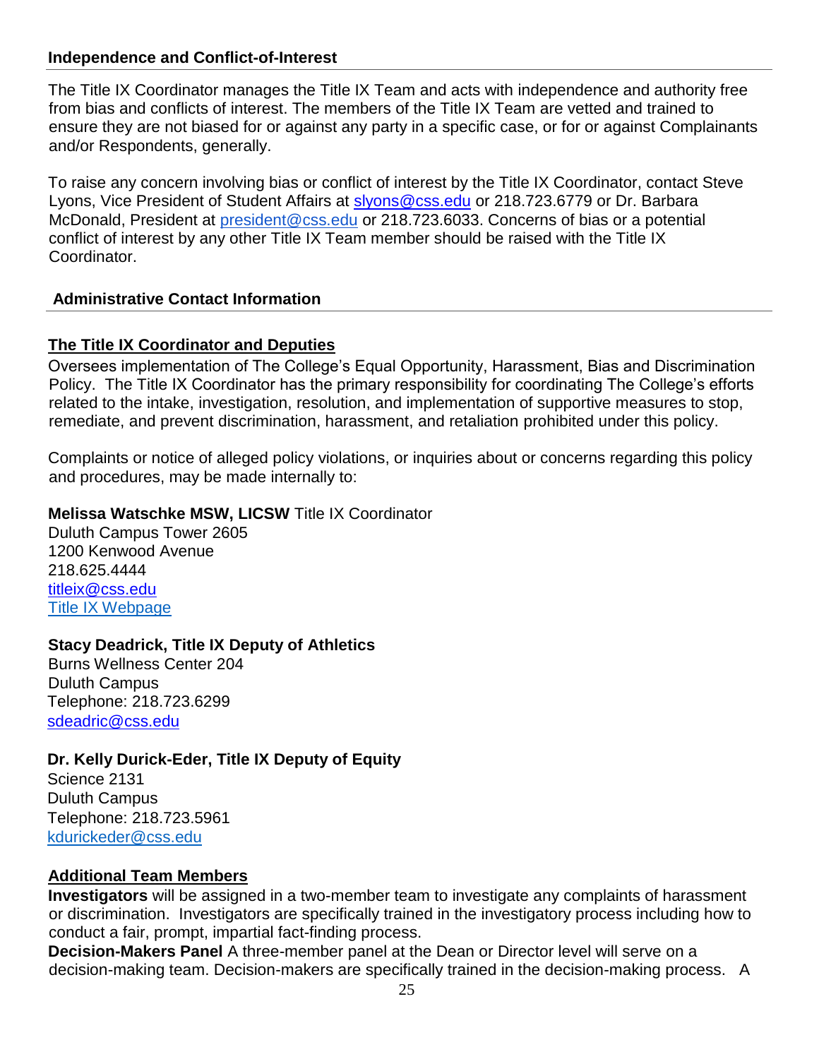## Independence and Conflict-of-Interest

The Title IX Coordinator manages the Title IX Team and acts with independence and authority free from bias and conflicts of interest. The members of the Title IX Team are vetted and trained to ensure they are not biased for or against any party in a specific case, or for or against Complainants and/or Respondents, generally.

To raise any concern involving bias or conflict of interest by the Title IX Coordinator, contact Steve Lyons, Vice President of Student Affairs at slyons@css.edu or 218.723.6779 or Dr. Barbara McDonald, President at president@css.edu or 218.723.6033. Concerns of bias or a potential conflict of interest by any other Title IX Team member should be raised with the Title IX Coordinator.

## Administrative Contact Information

### The Title IX Coordinator and Deputies

Oversees implementation of The College's Equal Opportunity, Harassment, Bias and Discrimination Policy. The Title IX Coordinator has the primary responsibility for coordinating The College's efforts related to the intake, investigation, resolution, and implementation of supportive measures to stop, remediate, and prevent discrimination, harassment, and retaliation prohibited under this policy.

Complaints or notice of alleged policy violations, or inquiries about or concerns regarding this policy and procedures, may be made internally to:

**Melissa Watschke MSW, LICSW** Title IX Coordinator
Duluth Campus Tower 2605
1200 Kenwood Avenue
218.625.4444
titleix@css.edu
Title IX Webpage

**Stacy Deadrick, Title IX Deputy of Athletics**
Burns Wellness Center 204
Duluth Campus
Telephone: 218.723.6299
sdeadric@css.edu

**Dr. Kelly Durick-Eder, Title IX Deputy of Equity**
Science 2131
Duluth Campus
Telephone: 218.723.5961
kdurickeder@css.edu

### Additional Team Members

**Investigators** will be assigned in a two-member team to investigate any complaints of harassment or discrimination. Investigators are specifically trained in the investigatory process including how to conduct a fair, prompt, impartial fact-finding process.

**Decision-Makers Panel** A three-member panel at the Dean or Director level will serve on a decision-making team. Decision-makers are specifically trained in the decision-making process. A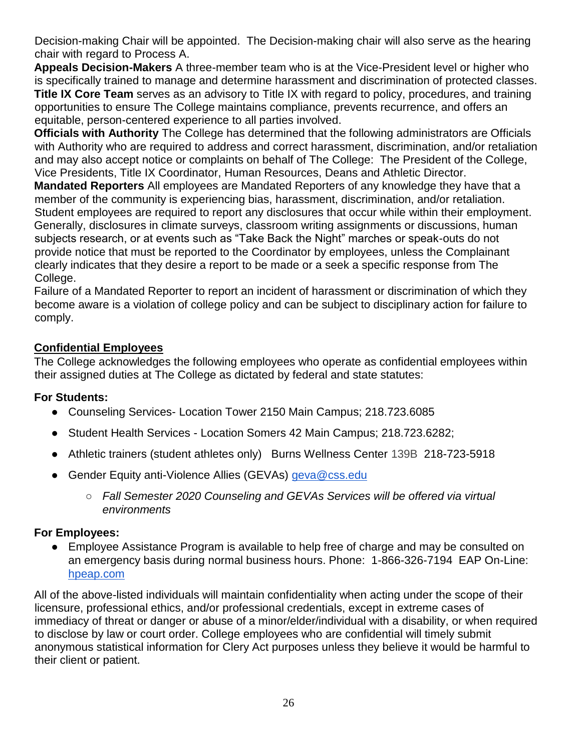Decision-making Chair will be appointed. The Decision-making chair will also serve as the hearing chair with regard to Process A.

**Appeals Decision-Makers** A three-member team who is at the Vice-President level or higher who is specifically trained to manage and determine harassment and discrimination of protected classes.

**Title IX Core Team** serves as an advisory to Title IX with regard to policy, procedures, and training opportunities to ensure The College maintains compliance, prevents recurrence, and offers an equitable, person-centered experience to all parties involved.

**Officials with Authority** The College has determined that the following administrators are Officials with Authority who are required to address and correct harassment, discrimination, and/or retaliation and may also accept notice or complaints on behalf of The College: The President of the College, Vice Presidents, Title IX Coordinator, Human Resources, Deans and Athletic Director.

**Mandated Reporters** All employees are Mandated Reporters of any knowledge they have that a member of the community is experiencing bias, harassment, discrimination, and/or retaliation. Student employees are required to report any disclosures that occur while within their employment. Generally, disclosures in climate surveys, classroom writing assignments or discussions, human subjects research, or at events such as "Take Back the Night" marches or speak-outs do not provide notice that must be reported to the Coordinator by employees, unless the Complainant clearly indicates that they desire a report to be made or a seek a specific response from The College.

Failure of a Mandated Reporter to report an incident of harassment or discrimination of which they become aware is a violation of college policy and can be subject to disciplinary action for failure to comply.

## Confidential Employees

The College acknowledges the following employees who operate as confidential employees within their assigned duties at The College as dictated by federal and state statutes:

**For Students:**

- Counseling Services- Location Tower 2150 Main Campus; 218.723.6085
- Student Health Services - Location Somers 42 Main Campus; 218.723.6282;
- Athletic trainers (student athletes only) Burns Wellness Center 139B 218-723-5918
- Gender Equity anti-Violence Allies (GEVAs) geva@css.edu
    - *Fall Semester 2020 Counseling and GEVAs Services will be offered via virtual environments*

**For Employees:**

- Employee Assistance Program is available to help free of charge and may be consulted on an emergency basis during normal business hours. Phone: 1-866-326-7194 EAP On-Line: hpeap.com

All of the above-listed individuals will maintain confidentiality when acting under the scope of their licensure, professional ethics, and/or professional credentials, except in extreme cases of immediacy of threat or danger or abuse of a minor/elder/individual with a disability, or when required to disclose by law or court order. College employees who are confidential will timely submit anonymous statistical information for Clery Act purposes unless they believe it would be harmful to their client or patient.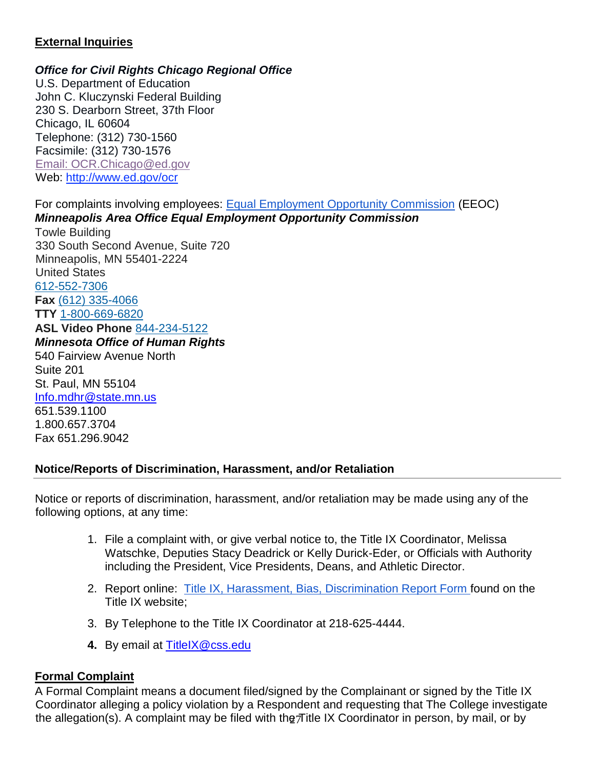## External Inquiries

***Office for Civil Rights Chicago Regional Office***
U.S. Department of Education
John C. Kluczynski Federal Building
230 S. Dearborn Street, 37th Floor
Chicago, IL 60604
Telephone: (312) 730-1560
Facsimile: (312) 730-1576
Email: OCR.Chicago@ed.gov
Web: http://www.ed.gov/ocr

For complaints involving employees: Equal Employment Opportunity Commission (EEOC)
***Minneapolis Area Office Equal Employment Opportunity Commission***
Towle Building
330 South Second Avenue, Suite 720
Minneapolis, MN 55401-2224
United States
612-552-7306
**Fax** (612) 335-4066
**TTY** 1-800-669-6820
**ASL Video Phone** 844-234-5122
***Minnesota Office of Human Rights***
540 Fairview Avenue North
Suite 201
St. Paul, MN 55104
Info.mdhr@state.mn.us
651.539.1100
1.800.657.3704
Fax 651.296.9042

### Notice/Reports of Discrimination, Harassment, and/or Retaliation

Notice or reports of discrimination, harassment, and/or retaliation may be made using any of the following options, at any time:

1. File a complaint with, or give verbal notice to, the Title IX Coordinator, Melissa Watschke, Deputies Stacy Deadrick or Kelly Durick-Eder, or Officials with Authority including the President, Vice Presidents, Deans, and Athletic Director.
2. Report online: Title IX, Harassment, Bias, Discrimination Report Form found on the Title IX website;
3. By Telephone to the Title IX Coordinator at 218-625-4444.
4. By email at TitleIX@css.edu

## Formal Complaint

A Formal Complaint means a document filed/signed by the Complainant or signed by the Title IX Coordinator alleging a policy violation by a Respondent and requesting that The College investigate the allegation(s). A complaint may be filed with the Title IX Coordinator in person, by mail, or by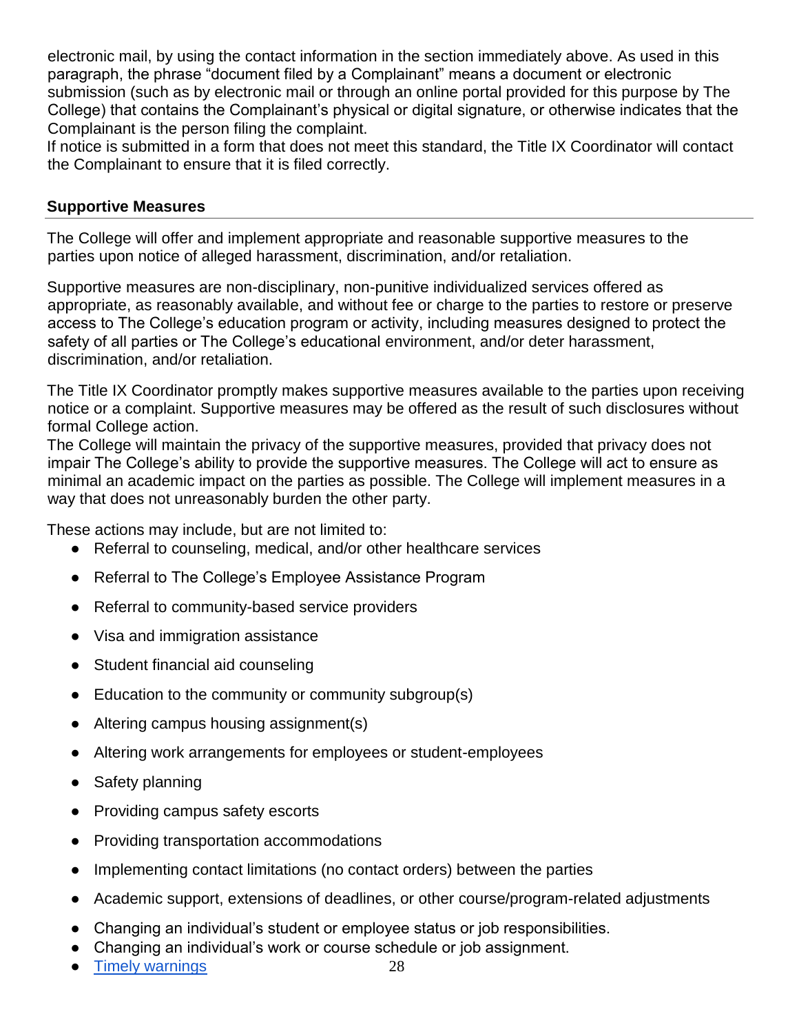electronic mail, by using the contact information in the section immediately above. As used in this paragraph, the phrase "document filed by a Complainant" means a document or electronic submission (such as by electronic mail or through an online portal provided for this purpose by The College) that contains the Complainant's physical or digital signature, or otherwise indicates that the Complainant is the person filing the complaint.
If notice is submitted in a form that does not meet this standard, the Title IX Coordinator will contact the Complainant to ensure that it is filed correctly.

## Supportive Measures

The College will offer and implement appropriate and reasonable supportive measures to the parties upon notice of alleged harassment, discrimination, and/or retaliation.

Supportive measures are non-disciplinary, non-punitive individualized services offered as appropriate, as reasonably available, and without fee or charge to the parties to restore or preserve access to The College's education program or activity, including measures designed to protect the safety of all parties or The College's educational environment, and/or deter harassment, discrimination, and/or retaliation.

The Title IX Coordinator promptly makes supportive measures available to the parties upon receiving notice or a complaint. Supportive measures may be offered as the result of such disclosures without formal College action.
The College will maintain the privacy of the supportive measures, provided that privacy does not impair The College's ability to provide the supportive measures. The College will act to ensure as minimal an academic impact on the parties as possible. The College will implement measures in a way that does not unreasonably burden the other party.

These actions may include, but are not limited to:

- Referral to counseling, medical, and/or other healthcare services
- Referral to The College's Employee Assistance Program
- Referral to community-based service providers
- Visa and immigration assistance
- Student financial aid counseling
- Education to the community or community subgroup(s)
- Altering campus housing assignment(s)
- Altering work arrangements for employees or student-employees
- Safety planning
- Providing campus safety escorts
- Providing transportation accommodations
- Implementing contact limitations (no contact orders) between the parties
- Academic support, extensions of deadlines, or other course/program-related adjustments
- Changing an individual's student or employee status or job responsibilities.
- Changing an individual's work or course schedule or job assignment.
- Timely warnings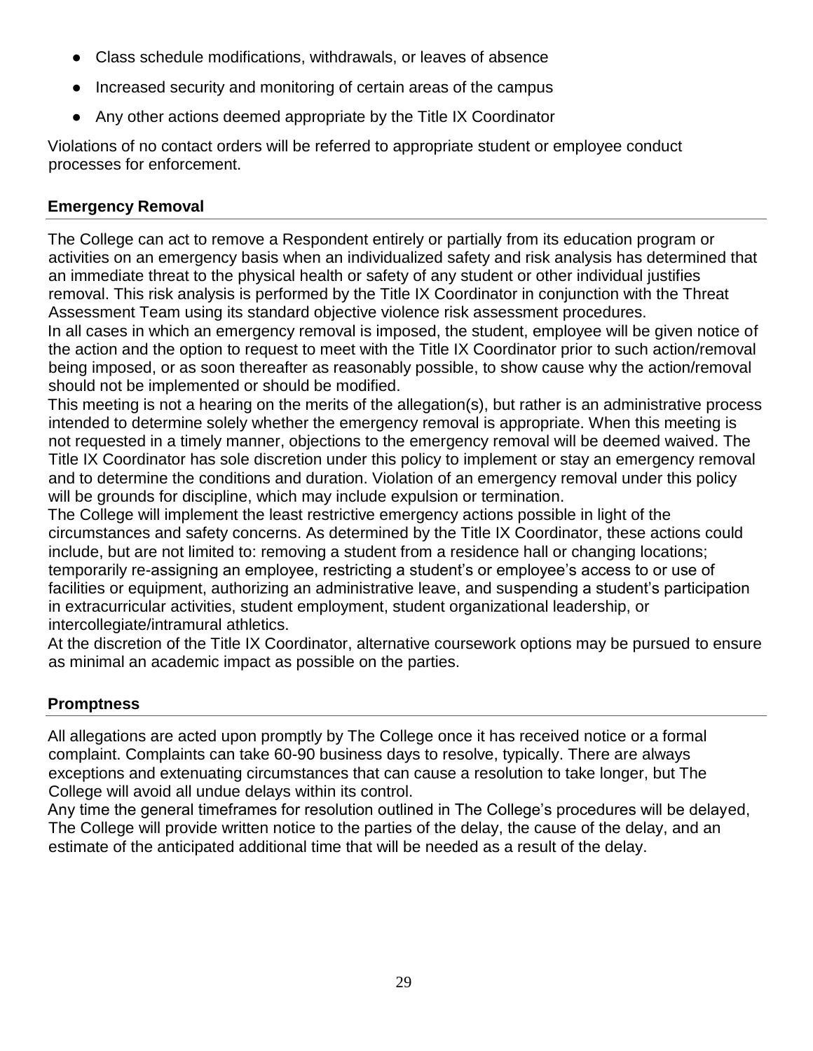- Class schedule modifications, withdrawals, or leaves of absence
- Increased security and monitoring of certain areas of the campus
- Any other actions deemed appropriate by the Title IX Coordinator

Violations of no contact orders will be referred to appropriate student or employee conduct processes for enforcement.

## Emergency Removal

The College can act to remove a Respondent entirely or partially from its education program or activities on an emergency basis when an individualized safety and risk analysis has determined that an immediate threat to the physical health or safety of any student or other individual justifies removal. This risk analysis is performed by the Title IX Coordinator in conjunction with the Threat Assessment Team using its standard objective violence risk assessment procedures.

In all cases in which an emergency removal is imposed, the student, employee will be given notice of the action and the option to request to meet with the Title IX Coordinator prior to such action/removal being imposed, or as soon thereafter as reasonably possible, to show cause why the action/removal should not be implemented or should be modified.

This meeting is not a hearing on the merits of the allegation(s), but rather is an administrative process intended to determine solely whether the emergency removal is appropriate. When this meeting is not requested in a timely manner, objections to the emergency removal will be deemed waived. The Title IX Coordinator has sole discretion under this policy to implement or stay an emergency removal and to determine the conditions and duration. Violation of an emergency removal under this policy will be grounds for discipline, which may include expulsion or termination.

The College will implement the least restrictive emergency actions possible in light of the circumstances and safety concerns. As determined by the Title IX Coordinator, these actions could include, but are not limited to: removing a student from a residence hall or changing locations; temporarily re-assigning an employee, restricting a student's or employee's access to or use of facilities or equipment, authorizing an administrative leave, and suspending a student's participation in extracurricular activities, student employment, student organizational leadership, or intercollegiate/intramural athletics.

At the discretion of the Title IX Coordinator, alternative coursework options may be pursued to ensure as minimal an academic impact as possible on the parties.

## Promptness

All allegations are acted upon promptly by The College once it has received notice or a formal complaint. Complaints can take 60-90 business days to resolve, typically. There are always exceptions and extenuating circumstances that can cause a resolution to take longer, but The College will avoid all undue delays within its control.

Any time the general timeframes for resolution outlined in The College's procedures will be delayed, The College will provide written notice to the parties of the delay, the cause of the delay, and an estimate of the anticipated additional time that will be needed as a result of the delay.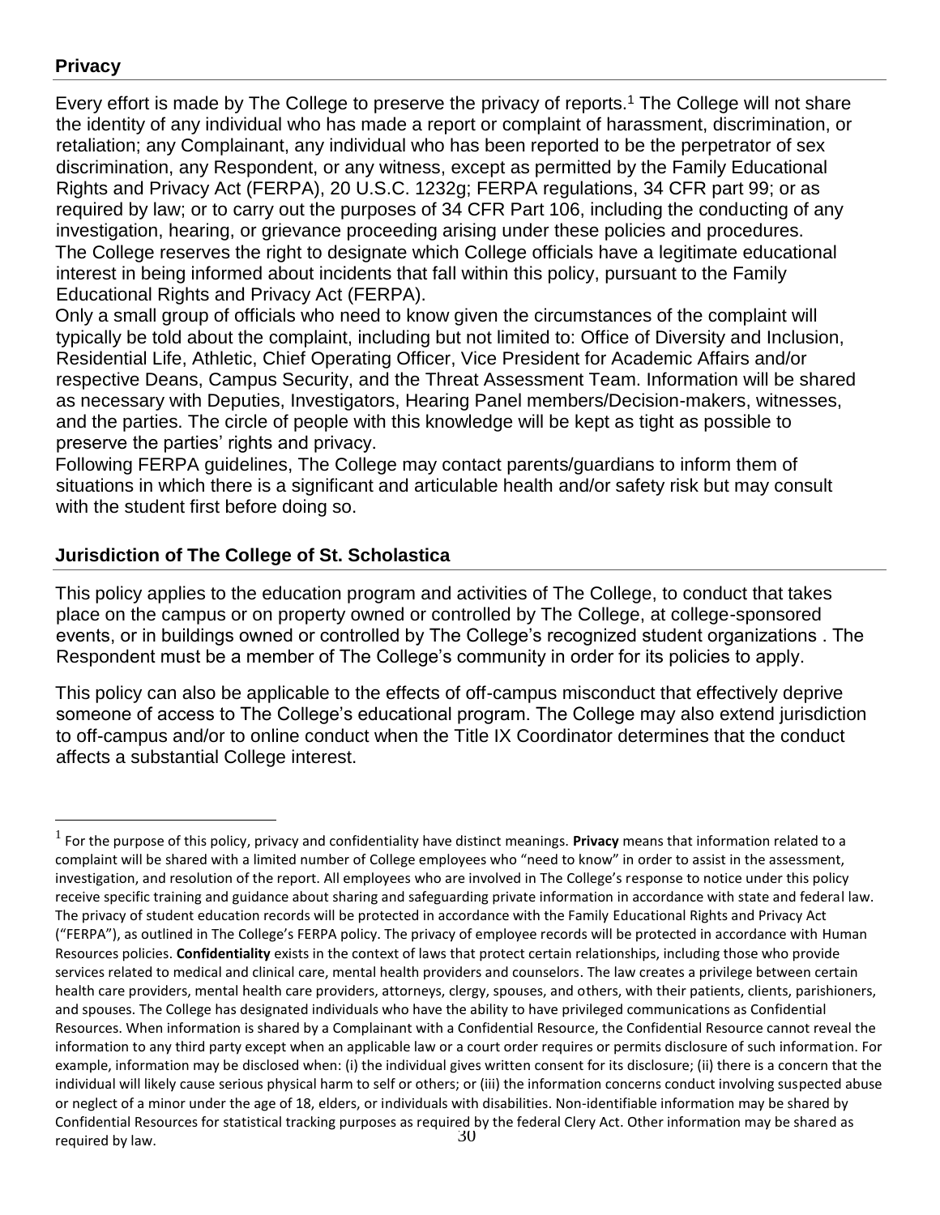## Privacy

Every effort is made by The College to preserve the privacy of reports.[1] The College will not share the identity of any individual who has made a report or complaint of harassment, discrimination, or retaliation; any Complainant, any individual who has been reported to be the perpetrator of sex discrimination, any Respondent, or any witness, except as permitted by the Family Educational Rights and Privacy Act (FERPA), 20 U.S.C. 1232g; FERPA regulations, 34 CFR part 99; or as required by law; or to carry out the purposes of 34 CFR Part 106, including the conducting of any investigation, hearing, or grievance proceeding arising under these policies and procedures. The College reserves the right to designate which College officials have a legitimate educational interest in being informed about incidents that fall within this policy, pursuant to the Family Educational Rights and Privacy Act (FERPA).

Only a small group of officials who need to know given the circumstances of the complaint will typically be told about the complaint, including but not limited to: Office of Diversity and Inclusion, Residential Life, Athletic, Chief Operating Officer, Vice President for Academic Affairs and/or respective Deans, Campus Security, and the Threat Assessment Team. Information will be shared as necessary with Deputies, Investigators, Hearing Panel members/Decision-makers, witnesses, and the parties. The circle of people with this knowledge will be kept as tight as possible to preserve the parties' rights and privacy.

Following FERPA guidelines, The College may contact parents/guardians to inform them of situations in which there is a significant and articulable health and/or safety risk but may consult with the student first before doing so.

## Jurisdiction of The College of St. Scholastica

This policy applies to the education program and activities of The College, to conduct that takes place on the campus or on property owned or controlled by The College, at college-sponsored events, or in buildings owned or controlled by The College's recognized student organizations . The Respondent must be a member of The College's community in order for its policies to apply.

This policy can also be applicable to the effects of off-campus misconduct that effectively deprive someone of access to The College's educational program. The College may also extend jurisdiction to off-campus and/or to online conduct when the Title IX Coordinator determines that the conduct affects a substantial College interest.

---

[1] For the purpose of this policy, privacy and confidentiality have distinct meanings. **Privacy** means that information related to a complaint will be shared with a limited number of College employees who "need to know" in order to assist in the assessment, investigation, and resolution of the report. All employees who are involved in The College's response to notice under this policy receive specific training and guidance about sharing and safeguarding private information in accordance with state and federal law. The privacy of student education records will be protected in accordance with the Family Educational Rights and Privacy Act ("FERPA"), as outlined in The College's FERPA policy. The privacy of employee records will be protected in accordance with Human Resources policies. **Confidentiality** exists in the context of laws that protect certain relationships, including those who provide services related to medical and clinical care, mental health providers and counselors. The law creates a privilege between certain health care providers, mental health care providers, attorneys, clergy, spouses, and others, with their patients, clients, parishioners, and spouses. The College has designated individuals who have the ability to have privileged communications as Confidential Resources. When information is shared by a Complainant with a Confidential Resource, the Confidential Resource cannot reveal the information to any third party except when an applicable law or a court order requires or permits disclosure of such information. For example, information may be disclosed when: (i) the individual gives written consent for its disclosure; (ii) there is a concern that the individual will likely cause serious physical harm to self or others; or (iii) the information concerns conduct involving suspected abuse or neglect of a minor under the age of 18, elders, or individuals with disabilities. Non-identifiable information may be shared by Confidential Resources for statistical tracking purposes as required by the federal Clery Act. Other information may be shared as required by law.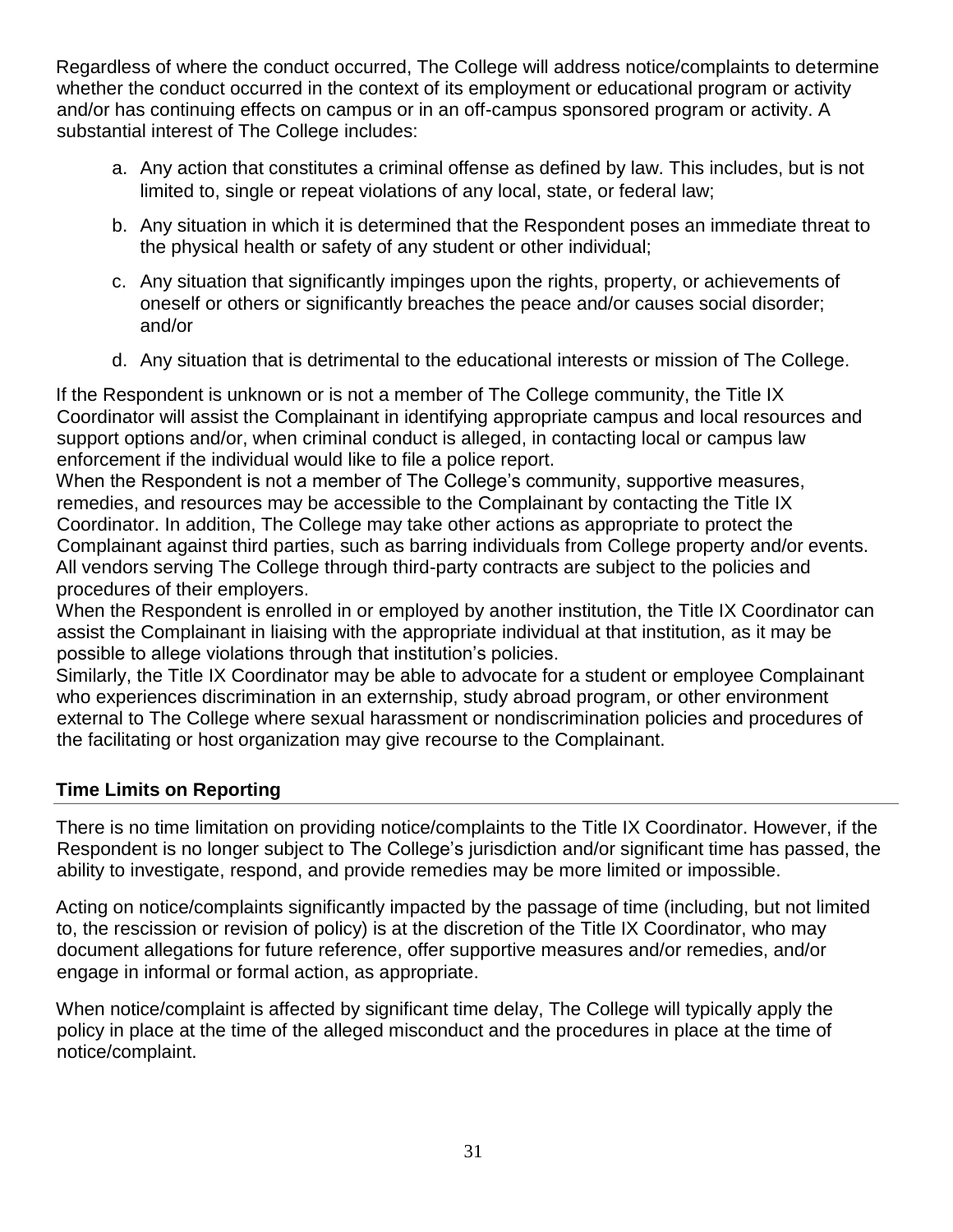Regardless of where the conduct occurred, The College will address notice/complaints to determine whether the conduct occurred in the context of its employment or educational program or activity and/or has continuing effects on campus or in an off-campus sponsored program or activity. A substantial interest of The College includes:

a. Any action that constitutes a criminal offense as defined by law. This includes, but is not limited to, single or repeat violations of any local, state, or federal law;

b. Any situation in which it is determined that the Respondent poses an immediate threat to the physical health or safety of any student or other individual;

c. Any situation that significantly impinges upon the rights, property, or achievements of oneself or others or significantly breaches the peace and/or causes social disorder; and/or

d. Any situation that is detrimental to the educational interests or mission of The College.

If the Respondent is unknown or is not a member of The College community, the Title IX Coordinator will assist the Complainant in identifying appropriate campus and local resources and support options and/or, when criminal conduct is alleged, in contacting local or campus law enforcement if the individual would like to file a police report.

When the Respondent is not a member of The College's community, supportive measures, remedies, and resources may be accessible to the Complainant by contacting the Title IX Coordinator. In addition, The College may take other actions as appropriate to protect the Complainant against third parties, such as barring individuals from College property and/or events.

All vendors serving The College through third-party contracts are subject to the policies and procedures of their employers.

When the Respondent is enrolled in or employed by another institution, the Title IX Coordinator can assist the Complainant in liaising with the appropriate individual at that institution, as it may be possible to allege violations through that institution's policies.

Similarly, the Title IX Coordinator may be able to advocate for a student or employee Complainant who experiences discrimination in an externship, study abroad program, or other environment external to The College where sexual harassment or nondiscrimination policies and procedures of the facilitating or host organization may give recourse to the Complainant.

## Time Limits on Reporting

There is no time limitation on providing notice/complaints to the Title IX Coordinator. However, if the Respondent is no longer subject to The College's jurisdiction and/or significant time has passed, the ability to investigate, respond, and provide remedies may be more limited or impossible.

Acting on notice/complaints significantly impacted by the passage of time (including, but not limited to, the rescission or revision of policy) is at the discretion of the Title IX Coordinator, who may document allegations for future reference, offer supportive measures and/or remedies, and/or engage in informal or formal action, as appropriate.

When notice/complaint is affected by significant time delay, The College will typically apply the policy in place at the time of the alleged misconduct and the procedures in place at the time of notice/complaint.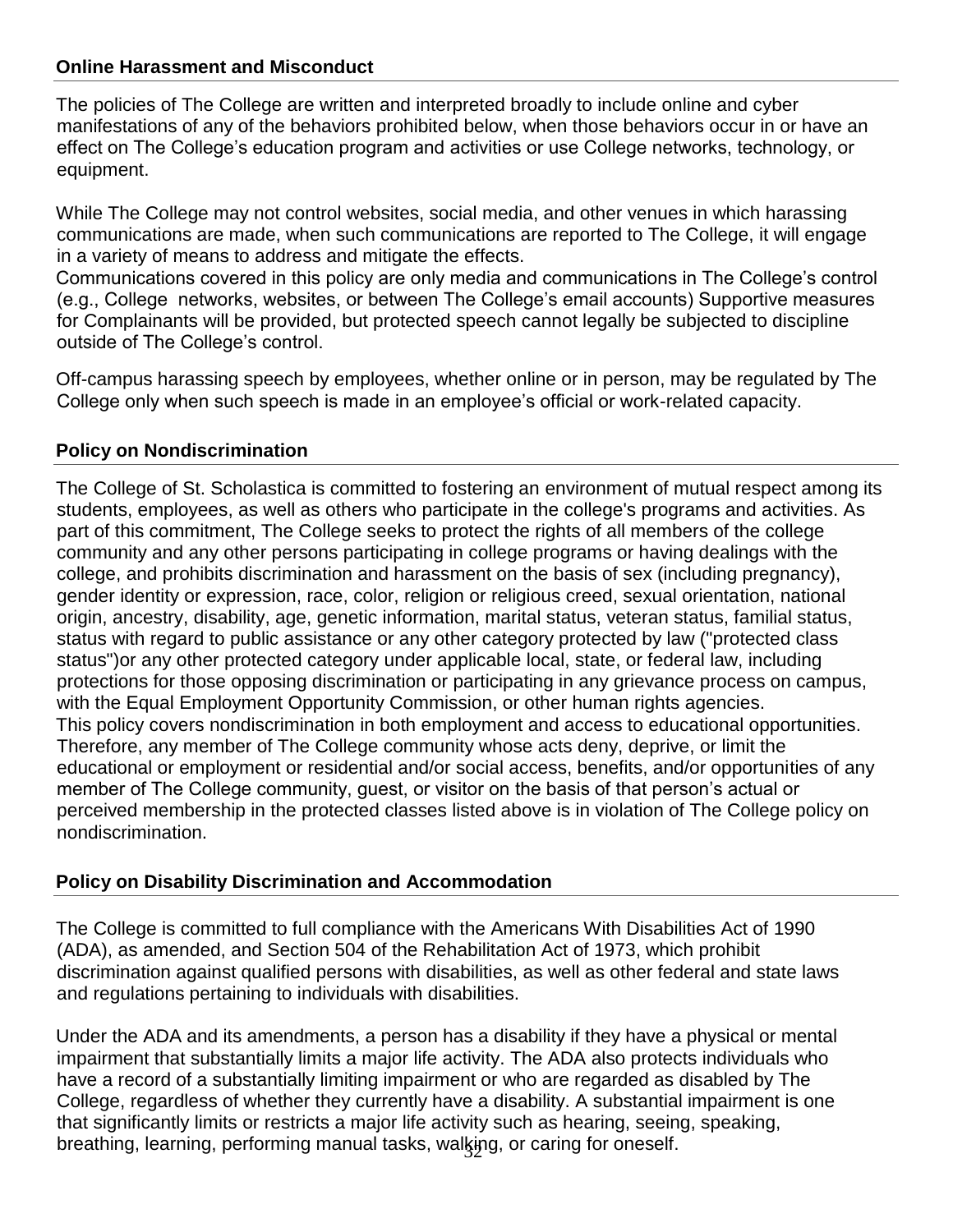## Online Harassment and Misconduct

The policies of The College are written and interpreted broadly to include online and cyber manifestations of any of the behaviors prohibited below, when those behaviors occur in or have an effect on The College's education program and activities or use College networks, technology, or equipment.

While The College may not control websites, social media, and other venues in which harassing communications are made, when such communications are reported to The College, it will engage in a variety of means to address and mitigate the effects.
Communications covered in this policy are only media and communications in The College's control (e.g., College networks, websites, or between The College's email accounts) Supportive measures for Complainants will be provided, but protected speech cannot legally be subjected to discipline outside of The College's control.

Off-campus harassing speech by employees, whether online or in person, may be regulated by The College only when such speech is made in an employee's official or work-related capacity.

## Policy on Nondiscrimination

The College of St. Scholastica is committed to fostering an environment of mutual respect among its students, employees, as well as others who participate in the college's programs and activities. As part of this commitment, The College seeks to protect the rights of all members of the college community and any other persons participating in college programs or having dealings with the college, and prohibits discrimination and harassment on the basis of sex (including pregnancy), gender identity or expression, race, color, religion or religious creed, sexual orientation, national origin, ancestry, disability, age, genetic information, marital status, veteran status, familial status, status with regard to public assistance or any other category protected by law ("protected class status")or any other protected category under applicable local, state, or federal law, including protections for those opposing discrimination or participating in any grievance process on campus, with the Equal Employment Opportunity Commission, or other human rights agencies.
This policy covers nondiscrimination in both employment and access to educational opportunities. Therefore, any member of The College community whose acts deny, deprive, or limit the educational or employment or residential and/or social access, benefits, and/or opportunities of any member of The College community, guest, or visitor on the basis of that person's actual or perceived membership in the protected classes listed above is in violation of The College policy on nondiscrimination.

## Policy on Disability Discrimination and Accommodation

The College is committed to full compliance with the Americans With Disabilities Act of 1990 (ADA), as amended, and Section 504 of the Rehabilitation Act of 1973, which prohibit discrimination against qualified persons with disabilities, as well as other federal and state laws and regulations pertaining to individuals with disabilities.

Under the ADA and its amendments, a person has a disability if they have a physical or mental impairment that substantially limits a major life activity. The ADA also protects individuals who have a record of a substantially limiting impairment or who are regarded as disabled by The College, regardless of whether they currently have a disability. A substantial impairment is one that significantly limits or restricts a major life activity such as hearing, seeing, speaking, breathing, learning, performing manual tasks, walking, or caring for oneself.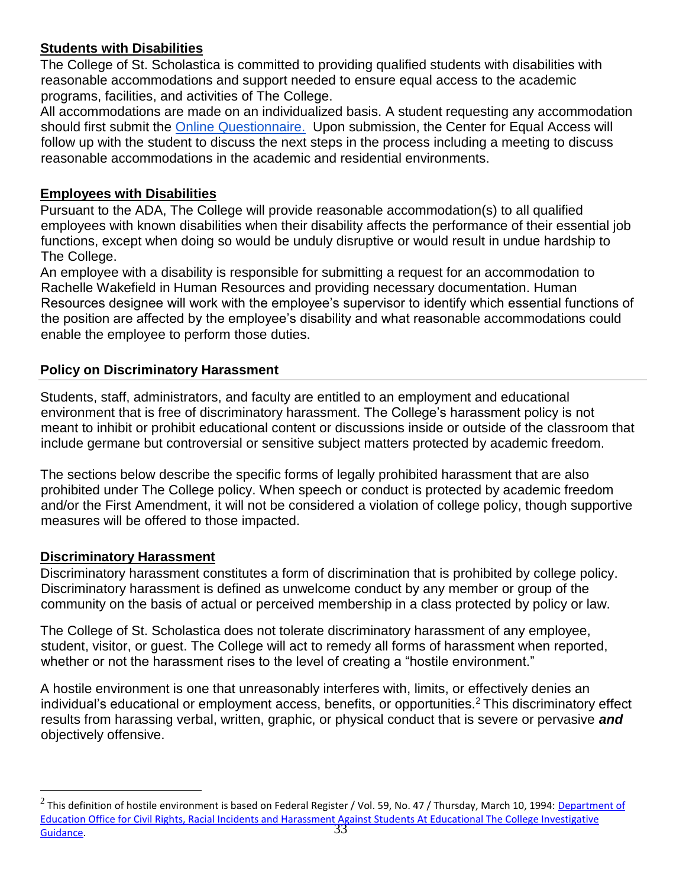## Students with Disabilities

The College of St. Scholastica is committed to providing qualified students with disabilities with reasonable accommodations and support needed to ensure equal access to the academic programs, facilities, and activities of The College.

All accommodations are made on an individualized basis. A student requesting any accommodation should first submit the Online Questionnaire. Upon submission, the Center for Equal Access will follow up with the student to discuss the next steps in the process including a meeting to discuss reasonable accommodations in the academic and residential environments.

## Employees with Disabilities

Pursuant to the ADA, The College will provide reasonable accommodation(s) to all qualified employees with known disabilities when their disability affects the performance of their essential job functions, except when doing so would be unduly disruptive or would result in undue hardship to The College.

An employee with a disability is responsible for submitting a request for an accommodation to Rachelle Wakefield in Human Resources and providing necessary documentation. Human Resources designee will work with the employee's supervisor to identify which essential functions of the position are affected by the employee's disability and what reasonable accommodations could enable the employee to perform those duties.

## Policy on Discriminatory Harassment

Students, staff, administrators, and faculty are entitled to an employment and educational environment that is free of discriminatory harassment. The College's harassment policy is not meant to inhibit or prohibit educational content or discussions inside or outside of the classroom that include germane but controversial or sensitive subject matters protected by academic freedom.

The sections below describe the specific forms of legally prohibited harassment that are also prohibited under The College policy. When speech or conduct is protected by academic freedom and/or the First Amendment, it will not be considered a violation of college policy, though supportive measures will be offered to those impacted.

## Discriminatory Harassment

Discriminatory harassment constitutes a form of discrimination that is prohibited by college policy. Discriminatory harassment is defined as unwelcome conduct by any member or group of the community on the basis of actual or perceived membership in a class protected by policy or law.

The College of St. Scholastica does not tolerate discriminatory harassment of any employee, student, visitor, or guest. The College will act to remedy all forms of harassment when reported, whether or not the harassment rises to the level of creating a "hostile environment."

A hostile environment is one that unreasonably interferes with, limits, or effectively denies an individual's educational or employment access, benefits, or opportunities.[2] This discriminatory effect results from harassing verbal, written, graphic, or physical conduct that is severe or pervasive ***and*** objectively offensive.

---

[2] This definition of hostile environment is based on Federal Register / Vol. 59, No. 47 / Thursday, March 10, 1994: Department of Education Office for Civil Rights, Racial Incidents and Harassment Against Students At Educational The College Investigative Guidance.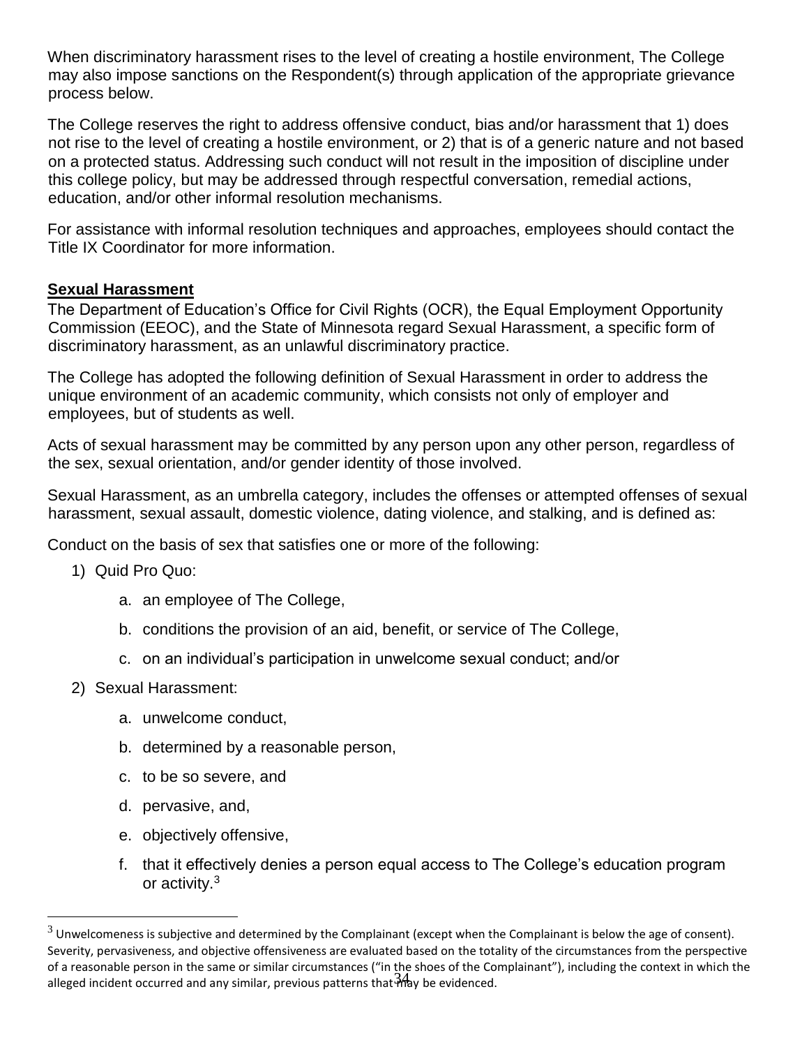When discriminatory harassment rises to the level of creating a hostile environment, The College may also impose sanctions on the Respondent(s) through application of the appropriate grievance process below.

The College reserves the right to address offensive conduct, bias and/or harassment that 1) does not rise to the level of creating a hostile environment, or 2) that is of a generic nature and not based on a protected status. Addressing such conduct will not result in the imposition of discipline under this college policy, but may be addressed through respectful conversation, remedial actions, education, and/or other informal resolution mechanisms.

For assistance with informal resolution techniques and approaches, employees should contact the Title IX Coordinator for more information.

**Sexual Harassment**

The Department of Education's Office for Civil Rights (OCR), the Equal Employment Opportunity Commission (EEOC), and the State of Minnesota regard Sexual Harassment, a specific form of discriminatory harassment, as an unlawful discriminatory practice.

The College has adopted the following definition of Sexual Harassment in order to address the unique environment of an academic community, which consists not only of employer and employees, but of students as well.

Acts of sexual harassment may be committed by any person upon any other person, regardless of the sex, sexual orientation, and/or gender identity of those involved.

Sexual Harassment, as an umbrella category, includes the offenses or attempted offenses of sexual harassment, sexual assault, domestic violence, dating violence, and stalking, and is defined as:

Conduct on the basis of sex that satisfies one or more of the following:

1) Quid Pro Quo:
    a. an employee of The College,
    b. conditions the provision of an aid, benefit, or service of The College,
    c. on an individual's participation in unwelcome sexual conduct; and/or
2) Sexual Harassment:
    a. unwelcome conduct,
    b. determined by a reasonable person,
    c. to be so severe, and
    d. pervasive, and,
    e. objectively offensive,
    f. that it effectively denies a person equal access to The College's education program or activity.[3]

[3] Unwelcomeness is subjective and determined by the Complainant (except when the Complainant is below the age of consent). Severity, pervasiveness, and objective offensiveness are evaluated based on the totality of the circumstances from the perspective of a reasonable person in the same or similar circumstances ("in the shoes of the Complainant"), including the context in which the alleged incident occurred and any similar, previous patterns that may be evidenced.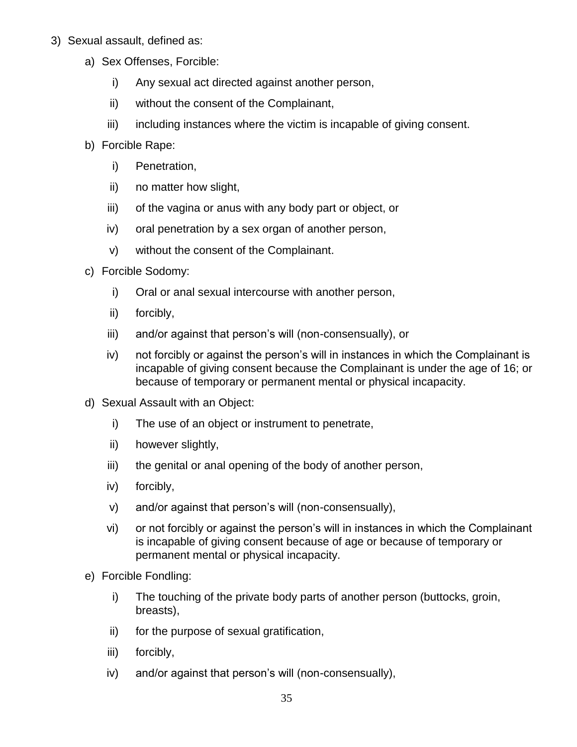3) Sexual assault, defined as:

   a) Sex Offenses, Forcible:

      i) Any sexual act directed against another person,

      ii) without the consent of the Complainant,

      iii) including instances where the victim is incapable of giving consent.

   b) Forcible Rape:

      i) Penetration,

      ii) no matter how slight,

      iii) of the vagina or anus with any body part or object, or

      iv) oral penetration by a sex organ of another person,

      v) without the consent of the Complainant.

   c) Forcible Sodomy:

      i) Oral or anal sexual intercourse with another person,

      ii) forcibly,

      iii) and/or against that person's will (non-consensually), or

      iv) not forcibly or against the person's will in instances in which the Complainant is incapable of giving consent because the Complainant is under the age of 16; or because of temporary or permanent mental or physical incapacity.

   d) Sexual Assault with an Object:

      i) The use of an object or instrument to penetrate,

      ii) however slightly,

      iii) the genital or anal opening of the body of another person,

      iv) forcibly,

      v) and/or against that person's will (non-consensually),

      vi) or not forcibly or against the person's will in instances in which the Complainant is incapable of giving consent because of age or because of temporary or permanent mental or physical incapacity.

   e) Forcible Fondling:

      i) The touching of the private body parts of another person (buttocks, groin, breasts),

      ii) for the purpose of sexual gratification,

      iii) forcibly,

      iv) and/or against that person's will (non-consensually),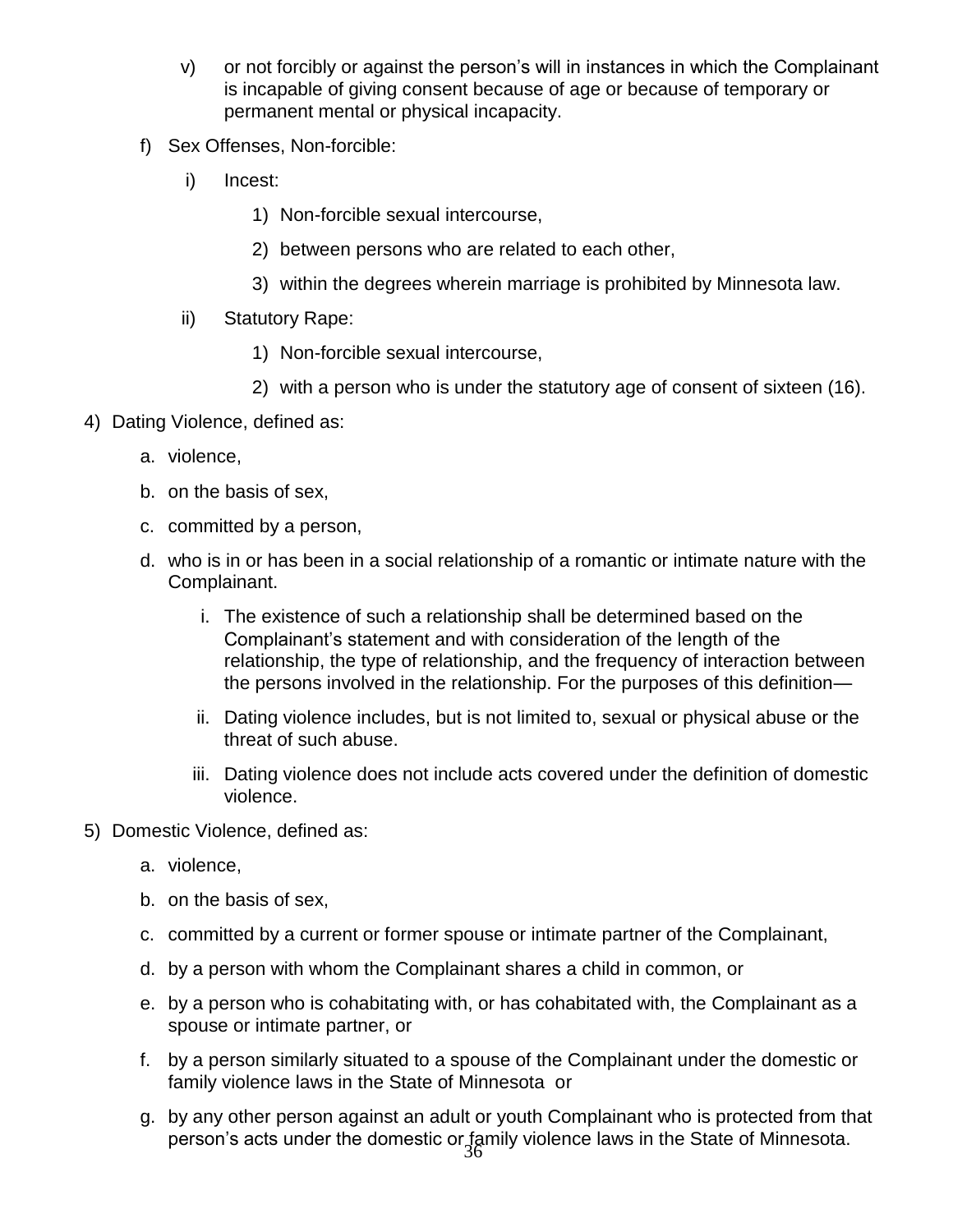v) or not forcibly or against the person's will in instances in which the Complainant is incapable of giving consent because of age or because of temporary or permanent mental or physical incapacity.

f) Sex Offenses, Non-forcible:

   i) Incest:

      1) Non-forcible sexual intercourse,

      2) between persons who are related to each other,

      3) within the degrees wherein marriage is prohibited by Minnesota law.

   ii) Statutory Rape:

      1) Non-forcible sexual intercourse,

      2) with a person who is under the statutory age of consent of sixteen (16).

4) Dating Violence, defined as:

   a. violence,

   b. on the basis of sex,

   c. committed by a person,

   d. who is in or has been in a social relationship of a romantic or intimate nature with the Complainant.

      i. The existence of such a relationship shall be determined based on the Complainant's statement and with consideration of the length of the relationship, the type of relationship, and the frequency of interaction between the persons involved in the relationship. For the purposes of this definition—

      ii. Dating violence includes, but is not limited to, sexual or physical abuse or the threat of such abuse.

      iii. Dating violence does not include acts covered under the definition of domestic violence.

5) Domestic Violence, defined as:

   a. violence,

   b. on the basis of sex,

   c. committed by a current or former spouse or intimate partner of the Complainant,

   d. by a person with whom the Complainant shares a child in common, or

   e. by a person who is cohabitating with, or has cohabitated with, the Complainant as a spouse or intimate partner, or

   f. by a person similarly situated to a spouse of the Complainant under the domestic or family violence laws in the State of Minnesota or

   g. by any other person against an adult or youth Complainant who is protected from that person's acts under the domestic or family violence laws in the State of Minnesota.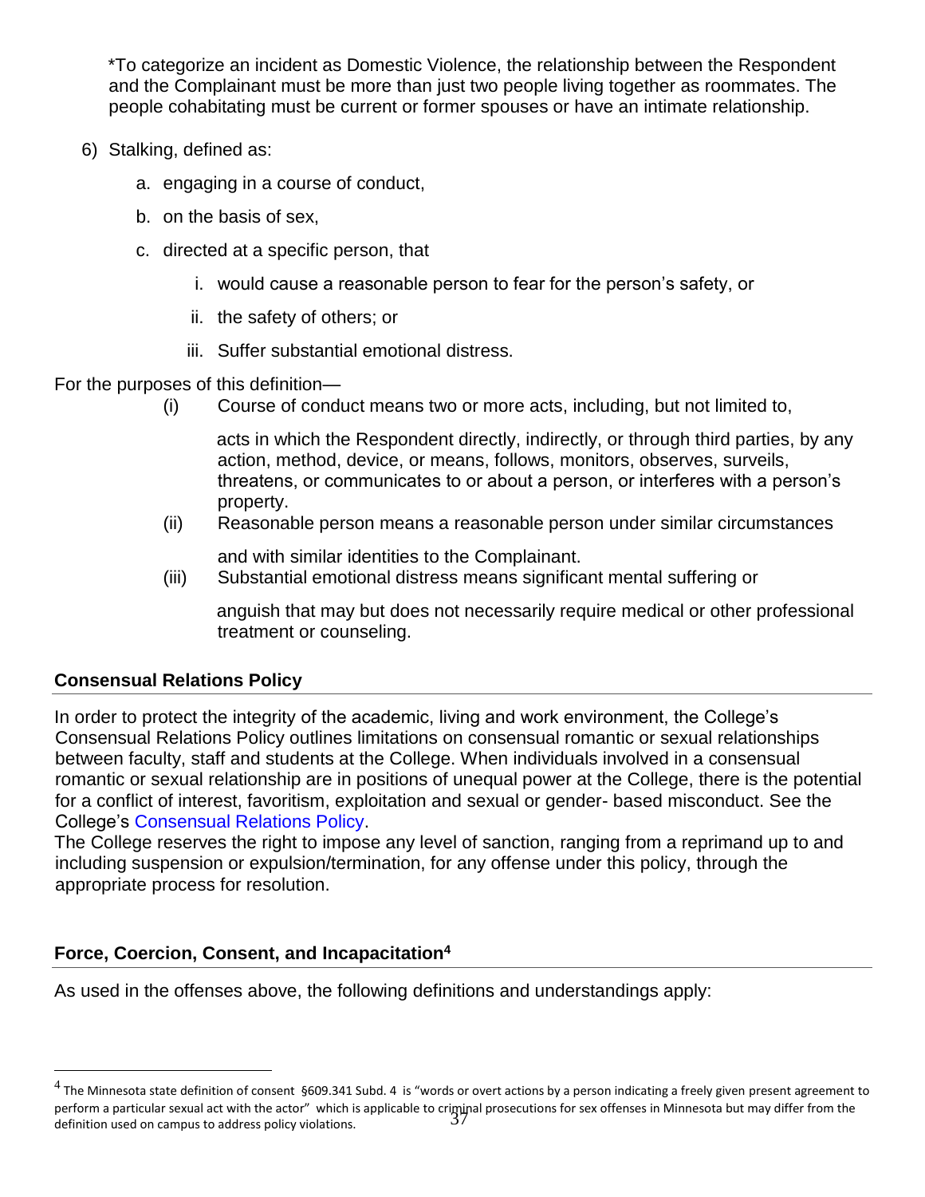*To categorize an incident as Domestic Violence, the relationship between the Respondent and the Complainant must be more than just two people living together as roommates. The people cohabitating must be current or former spouses or have an intimate relationship.

6) Stalking, defined as:

   a. engaging in a course of conduct,

   b. on the basis of sex,

   c. directed at a specific person, that

      i. would cause a reasonable person to fear for the person's safety, or

      ii. the safety of others; or

      iii. Suffer substantial emotional distress.

For the purposes of this definition—

(i) Course of conduct means two or more acts, including, but not limited to, acts in which the Respondent directly, indirectly, or through third parties, by any action, method, device, or means, follows, monitors, observes, surveils, threatens, or communicates to or about a person, or interferes with a person's property.

(ii) Reasonable person means a reasonable person under similar circumstances and with similar identities to the Complainant.

(iii) Substantial emotional distress means significant mental suffering or anguish that may but does not necessarily require medical or other professional treatment or counseling.

## Consensual Relations Policy

In order to protect the integrity of the academic, living and work environment, the College's Consensual Relations Policy outlines limitations on consensual romantic or sexual relationships between faculty, staff and students at the College. When individuals involved in a consensual romantic or sexual relationship are in positions of unequal power at the College, there is the potential for a conflict of interest, favoritism, exploitation and sexual or gender- based misconduct. See the College's Consensual Relations Policy.

The College reserves the right to impose any level of sanction, ranging from a reprimand up to and including suspension or expulsion/termination, for any offense under this policy, through the appropriate process for resolution.

## Force, Coercion, Consent, and Incapacitation[4]

As used in the offenses above, the following definitions and understandings apply:

[4] The Minnesota state definition of consent §609.341 Subd. 4 is "words or overt actions by a person indicating a freely given present agreement to perform a particular sexual act with the actor" which is applicable to criminal prosecutions for sex offenses in Minnesota but may differ from the definition used on campus to address policy violations.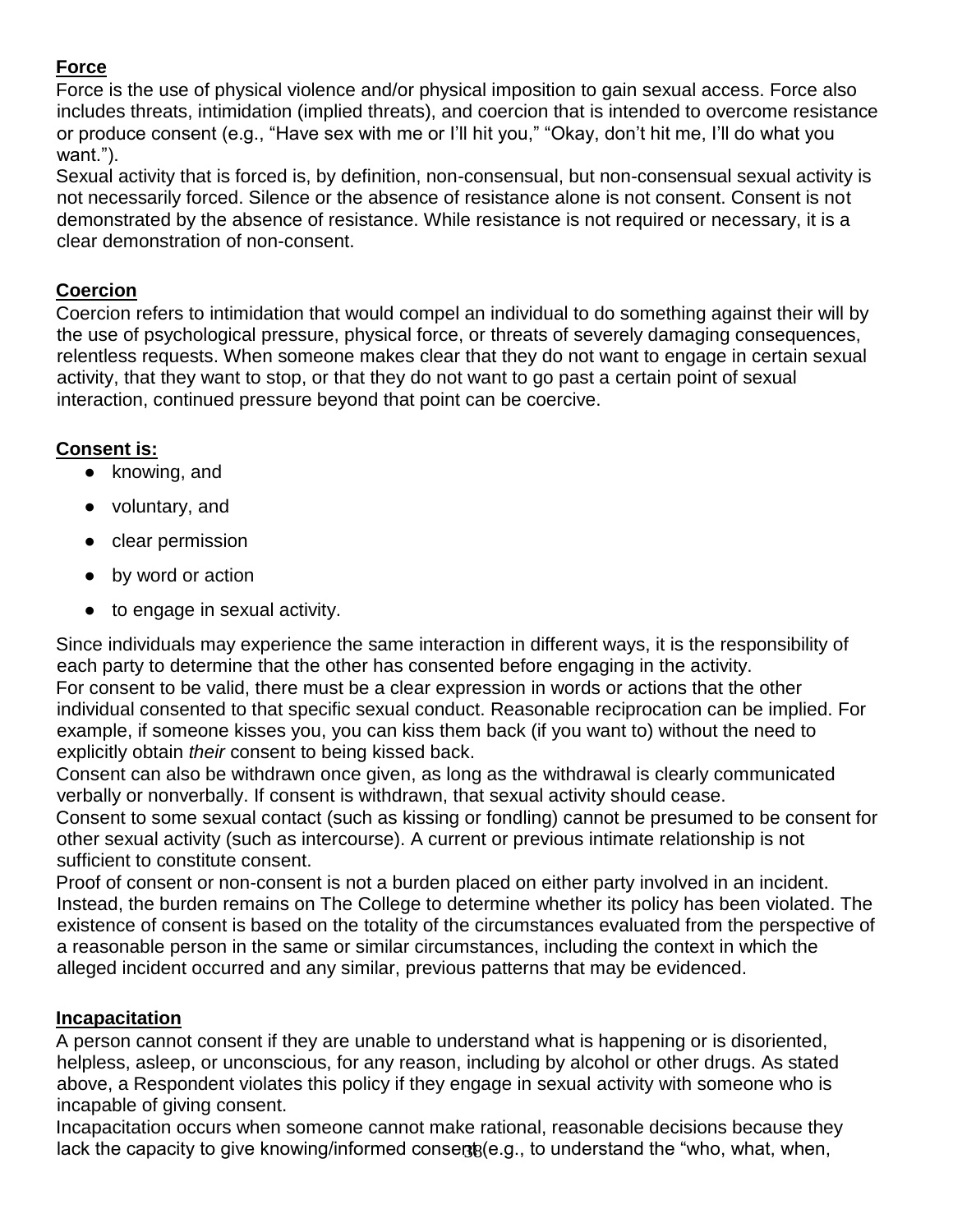**Force**

Force is the use of physical violence and/or physical imposition to gain sexual access. Force also includes threats, intimidation (implied threats), and coercion that is intended to overcome resistance or produce consent (e.g., "Have sex with me or I'll hit you," "Okay, don't hit me, I'll do what you want.").

Sexual activity that is forced is, by definition, non-consensual, but non-consensual sexual activity is not necessarily forced. Silence or the absence of resistance alone is not consent. Consent is not demonstrated by the absence of resistance. While resistance is not required or necessary, it is a clear demonstration of non-consent.

**Coercion**

Coercion refers to intimidation that would compel an individual to do something against their will by the use of psychological pressure, physical force, or threats of severely damaging consequences, relentless requests. When someone makes clear that they do not want to engage in certain sexual activity, that they want to stop, or that they do not want to go past a certain point of sexual interaction, continued pressure beyond that point can be coercive.

**Consent is:**

- knowing, and
- voluntary, and
- clear permission
- by word or action
- to engage in sexual activity.

Since individuals may experience the same interaction in different ways, it is the responsibility of each party to determine that the other has consented before engaging in the activity.

For consent to be valid, there must be a clear expression in words or actions that the other individual consented to that specific sexual conduct. Reasonable reciprocation can be implied. For example, if someone kisses you, you can kiss them back (if you want to) without the need to explicitly obtain *their* consent to being kissed back.

Consent can also be withdrawn once given, as long as the withdrawal is clearly communicated verbally or nonverbally. If consent is withdrawn, that sexual activity should cease.

Consent to some sexual contact (such as kissing or fondling) cannot be presumed to be consent for other sexual activity (such as intercourse). A current or previous intimate relationship is not sufficient to constitute consent.

Proof of consent or non-consent is not a burden placed on either party involved in an incident. Instead, the burden remains on The College to determine whether its policy has been violated. The existence of consent is based on the totality of the circumstances evaluated from the perspective of a reasonable person in the same or similar circumstances, including the context in which the alleged incident occurred and any similar, previous patterns that may be evidenced.

**Incapacitation**

A person cannot consent if they are unable to understand what is happening or is disoriented, helpless, asleep, or unconscious, for any reason, including by alcohol or other drugs. As stated above, a Respondent violates this policy if they engage in sexual activity with someone who is incapable of giving consent.

Incapacitation occurs when someone cannot make rational, reasonable decisions because they lack the capacity to give knowing/informed consent (e.g., to understand the "who, what, when,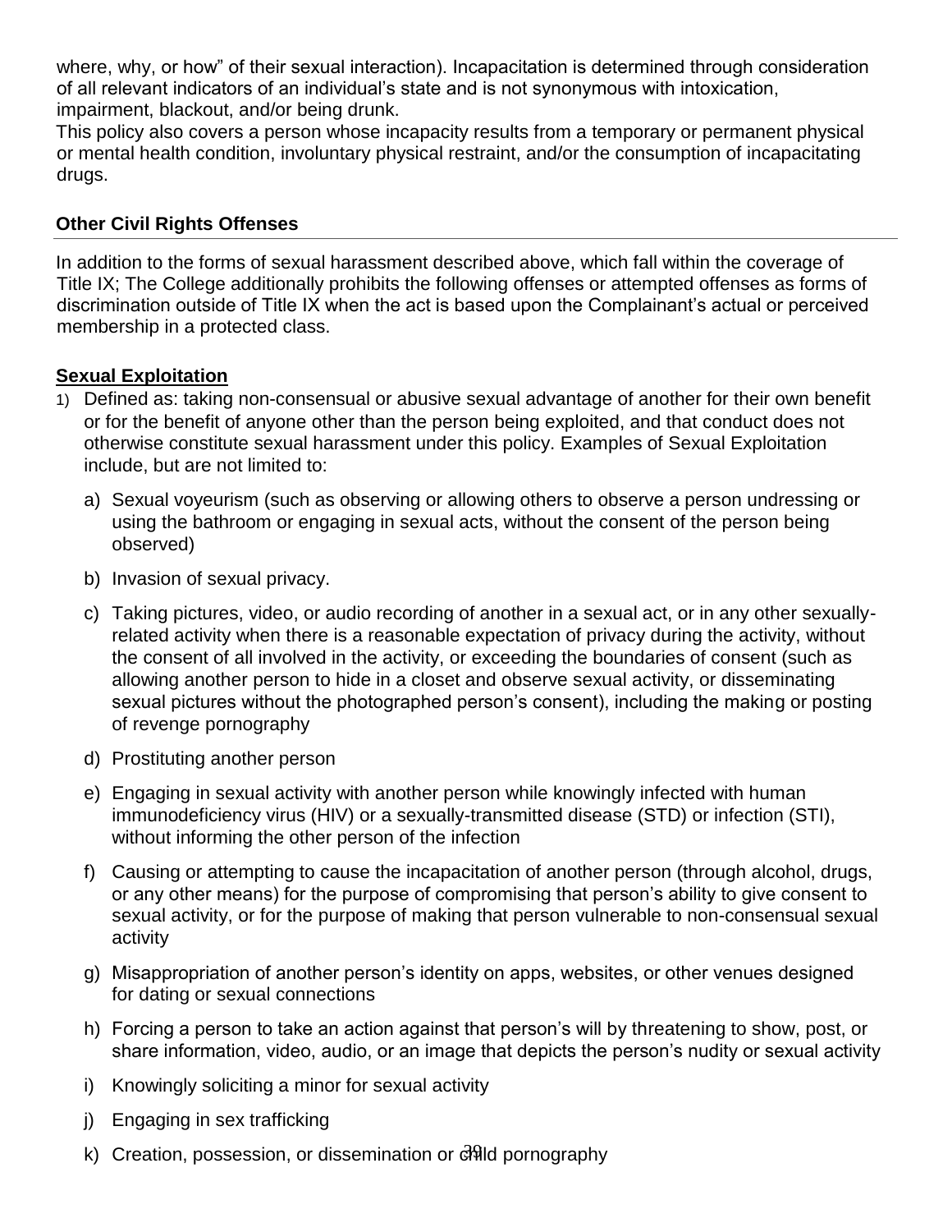where, why, or how" of their sexual interaction). Incapacitation is determined through consideration of all relevant indicators of an individual's state and is not synonymous with intoxication, impairment, blackout, and/or being drunk.

This policy also covers a person whose incapacity results from a temporary or permanent physical or mental health condition, involuntary physical restraint, and/or the consumption of incapacitating drugs.

### Other Civil Rights Offenses

In addition to the forms of sexual harassment described above, which fall within the coverage of Title IX; The College additionally prohibits the following offenses or attempted offenses as forms of discrimination outside of Title IX when the act is based upon the Complainant's actual or perceived membership in a protected class.

**Sexual Exploitation**

1) Defined as: taking non-consensual or abusive sexual advantage of another for their own benefit or for the benefit of anyone other than the person being exploited, and that conduct does not otherwise constitute sexual harassment under this policy. Examples of Sexual Exploitation include, but are not limited to:

   a) Sexual voyeurism (such as observing or allowing others to observe a person undressing or using the bathroom or engaging in sexual acts, without the consent of the person being observed)

   b) Invasion of sexual privacy.

   c) Taking pictures, video, or audio recording of another in a sexual act, or in any other sexually-related activity when there is a reasonable expectation of privacy during the activity, without the consent of all involved in the activity, or exceeding the boundaries of consent (such as allowing another person to hide in a closet and observe sexual activity, or disseminating sexual pictures without the photographed person's consent), including the making or posting of revenge pornography

   d) Prostituting another person

   e) Engaging in sexual activity with another person while knowingly infected with human immunodeficiency virus (HIV) or a sexually-transmitted disease (STD) or infection (STI), without informing the other person of the infection

   f) Causing or attempting to cause the incapacitation of another person (through alcohol, drugs, or any other means) for the purpose of compromising that person's ability to give consent to sexual activity, or for the purpose of making that person vulnerable to non-consensual sexual activity

   g) Misappropriation of another person's identity on apps, websites, or other venues designed for dating or sexual connections

   h) Forcing a person to take an action against that person's will by threatening to show, post, or share information, video, audio, or an image that depicts the person's nudity or sexual activity

   i) Knowingly soliciting a minor for sexual activity

   j) Engaging in sex trafficking

   k) Creation, possession, or dissemination or child pornography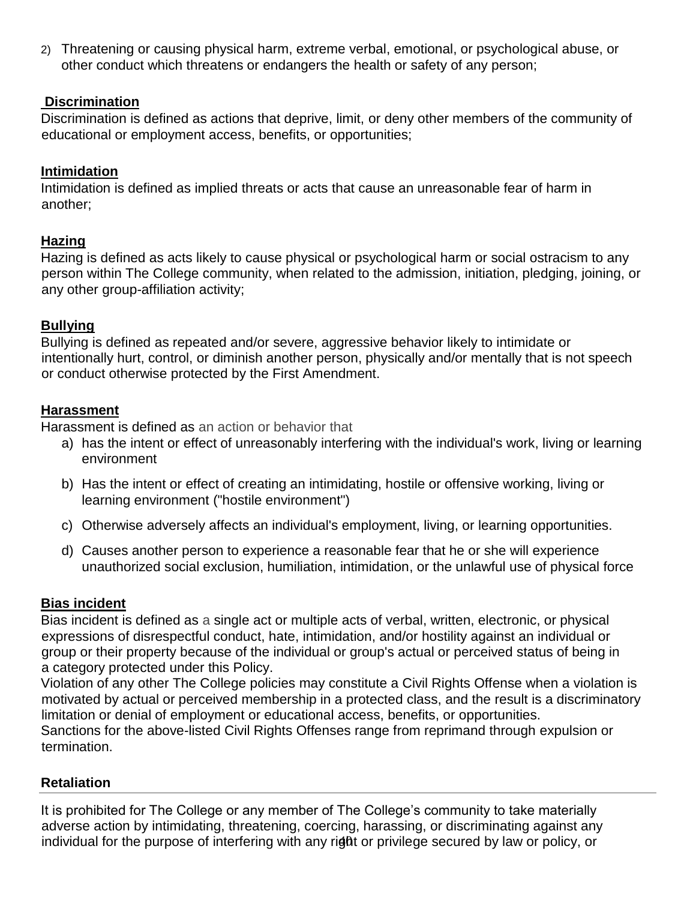2) Threatening or causing physical harm, extreme verbal, emotional, or psychological abuse, or other conduct which threatens or endangers the health or safety of any person;

**Discrimination**

Discrimination is defined as actions that deprive, limit, or deny other members of the community of educational or employment access, benefits, or opportunities;

**Intimidation**

Intimidation is defined as implied threats or acts that cause an unreasonable fear of harm in another;

**Hazing**

Hazing is defined as acts likely to cause physical or psychological harm or social ostracism to any person within The College community, when related to the admission, initiation, pledging, joining, or any other group-affiliation activity;

**Bullying**

Bullying is defined as repeated and/or severe, aggressive behavior likely to intimidate or intentionally hurt, control, or diminish another person, physically and/or mentally that is not speech or conduct otherwise protected by the First Amendment.

**Harassment**

Harassment is defined as an action or behavior that

a) has the intent or effect of unreasonably interfering with the individual's work, living or learning environment
b) Has the intent or effect of creating an intimidating, hostile or offensive working, living or learning environment ("hostile environment")
c) Otherwise adversely affects an individual's employment, living, or learning opportunities.
d) Causes another person to experience a reasonable fear that he or she will experience unauthorized social exclusion, humiliation, intimidation, or the unlawful use of physical force

**Bias incident**

Bias incident is defined as a single act or multiple acts of verbal, written, electronic, or physical expressions of disrespectful conduct, hate, intimidation, and/or hostility against an individual or group or their property because of the individual or group's actual or perceived status of being in a category protected under this Policy.

Violation of any other The College policies may constitute a Civil Rights Offense when a violation is motivated by actual or perceived membership in a protected class, and the result is a discriminatory limitation or denial of employment or educational access, benefits, or opportunities.

Sanctions for the above-listed Civil Rights Offenses range from reprimand through expulsion or termination.

**Retaliation**

It is prohibited for The College or any member of The College's community to take materially adverse action by intimidating, threatening, coercing, harassing, or discriminating against any individual for the purpose of interfering with any right or privilege secured by law or policy, or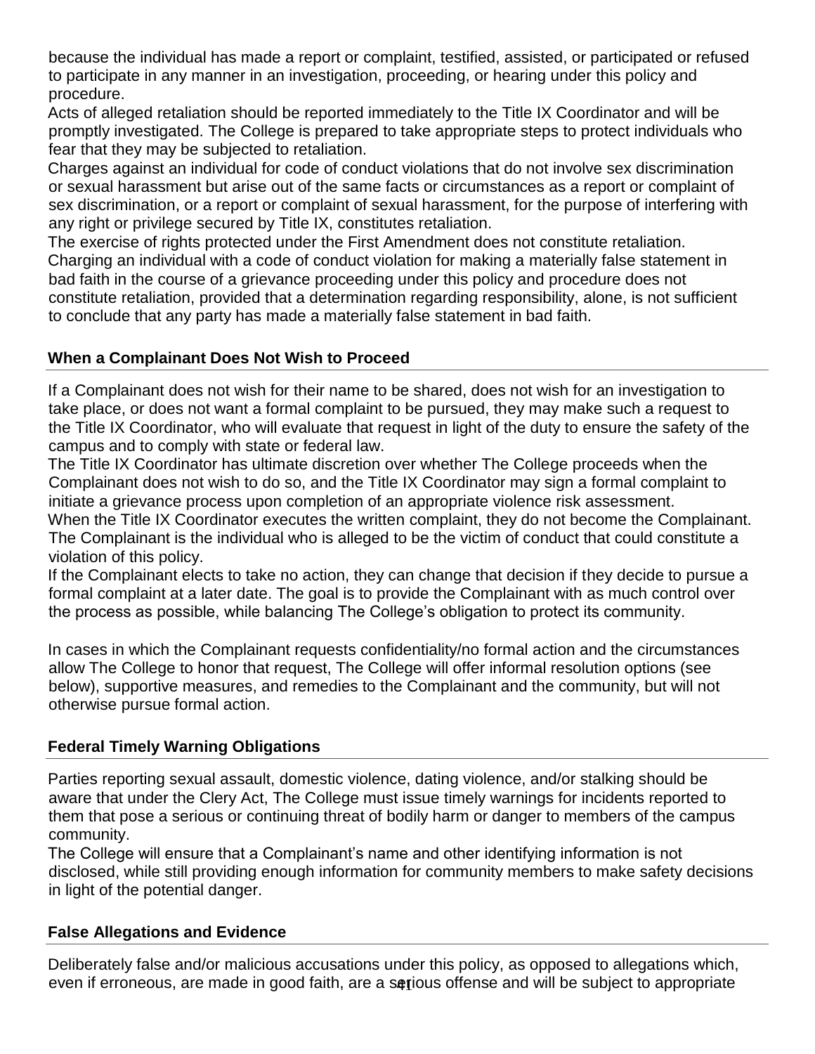because the individual has made a report or complaint, testified, assisted, or participated or refused to participate in any manner in an investigation, proceeding, or hearing under this policy and procedure.

Acts of alleged retaliation should be reported immediately to the Title IX Coordinator and will be promptly investigated. The College is prepared to take appropriate steps to protect individuals who fear that they may be subjected to retaliation.

Charges against an individual for code of conduct violations that do not involve sex discrimination or sexual harassment but arise out of the same facts or circumstances as a report or complaint of sex discrimination, or a report or complaint of sexual harassment, for the purpose of interfering with any right or privilege secured by Title IX, constitutes retaliation.

The exercise of rights protected under the First Amendment does not constitute retaliation.

Charging an individual with a code of conduct violation for making a materially false statement in bad faith in the course of a grievance proceeding under this policy and procedure does not constitute retaliation, provided that a determination regarding responsibility, alone, is not sufficient to conclude that any party has made a materially false statement in bad faith.

## When a Complainant Does Not Wish to Proceed

If a Complainant does not wish for their name to be shared, does not wish for an investigation to take place, or does not want a formal complaint to be pursued, they may make such a request to the Title IX Coordinator, who will evaluate that request in light of the duty to ensure the safety of the campus and to comply with state or federal law.

The Title IX Coordinator has ultimate discretion over whether The College proceeds when the Complainant does not wish to do so, and the Title IX Coordinator may sign a formal complaint to initiate a grievance process upon completion of an appropriate violence risk assessment.

When the Title IX Coordinator executes the written complaint, they do not become the Complainant. The Complainant is the individual who is alleged to be the victim of conduct that could constitute a violation of this policy.

If the Complainant elects to take no action, they can change that decision if they decide to pursue a formal complaint at a later date. The goal is to provide the Complainant with as much control over the process as possible, while balancing The College's obligation to protect its community.

In cases in which the Complainant requests confidentiality/no formal action and the circumstances allow The College to honor that request, The College will offer informal resolution options (see below), supportive measures, and remedies to the Complainant and the community, but will not otherwise pursue formal action.

## Federal Timely Warning Obligations

Parties reporting sexual assault, domestic violence, dating violence, and/or stalking should be aware that under the Clery Act, The College must issue timely warnings for incidents reported to them that pose a serious or continuing threat of bodily harm or danger to members of the campus community.

The College will ensure that a Complainant's name and other identifying information is not disclosed, while still providing enough information for community members to make safety decisions in light of the potential danger.

## False Allegations and Evidence

Deliberately false and/or malicious accusations under this policy, as opposed to allegations which, even if erroneous, are made in good faith, are a serious offense and will be subject to appropriate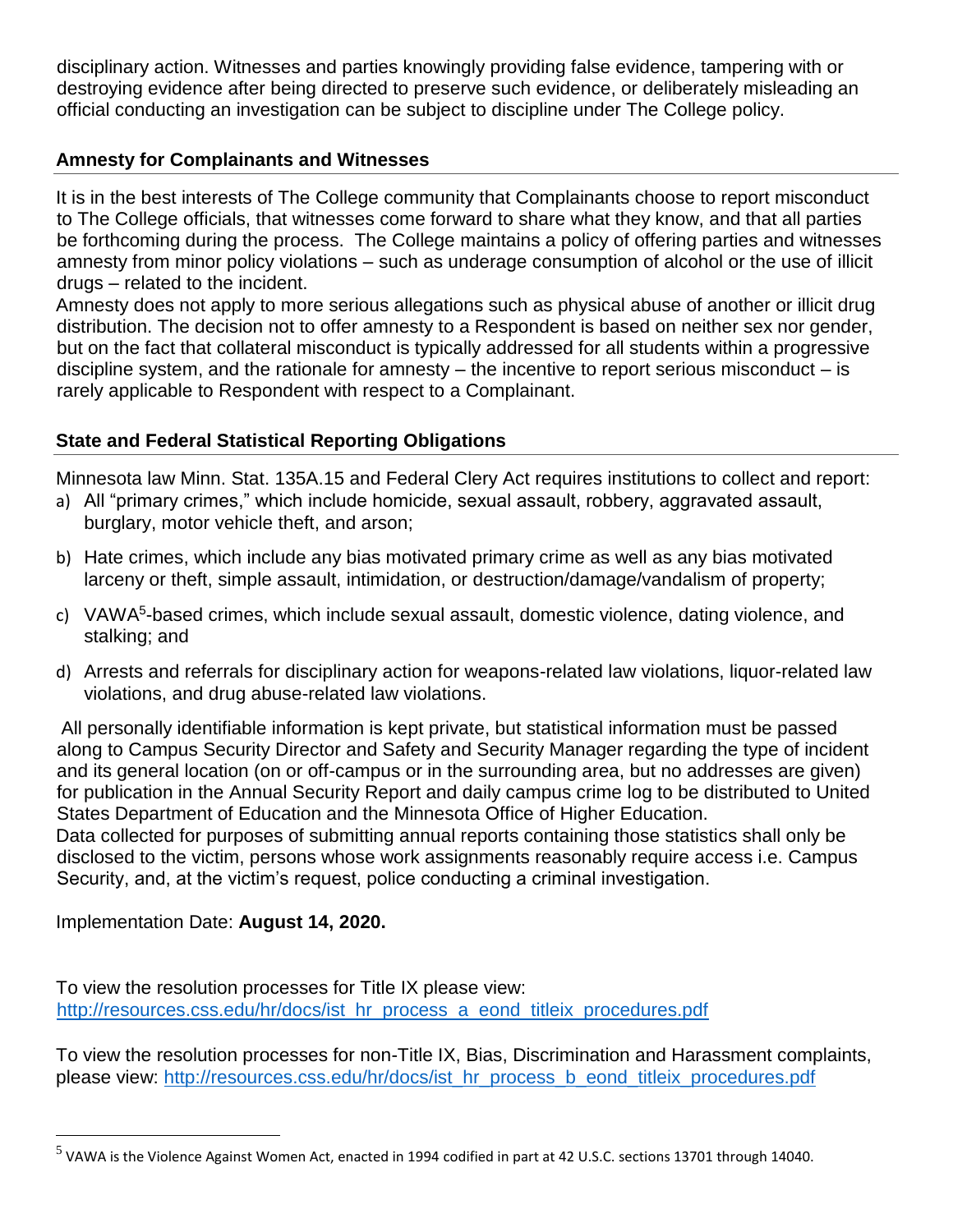disciplinary action. Witnesses and parties knowingly providing false evidence, tampering with or destroying evidence after being directed to preserve such evidence, or deliberately misleading an official conducting an investigation can be subject to discipline under The College policy.

## Amnesty for Complainants and Witnesses

It is in the best interests of The College community that Complainants choose to report misconduct to The College officials, that witnesses come forward to share what they know, and that all parties be forthcoming during the process. The College maintains a policy of offering parties and witnesses amnesty from minor policy violations – such as underage consumption of alcohol or the use of illicit drugs – related to the incident.

Amnesty does not apply to more serious allegations such as physical abuse of another or illicit drug distribution. The decision not to offer amnesty to a Respondent is based on neither sex nor gender, but on the fact that collateral misconduct is typically addressed for all students within a progressive discipline system, and the rationale for amnesty – the incentive to report serious misconduct – is rarely applicable to Respondent with respect to a Complainant.

## State and Federal Statistical Reporting Obligations

Minnesota law Minn. Stat. 135A.15 and Federal Clery Act requires institutions to collect and report:

a) All "primary crimes," which include homicide, sexual assault, robbery, aggravated assault, burglary, motor vehicle theft, and arson;

b) Hate crimes, which include any bias motivated primary crime as well as any bias motivated larceny or theft, simple assault, intimidation, or destruction/damage/vandalism of property;

c) VAWA[5]-based crimes, which include sexual assault, domestic violence, dating violence, and stalking; and

d) Arrests and referrals for disciplinary action for weapons-related law violations, liquor-related law violations, and drug abuse-related law violations.

All personally identifiable information is kept private, but statistical information must be passed along to Campus Security Director and Safety and Security Manager regarding the type of incident and its general location (on or off-campus or in the surrounding area, but no addresses are given) for publication in the Annual Security Report and daily campus crime log to be distributed to United States Department of Education and the Minnesota Office of Higher Education.

Data collected for purposes of submitting annual reports containing those statistics shall only be disclosed to the victim, persons whose work assignments reasonably require access i.e. Campus Security, and, at the victim's request, police conducting a criminal investigation.

Implementation Date: **August 14, 2020.**

To view the resolution processes for Title IX please view: http://resources.css.edu/hr/docs/ist_hr_process_a_eond_titleix_procedures.pdf

To view the resolution processes for non-Title IX, Bias, Discrimination and Harassment complaints, please view: http://resources.css.edu/hr/docs/ist_hr_process_b_eond_titleix_procedures.pdf

---

[5] VAWA is the Violence Against Women Act, enacted in 1994 codified in part at 42 U.S.C. sections 13701 through 14040.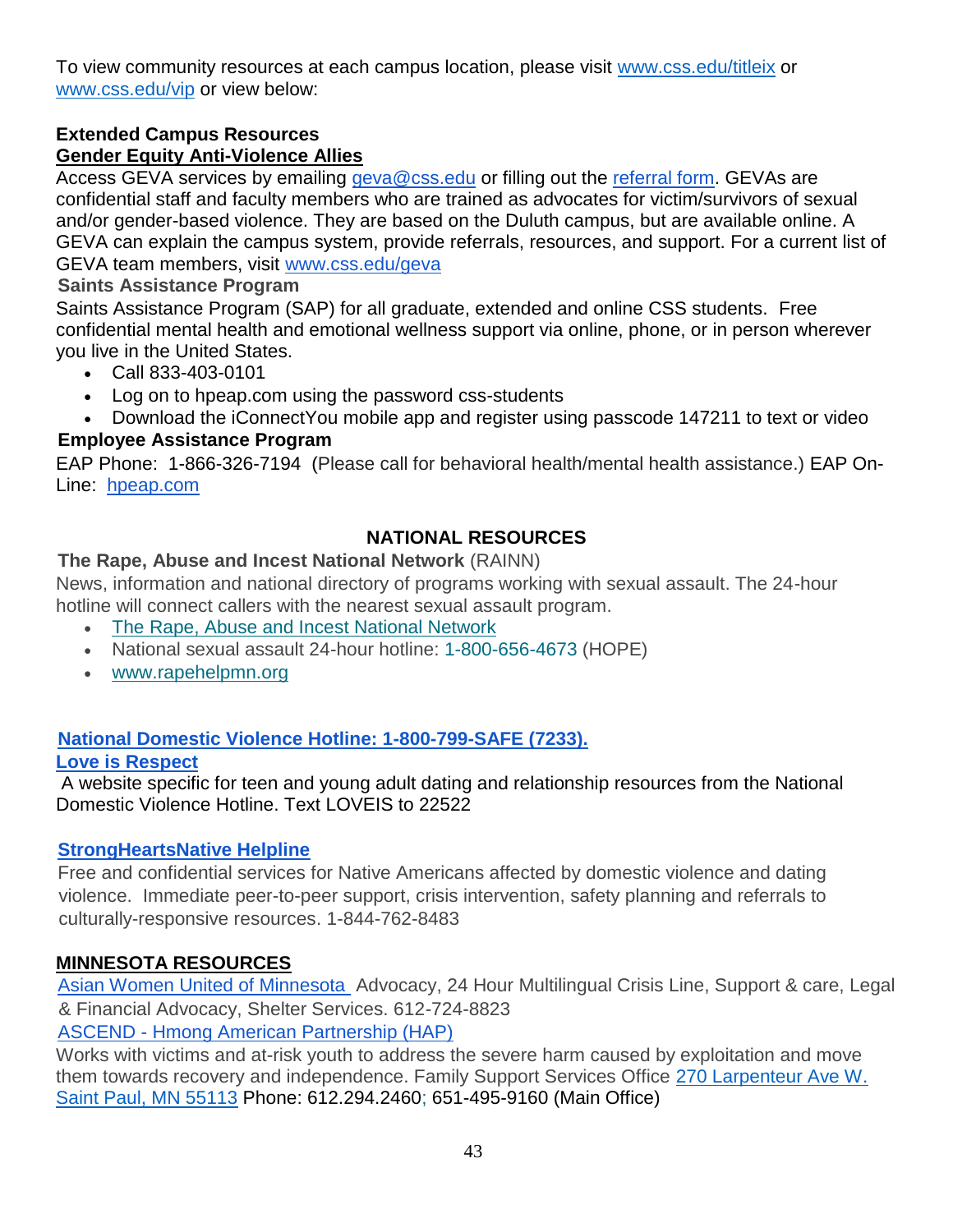To view community resources at each campus location, please visit www.css.edu/titleix or www.css.edu/vip or view below:

**Extended Campus Resources**

**Gender Equity Anti-Violence Allies**

Access GEVA services by emailing geva@css.edu or filling out the referral form. GEVAs are confidential staff and faculty members who are trained as advocates for victim/survivors of sexual and/or gender-based violence. They are based on the Duluth campus, but are available online. A GEVA can explain the campus system, provide referrals, resources, and support. For a current list of GEVA team members, visit www.css.edu/geva

**Saints Assistance Program**

Saints Assistance Program (SAP) for all graduate, extended and online CSS students. Free confidential mental health and emotional wellness support via online, phone, or in person wherever you live in the United States.

- Call 833-403-0101
- Log on to hpeap.com using the password css-students
- Download the iConnectYou mobile app and register using passcode 147211 to text or video

**Employee Assistance Program**

EAP Phone: 1-866-326-7194 (Please call for behavioral health/mental health assistance.) EAP On-Line: hpeap.com

## NATIONAL RESOURCES

**The Rape, Abuse and Incest National Network** (RAINN)

News, information and national directory of programs working with sexual assault. The 24-hour hotline will connect callers with the nearest sexual assault program.

- The Rape, Abuse and Incest National Network
- National sexual assault 24-hour hotline: 1-800-656-4673 (HOPE)
- www.rapehelpmn.org

**National Domestic Violence Hotline: 1-800-799-SAFE (7233).**

**Love is Respect**

A website specific for teen and young adult dating and relationship resources from the National Domestic Violence Hotline. Text LOVEIS to 22522

**StrongHeartsNative Helpline**

Free and confidential services for Native Americans affected by domestic violence and dating violence. Immediate peer-to-peer support, crisis intervention, safety planning and referrals to culturally-responsive resources. 1-844-762-8483

## MINNESOTA RESOURCES

Asian Women United of Minnesota Advocacy, 24 Hour Multilingual Crisis Line, Support & care, Legal & Financial Advocacy, Shelter Services. 612-724-8823

ASCEND - Hmong American Partnership (HAP)

Works with victims and at-risk youth to address the severe harm caused by exploitation and move them towards recovery and independence. Family Support Services Office 270 Larpenteur Ave W. Saint Paul, MN 55113 Phone: 612.294.2460; 651-495-9160 (Main Office)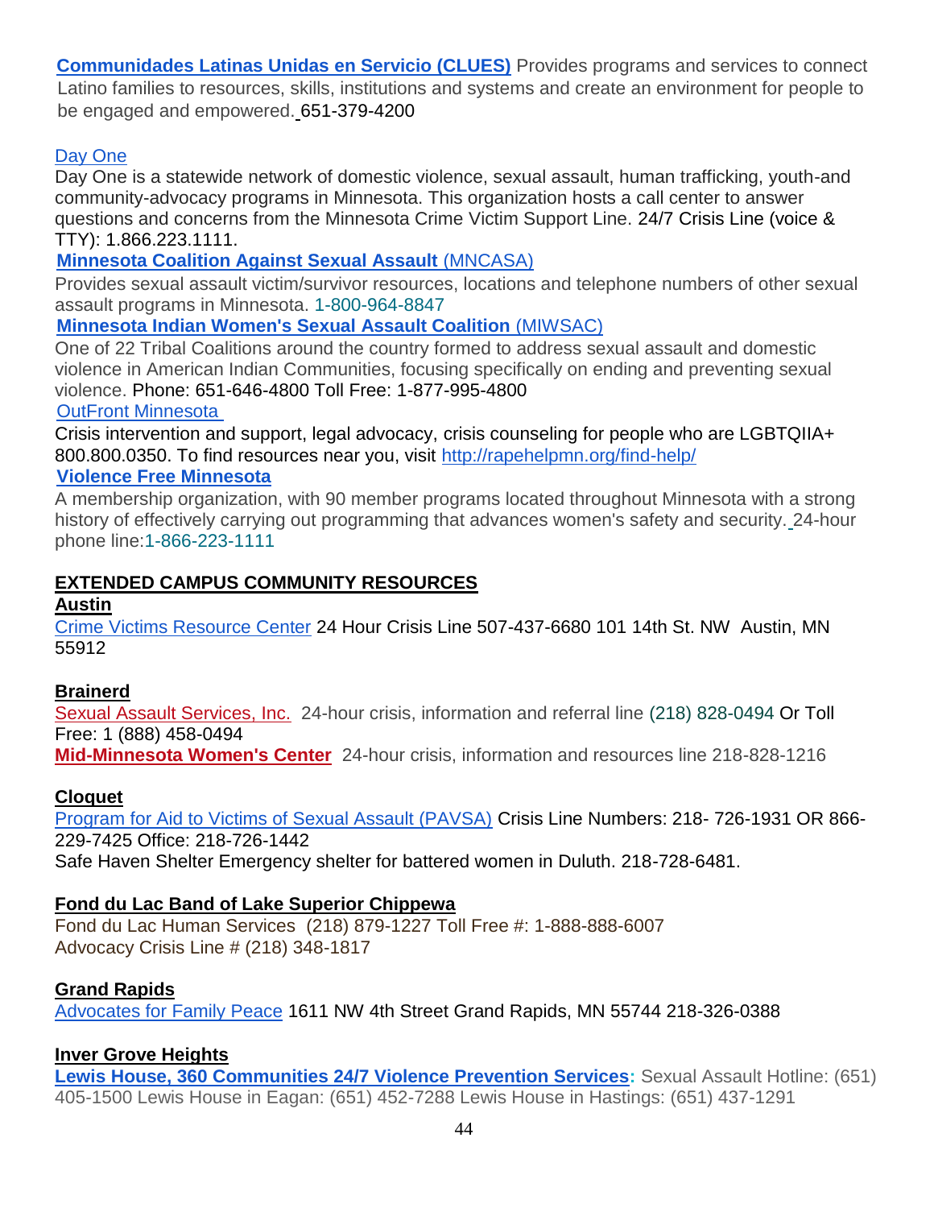**Communidades Latinas Unidas en Servicio (CLUES)** Provides programs and services to connect Latino families to resources, skills, institutions and systems and create an environment for people to be engaged and empowered. 651-379-4200

Day One
Day One is a statewide network of domestic violence, sexual assault, human trafficking, youth-and community-advocacy programs in Minnesota. This organization hosts a call center to answer questions and concerns from the Minnesota Crime Victim Support Line. 24/7 Crisis Line (voice & TTY): 1.866.223.1111.

**Minnesota Coalition Against Sexual Assault** (MNCASA)
Provides sexual assault victim/survivor resources, locations and telephone numbers of other sexual assault programs in Minnesota. 1-800-964-8847

**Minnesota Indian Women's Sexual Assault Coalition** (MIWSAC)
One of 22 Tribal Coalitions around the country formed to address sexual assault and domestic violence in American Indian Communities, focusing specifically on ending and preventing sexual violence. Phone: 651-646-4800 Toll Free: 1-877-995-4800

OutFront Minnesota
Crisis intervention and support, legal advocacy, crisis counseling for people who are LGBTQIIA+ 800.800.0350. To find resources near you, visit http://rapehelpmn.org/find-help/

**Violence Free Minnesota**
A membership organization, with 90 member programs located throughout Minnesota with a strong history of effectively carrying out programming that advances women's safety and security. 24-hour phone line:1-866-223-1111

## EXTENDED CAMPUS COMMUNITY RESOURCES

### Austin

Crime Victims Resource Center 24 Hour Crisis Line 507-437-6680 101 14th St. NW Austin, MN 55912

### Brainerd

Sexual Assault Services, Inc. 24-hour crisis, information and referral line (218) 828-0494 Or Toll Free: 1 (888) 458-0494

**Mid-Minnesota Women's Center** 24-hour crisis, information and resources line 218-828-1216

### Cloquet

Program for Aid to Victims of Sexual Assault (PAVSA) Crisis Line Numbers: 218- 726-1931 OR 866-229-7425 Office: 218-726-1442

Safe Haven Shelter Emergency shelter for battered women in Duluth. 218-728-6481.

### Fond du Lac Band of Lake Superior Chippewa

Fond du Lac Human Services (218) 879-1227 Toll Free #: 1-888-888-6007
Advocacy Crisis Line # (218) 348-1817

### Grand Rapids

Advocates for Family Peace 1611 NW 4th Street Grand Rapids, MN 55744 218-326-0388

### Inver Grove Heights

**Lewis House, 360 Communities 24/7 Violence Prevention Services:** Sexual Assault Hotline: (651) 405-1500 Lewis House in Eagan: (651) 452-7288 Lewis House in Hastings: (651) 437-1291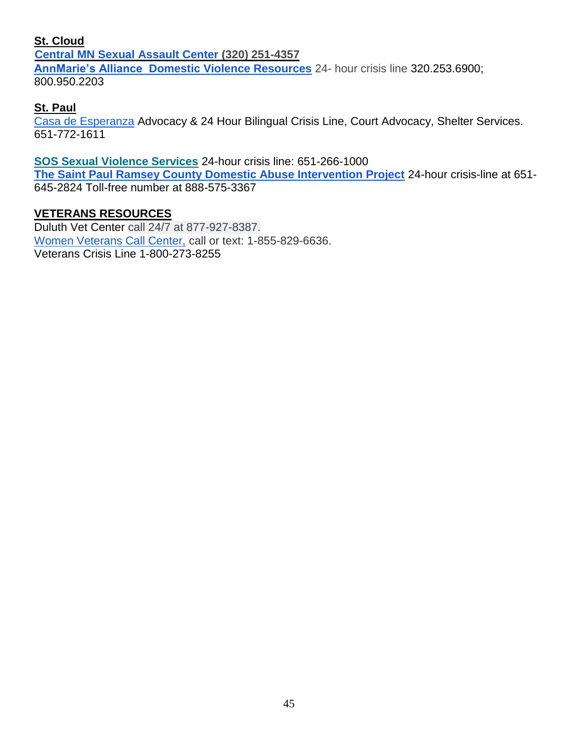**St. Cloud**

**Central MN Sexual Assault Center (320) 251-4357**

**AnnMarie's Alliance Domestic Violence Resources** 24- hour crisis line 320.253.6900; 800.950.2203

**St. Paul**

Casa de Esperanza Advocacy & 24 Hour Bilingual Crisis Line, Court Advocacy, Shelter Services. 651-772-1611

**SOS Sexual Violence Services** 24-hour crisis line: 651-266-1000

**The Saint Paul Ramsey County Domestic Abuse Intervention Project** 24-hour crisis-line at 651-645-2824 Toll-free number at 888-575-3367

**VETERANS RESOURCES**

Duluth Vet Center call 24/7 at 877-927-8387.

Women Veterans Call Center, call or text: 1-855-829-6636.

Veterans Crisis Line 1-800-273-8255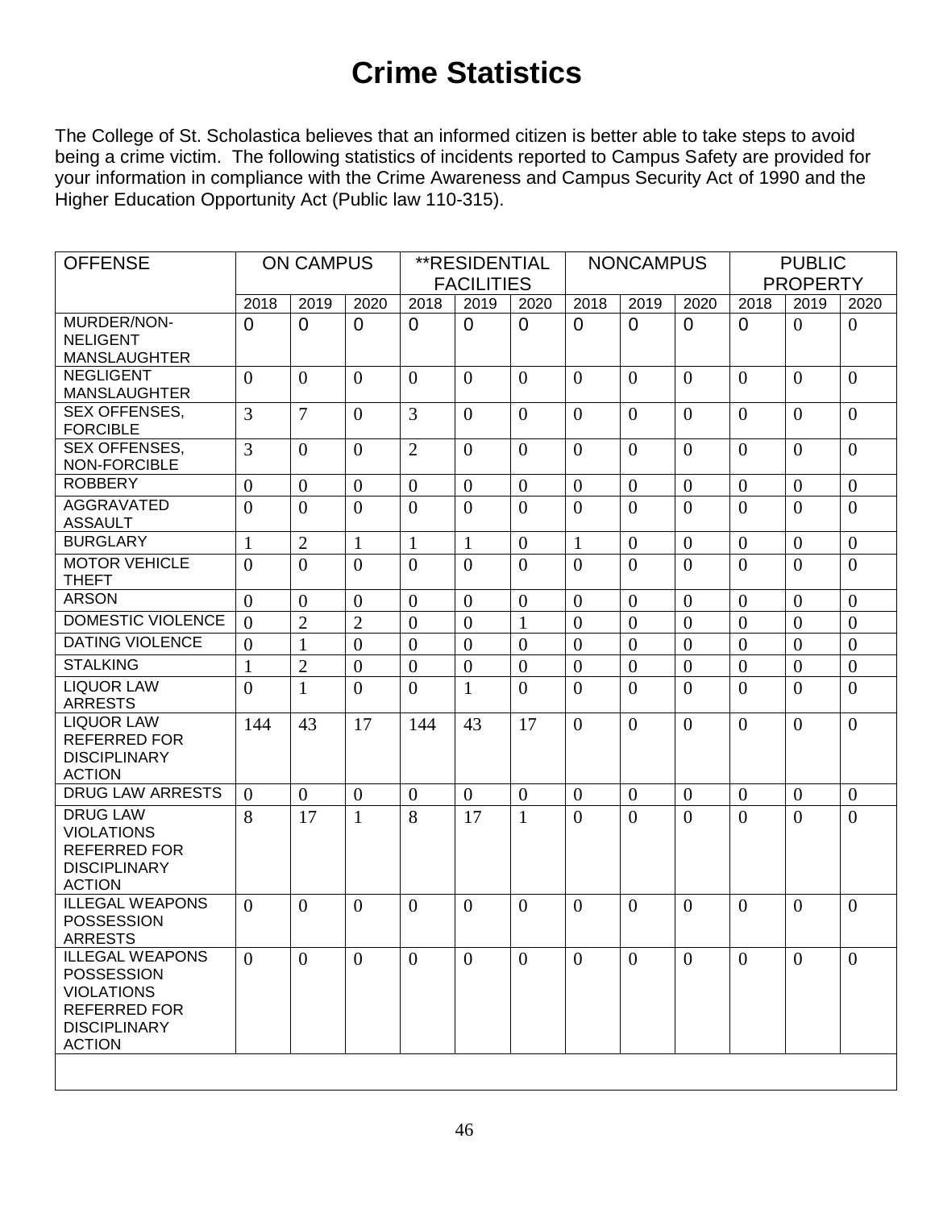# Crime Statistics

The College of St. Scholastica believes that an informed citizen is better able to take steps to avoid being a crime victim. The following statistics of incidents reported to Campus Safety are provided for your information in compliance with the Crime Awareness and Campus Security Act of 1990 and the Higher Education Opportunity Act (Public law 110-315).

| OFFENSE | ON CAMPUS | | | **RESIDENTIAL FACILITIES | | | NONCAMPUS | | | PUBLIC PROPERTY | | |
|---|---|---|---|---|---|---|---|---|---|---|---|---|
| | 2018 | 2019 | 2020 | 2018 | 2019 | 2020 | 2018 | 2019 | 2020 | 2018 | 2019 | 2020 |
| MURDER/NON-NELIGENT MANSLAUGHTER | 0 | 0 | 0 | 0 | 0 | 0 | 0 | 0 | 0 | 0 | 0 | 0 |
| NEGLIGENT MANSLAUGHTER | 0 | 0 | 0 | 0 | 0 | 0 | 0 | 0 | 0 | 0 | 0 | 0 |
| SEX OFFENSES, FORCIBLE | 3 | 7 | 0 | 3 | 0 | 0 | 0 | 0 | 0 | 0 | 0 | 0 |
| SEX OFFENSES, NON-FORCIBLE | 3 | 0 | 0 | 2 | 0 | 0 | 0 | 0 | 0 | 0 | 0 | 0 |
| ROBBERY | 0 | 0 | 0 | 0 | 0 | 0 | 0 | 0 | 0 | 0 | 0 | 0 |
| AGGRAVATED ASSAULT | 0 | 0 | 0 | 0 | 0 | 0 | 0 | 0 | 0 | 0 | 0 | 0 |
| BURGLARY | 1 | 2 | 1 | 1 | 1 | 0 | 1 | 0 | 0 | 0 | 0 | 0 |
| MOTOR VEHICLE THEFT | 0 | 0 | 0 | 0 | 0 | 0 | 0 | 0 | 0 | 0 | 0 | 0 |
| ARSON | 0 | 0 | 0 | 0 | 0 | 0 | 0 | 0 | 0 | 0 | 0 | 0 |
| DOMESTIC VIOLENCE | 0 | 2 | 2 | 0 | 0 | 1 | 0 | 0 | 0 | 0 | 0 | 0 |
| DATING VIOLENCE | 0 | 1 | 0 | 0 | 0 | 0 | 0 | 0 | 0 | 0 | 0 | 0 |
| STALKING | 1 | 2 | 0 | 0 | 0 | 0 | 0 | 0 | 0 | 0 | 0 | 0 |
| LIQUOR LAW ARRESTS | 0 | 1 | 0 | 0 | 1 | 0 | 0 | 0 | 0 | 0 | 0 | 0 |
| LIQUOR LAW REFERRED FOR DISCIPLINARY ACTION | 144 | 43 | 17 | 144 | 43 | 17 | 0 | 0 | 0 | 0 | 0 | 0 |
| DRUG LAW ARRESTS | 0 | 0 | 0 | 0 | 0 | 0 | 0 | 0 | 0 | 0 | 0 | 0 |
| DRUG LAW VIOLATIONS REFERRED FOR DISCIPLINARY ACTION | 8 | 17 | 1 | 8 | 17 | 1 | 0 | 0 | 0 | 0 | 0 | 0 |
| ILLEGAL WEAPONS POSSESSION ARRESTS | 0 | 0 | 0 | 0 | 0 | 0 | 0 | 0 | 0 | 0 | 0 | 0 |
| ILLEGAL WEAPONS POSSESSION VIOLATIONS REFERRED FOR DISCIPLINARY ACTION | 0 | 0 | 0 | 0 | 0 | 0 | 0 | 0 | 0 | 0 | 0 | 0 |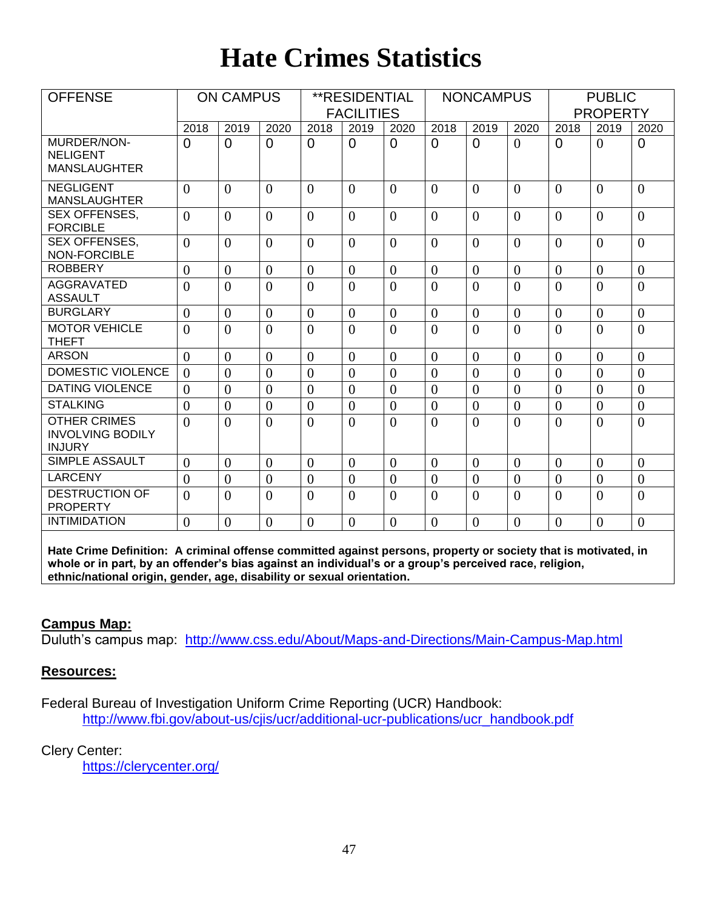# Hate Crimes Statistics

| OFFENSE | ON CAMPUS | | | **RESIDENTIAL FACILITIES | | | NONCAMPUS | | | PUBLIC PROPERTY | | |
|---|---|---|---|---|---|---|---|---|---|---|---|---|
| | 2018 | 2019 | 2020 | 2018 | 2019 | 2020 | 2018 | 2019 | 2020 | 2018 | 2019 | 2020 |
| MURDER/NON-NELIGENT MANSLAUGHTER | 0 | 0 | 0 | 0 | 0 | 0 | 0 | 0 | 0 | 0 | 0 | 0 |
| NEGLIGENT MANSLAUGHTER | 0 | 0 | 0 | 0 | 0 | 0 | 0 | 0 | 0 | 0 | 0 | 0 |
| SEX OFFENSES, FORCIBLE | 0 | 0 | 0 | 0 | 0 | 0 | 0 | 0 | 0 | 0 | 0 | 0 |
| SEX OFFENSES, NON-FORCIBLE | 0 | 0 | 0 | 0 | 0 | 0 | 0 | 0 | 0 | 0 | 0 | 0 |
| ROBBERY | 0 | 0 | 0 | 0 | 0 | 0 | 0 | 0 | 0 | 0 | 0 | 0 |
| AGGRAVATED ASSAULT | 0 | 0 | 0 | 0 | 0 | 0 | 0 | 0 | 0 | 0 | 0 | 0 |
| BURGLARY | 0 | 0 | 0 | 0 | 0 | 0 | 0 | 0 | 0 | 0 | 0 | 0 |
| MOTOR VEHICLE THEFT | 0 | 0 | 0 | 0 | 0 | 0 | 0 | 0 | 0 | 0 | 0 | 0 |
| ARSON | 0 | 0 | 0 | 0 | 0 | 0 | 0 | 0 | 0 | 0 | 0 | 0 |
| DOMESTIC VIOLENCE | 0 | 0 | 0 | 0 | 0 | 0 | 0 | 0 | 0 | 0 | 0 | 0 |
| DATING VIOLENCE | 0 | 0 | 0 | 0 | 0 | 0 | 0 | 0 | 0 | 0 | 0 | 0 |
| STALKING | 0 | 0 | 0 | 0 | 0 | 0 | 0 | 0 | 0 | 0 | 0 | 0 |
| OTHER CRIMES INVOLVING BODILY INJURY | 0 | 0 | 0 | 0 | 0 | 0 | 0 | 0 | 0 | 0 | 0 | 0 |
| SIMPLE ASSAULT | 0 | 0 | 0 | 0 | 0 | 0 | 0 | 0 | 0 | 0 | 0 | 0 |
| LARCENY | 0 | 0 | 0 | 0 | 0 | 0 | 0 | 0 | 0 | 0 | 0 | 0 |
| DESTRUCTION OF PROPERTY | 0 | 0 | 0 | 0 | 0 | 0 | 0 | 0 | 0 | 0 | 0 | 0 |
| INTIMIDATION | 0 | 0 | 0 | 0 | 0 | 0 | 0 | 0 | 0 | 0 | 0 | 0 |

**Hate Crime Definition: A criminal offense committed against persons, property or society that is motivated, in whole or in part, by an offender's bias against an individual's or a group's perceived race, religion, ethnic/national origin, gender, age, disability or sexual orientation.**

**Campus Map:**

Duluth's campus map: http://www.css.edu/About/Maps-and-Directions/Main-Campus-Map.html

**Resources:**

Federal Bureau of Investigation Uniform Crime Reporting (UCR) Handbook:
http://www.fbi.gov/about-us/cjis/ucr/additional-ucr-publications/ucr_handbook.pdf

Clery Center:
https://clerycenter.org/